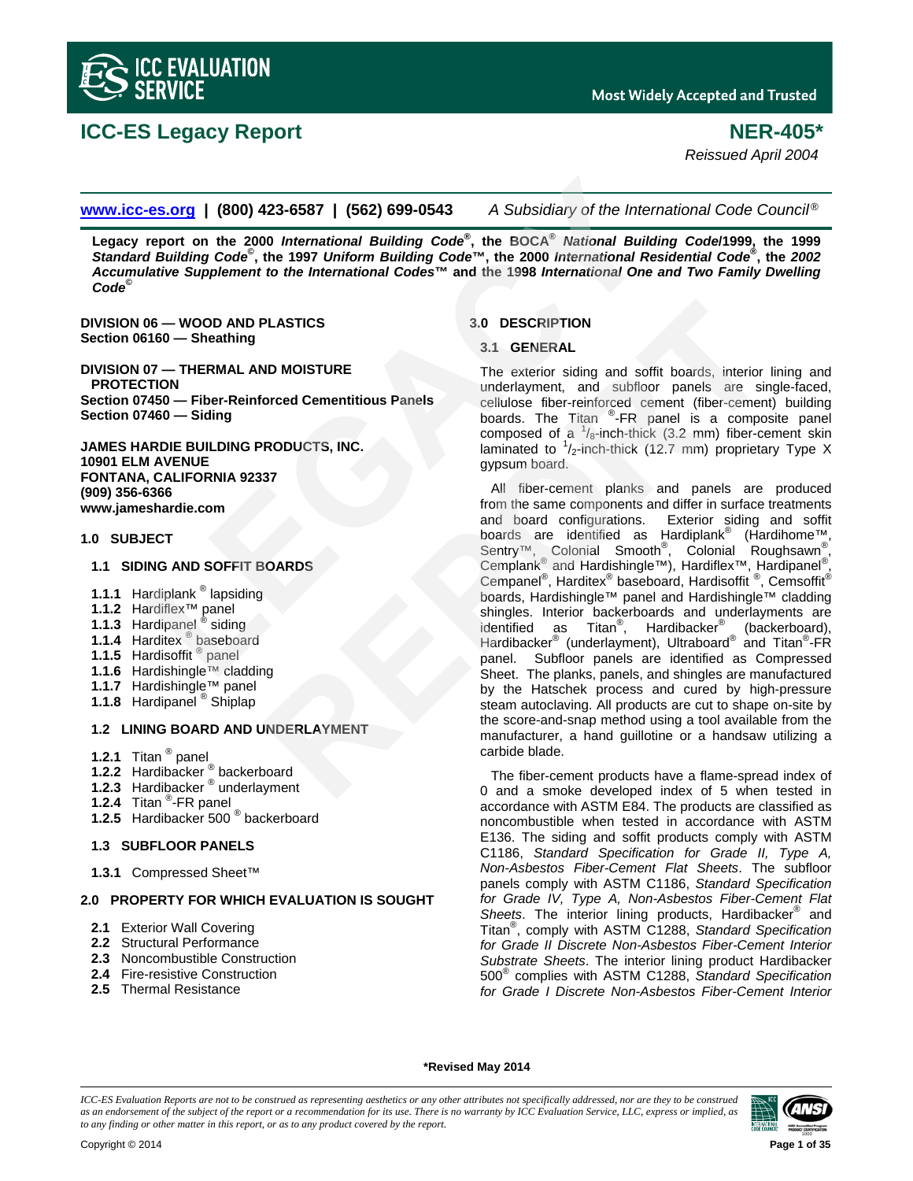# ICC-ES Legacy Report

# NER-405*

*Reissued April 2004*

**www.icc-es.org | (800) 423-6587 | (562) 699-0543** *A Subsidiary of the International Code Council®*

**Legacy report on the 2000 *International Building Code®*, the BOCA® *National Building Code*/1999, the 1999 *Standard Building Code©*, the 1997 *Uniform Building Code™*, the 2000 *International Residential Code®*, the *2002 Accumulative Supplement to the International Codes™* and the 1998 *International One and Two Family Dwelling Code©***

**DIVISION 06 — WOOD AND PLASTICS**
**Section 06160 — Sheathing**

**DIVISION 07 — THERMAL AND MOISTURE PROTECTION**
**Section 07450 — Fiber-Reinforced Cementitious Panels**
**Section 07460 — Siding**

**JAMES HARDIE BUILDING PRODUCTS, INC.**
**10901 ELM AVENUE**
**FONTANA, CALIFORNIA 92337**
**(909) 356-6366**
**www.jameshardie.com**

## 1.0 SUBJECT

### 1.1 SIDING AND SOFFIT BOARDS

**1.1.1** Hardiplank® lapsiding
**1.1.2** Hardiflex™ panel
**1.1.3** Hardipanel® siding
**1.1.4** Harditex® baseboard
**1.1.5** Hardisoffit® panel
**1.1.6** Hardishingle™ cladding
**1.1.7** Hardishingle™ panel
**1.1.8** Hardipanel® Shiplap

### 1.2 LINING BOARD AND UNDERLAYMENT

**1.2.1** Titan® panel
**1.2.2** Hardibacker® backerboard
**1.2.3** Hardibacker® underlayment
**1.2.4** Titan®-FR panel
**1.2.5** Hardibacker 500® backerboard

### 1.3 SUBFLOOR PANELS

**1.3.1** Compressed Sheet™

## 2.0 PROPERTY FOR WHICH EVALUATION IS SOUGHT

**2.1** Exterior Wall Covering
**2.2** Structural Performance
**2.3** Noncombustible Construction
**2.4** Fire-resistive Construction
**2.5** Thermal Resistance

## 3.0 DESCRIPTION

### 3.1 GENERAL

The exterior siding and soffit boards, interior lining and underlayment, and subfloor panels are single-faced, cellulose fiber-reinforced cement (fiber-cement) building boards. The Titan®-FR panel is a composite panel composed of a $^{1}/_{8}$-inch-thick (3.2 mm) fiber-cement skin laminated to $^{1}/_{2}$-inch-thick (12.7 mm) proprietary Type X gypsum board.

All fiber-cement planks and panels are produced from the same components and differ in surface treatments and board configurations. Exterior siding and soffit boards are identified as Hardiplank® (Hardihome™, Sentry™, Colonial Smooth®, Colonial Roughsawn®, Cemplank® and Hardishingle™), Hardiflex™, Hardipanel®, Cempanel®, Harditex® baseboard, Hardisoffit®, Cemsoffit® boards, Hardishingle™ panel and Hardishingle™ cladding shingles. Interior backerboards and underlayments are identified as Titan®, Hardibacker® (backerboard), Hardibacker® (underlayment), Ultraboard® and Titan®-FR panel. Subfloor panels are identified as Compressed Sheet. The planks, panels, and shingles are manufactured by the Hatschek process and cured by high-pressure steam autoclaving. All products are cut to shape on-site by the score-and-snap method using a tool available from the manufacturer, a hand guillotine or a handsaw utilizing a carbide blade.

The fiber-cement products have a flame-spread index of 0 and a smoke developed index of 5 when tested in accordance with ASTM E84. The products are classified as noncombustible when tested in accordance with ASTM E136. The siding and soffit products comply with ASTM C1186, *Standard Specification for Grade II, Type A, Non-Asbestos Fiber-Cement Flat Sheets*. The subfloor panels comply with ASTM C1186, *Standard Specification for Grade IV, Type A, Non-Asbestos Fiber-Cement Flat Sheets*. The interior lining products, Hardibacker® and Titan®, comply with ASTM C1288, *Standard Specification for Grade II Discrete Non-Asbestos Fiber-Cement Interior Substrate Sheets*. The interior lining product Hardibacker 500® complies with ASTM C1288, *Standard Specification for Grade I Discrete Non-Asbestos Fiber-Cement Interior*

**\*Revised May 2014**

*ICC-ES Evaluation Reports are not to be construed as representing aesthetics or any other attributes not specifically addressed, nor are they to be construed as an endorsement of the subject of the report or a recommendation for its use. There is no warranty by ICC Evaluation Service, LLC, express or implied, as to any finding or other matter in this report, or as to any product covered by the report.*

Copyright © 2014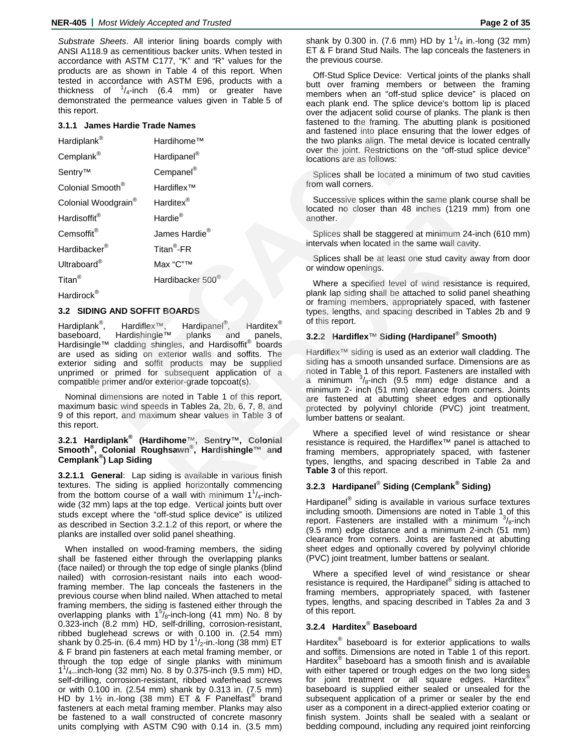*Substrate Sheets*. All interior lining boards comply with ANSI A118.9 as cementitious backer units. When tested in accordance with ASTM C177, "K" and "R" values for the products are as shown in Table 4 of this report. When tested in accordance with ASTM E96, products with a thickness of $^{1}/_{4}$-inch (6.4 mm) or greater have demonstrated the permeance values given in Table 5 of this report.

### 3.1.1 James Hardie Trade Names

| | |
|---|---|
| Hardiplank® | Hardihome™ |
| Cemplank® | Hardipanel® |
| Sentry™ | Cempanel® |
| Colonial Smooth® | Hardiflex™ |
| Colonial Woodgrain® | Harditex® |
| Hardisoffit® | Hardie® |
| Cemsoffit® | James Hardie® |
| Hardibacker® | Titan®-FR |
| Ultraboard® | Max "C"™ |
| Titan® | Hardibacker 500® |
| Hardirock® | |

## 3.2 SIDING AND SOFFIT BOARDS

Hardiplank®, Hardiflex™, Hardipanel®, Harditex® baseboard, Hardishingle™ planks and panels, Hardisingle™ cladding shingles, and Hardisoffit® boards are used as siding on exterior walls and soffits. The exterior siding and soffit products may be supplied unprimed or primed for subsequent application of a compatible primer and/or exterior-grade topcoat(s).

Nominal dimensions are noted in Table 1 of this report, maximum basic wind speeds in Tables 2a, 2b, 6, 7, 8, and 9 of this report, and maximum shear values in Table 3 of this report.

### 3.2.1 Hardiplank® (Hardihome™, Sentry™, Colonial Smooth®, Colonial Roughsawn®, Hardishingle™ and Cemplank®) Lap Siding

**3.2.1.1 General**: Lap siding is available in various finish textures. The siding is applied horizontally commencing from the bottom course of a wall with minimum $1^{1}/_{4}$-inch-wide (32 mm) laps at the top edge. Vertical joints butt over studs except where the "off-stud splice device" is utilized as described in Section 3.2.1.2 of this report, or where the planks are installed over solid panel sheathing.

When installed on wood-framing members, the siding shall be fastened either through the overlapping planks (face nailed) or through the top edge of single planks (blind nailed) with corrosion-resistant nails into each wood-framing member. The lap conceals the fasteners in the previous course when blind nailed. When attached to metal framing members, the siding is fastened either through the overlapping planks with $1^{5}/_{8}$-inch-long (41 mm) No. 8 by 0.323-inch (8.2 mm) HD, self-drilling, corrosion-resistant, ribbed buglehead screws or with 0.100 in. (2.54 mm) shank by 0.25-in. (6.4 mm) HD by $1^{1}/_{2}$-in.-long (38 mm) ET & F brand pin fasteners at each metal framing member, or through the top edge of single planks with minimum $1^{1}/_{4}$-inch-long (32 mm) No. 8 by 0.375-inch (9.5 mm) HD, self-drilling, corrosion-resistant, ribbed waferhead screws or with 0.100 in. (2.54 mm) shank by 0.313 in. (7.5 mm) HD by 1½ in.-long (38 mm) ET & F Panelfast® brand fasteners at each metal framing member. Planks may also be fastened to a wall constructed of concrete masonry units complying with ASTM C90 with 0.14 in. (3.5 mm) shank by 0.300 in. (7.6 mm) HD by $1^{1}/_{4}$ in.-long (32 mm) ET & F brand Stud Nails. The lap conceals the fasteners in the previous course.

Off-Stud Splice Device: Vertical joints of the planks shall butt over framing members or between the framing members when an "off-stud splice device" is placed on each plank end. The splice device's bottom lip is placed over the adjacent solid course of planks. The plank is then fastened to the framing. The abutting plank is positioned and fastened into place ensuring that the lower edges of the two planks align. The metal device is located centrally over the joint. Restrictions on the "off-stud splice device" locations are as follows:

Splices shall be located a minimum of two stud cavities from wall corners.

Successive splices within the same plank course shall be located no closer than 48 inches (1219 mm) from one another.

Splices shall be staggered at minimum 24-inch (610 mm) intervals when located in the same wall cavity.

Splices shall be at least one stud cavity away from door or window openings.

Where a specified level of wind resistance is required, plank lap siding shall be attached to solid panel sheathing or framing members, appropriately spaced, with fastener types, lengths, and spacing described in Tables 2b and 9 of this report.

### 3.2.2 Hardiflex™ Siding (Hardipanel® Smooth)

Hardiflex™ siding is used as an exterior wall cladding. The siding has a smooth unsanded surface. Dimensions are as noted in Table 1 of this report. Fasteners are installed with a minimum $^{3}/_{8}$-inch (9.5 mm) edge distance and a minimum 2- inch (51 mm) clearance from corners. Joints are fastened at abutting sheet edges and optionally protected by polyvinyl chloride (PVC) joint treatment, lumber battens or sealant.

Where a specified level of wind resistance or shear resistance is required, the Hardiflex™ panel is attached to framing members, appropriately spaced, with fastener types, lengths, and spacing described in Table 2a and **Table 3** of this report.

### 3.2.3 Hardipanel® Siding (Cemplank® Siding)

Hardipanel® siding is available in various surface textures including smooth. Dimensions are noted in Table 1 of this report. Fasteners are installed with a minimum $^{3}/_{8}$-inch (9.5 mm) edge distance and a minimum 2-inch (51 mm) clearance from corners. Joints are fastened at abutting sheet edges and optionally covered by polyvinyl chloride (PVC) joint treatment, lumber battens or sealant.

Where a specified level of wind resistance or shear resistance is required, the Hardipanel® siding is attached to framing members, appropriately spaced, with fastener types, lengths, and spacing described in Tables 2a and 3 of this report.

### 3.2.4 Harditex® Baseboard

Harditex® baseboard is for exterior applications to walls and soffits. Dimensions are noted in Table 1 of this report. Harditex® baseboard has a smooth finish and is available with either tapered or trough edges on the two long sides for joint treatment or all square edges. Harditex® baseboard is supplied either sealed or unsealed for the subsequent application of a primer or sealer by the end user as a component in a direct-applied exterior coating or finish system. Joints shall be sealed with a sealant or bedding compound, including any required joint reinforcing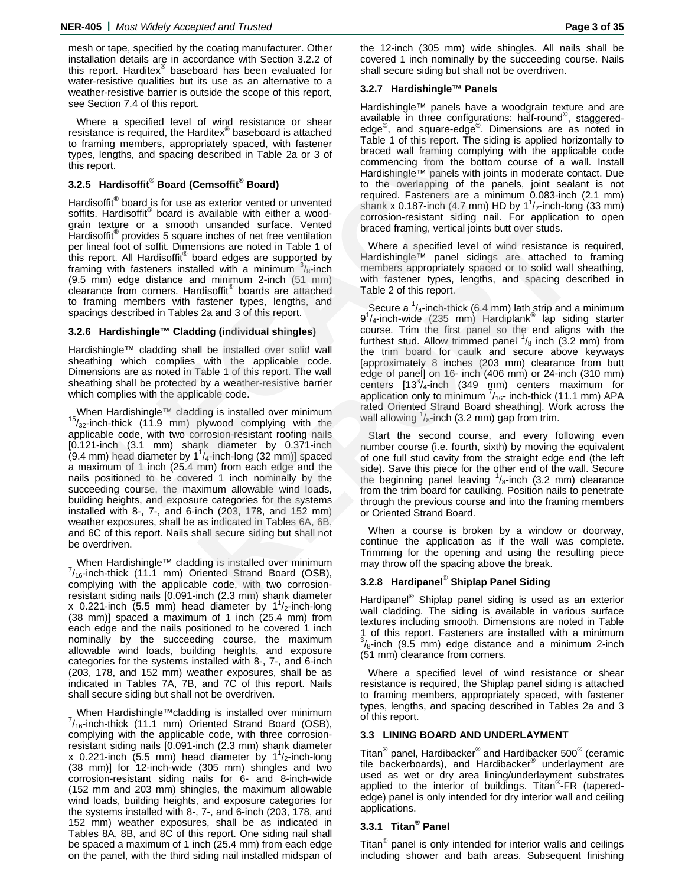mesh or tape, specified by the coating manufacturer. Other installation details are in accordance with Section 3.2.2 of this report. Harditex® baseboard has been evaluated for water-resistive qualities but its use as an alternative to a weather-resistive barrier is outside the scope of this report, see Section 7.4 of this report.

Where a specified level of wind resistance or shear resistance is required, the Harditex® baseboard is attached to framing members, appropriately spaced, with fastener types, lengths, and spacing described in Table 2a or 3 of this report.

### 3.2.5 Hardisoffit® Board (Cemsoffit® Board)

Hardisoffit® board is for use as exterior vented or unvented soffits. Hardisoffit® board is available with either a woodgrain texture or a smooth unsanded surface. Vented Hardisoffit® provides 5 square inches of net free ventilation per lineal foot of soffit. Dimensions are noted in Table 1 of this report. All Hardisoffit® board edges are supported by framing with fasteners installed with a minimum $^{3}/_{8}$-inch (9.5 mm) edge distance and minimum 2-inch (51 mm) clearance from corners. Hardisoffit® boards are attached to framing members with fastener types, lengths, and spacings described in Tables 2a and 3 of this report.

### 3.2.6 Hardishingle™ Cladding (individual shingles)

Hardishingle™ cladding shall be installed over solid wall sheathing which complies with the applicable code. Dimensions are as noted in Table 1 of this report. The wall sheathing shall be protected by a weather-resistive barrier which complies with the applicable code.

When Hardishingle™ cladding is installed over minimum $^{15}/_{32}$-inch-thick (11.9 mm) plywood complying with the applicable code, with two corrosion-resistant roofing nails [0.121-inch (3.1 mm) shank diameter by 0.371-inch (9.4 mm) head diameter by $1^{1}/_{4}$-inch-long (32 mm)] spaced a maximum of 1 inch (25.4 mm) from each edge and the nails positioned to be covered 1 inch nominally by the succeeding course, the maximum allowable wind loads, building heights, and exposure categories for the systems installed with 8-, 7-, and 6-inch (203, 178, and 152 mm) weather exposures, shall be as indicated in Tables 6A, 6B, and 6C of this report. Nails shall secure siding but shall not be overdriven.

When Hardishingle™ cladding is installed over minimum $^{7}/_{16}$-inch-thick (11.1 mm) Oriented Strand Board (OSB), complying with the applicable code, with two corrosion-resistant siding nails [0.091-inch (2.3 mm) shank diameter x 0.221-inch (5.5 mm) head diameter by $1^{1}/_{2}$-inch-long (38 mm)] spaced a maximum of 1 inch (25.4 mm) from each edge and the nails positioned to be covered 1 inch nominally by the succeeding course, the maximum allowable wind loads, building heights, and exposure categories for the systems installed with 8-, 7-, and 6-inch (203, 178, and 152 mm) weather exposures, shall be as indicated in Tables 7A, 7B, and 7C of this report. Nails shall secure siding but shall not be overdriven.

When Hardishingle™cladding is installed over minimum $^{7}/_{16}$-inch-thick (11.1 mm) Oriented Strand Board (OSB), complying with the applicable code, with three corrosion-resistant siding nails [0.091-inch (2.3 mm) shank diameter x 0.221-inch (5.5 mm) head diameter by $1^{1}/_{2}$-inch-long (38 mm)] for 12-inch-wide (305 mm) shingles and two corrosion-resistant siding nails for 6- and 8-inch-wide (152 mm and 203 mm) shingles, the maximum allowable wind loads, building heights, and exposure categories for the systems installed with 8-, 7-, and 6-inch (203, 178, and 152 mm) weather exposures, shall be as indicated in Tables 8A, 8B, and 8C of this report. One siding nail shall be spaced a maximum of 1 inch (25.4 mm) from each edge on the panel, with the third siding nail installed midspan of the 12-inch (305 mm) wide shingles. All nails shall be covered 1 inch nominally by the succeeding course. Nails shall secure siding but shall not be overdriven.

### 3.2.7 Hardishingle™ Panels

Hardishingle™ panels have a woodgrain texture and are available in three configurations: half-round©, staggered-edge©, and square-edge©. Dimensions are as noted in Table 1 of this report. The siding is applied horizontally to braced wall framing complying with the applicable code commencing from the bottom course of a wall. Install Hardishingle™ panels with joints in moderate contact. Due to the overlapping of the panels, joint sealant is not required. Fasteners are a minimum 0.083-inch (2.1 mm) shank x 0.187-inch (4.7 mm) HD by $1^{1}/_{2}$-inch-long (33 mm) corrosion-resistant siding nail. For application to open braced framing, vertical joints butt over studs.

Where a specified level of wind resistance is required, Hardishingle™ panel sidings are attached to framing members appropriately spaced or to solid wall sheathing, with fastener types, lengths, and spacing described in Table 2 of this report.

Secure a $^{1}/_{4}$-inch-thick (6.4 mm) lath strip and a minimum $9^{1}/_{4}$-inch-wide (235 mm) Hardiplank® lap siding starter course. Trim the first panel so the end aligns with the furthest stud. Allow trimmed panel $^{1}/_{8}$ inch (3.2 mm) from the trim board for caulk and secure above keyways [approximately 8 inches (203 mm) clearance from butt edge of panel] on 16- inch (406 mm) or 24-inch (310 mm) centers [$13^{3}/_{4}$-inch (349 mm) centers maximum for application only to minimum $^{7}/_{16}$- inch-thick (11.1 mm) APA rated Oriented Strand Board sheathing]. Work across the wall allowing $^{1}/_{8}$-inch (3.2 mm) gap from trim.

Start the second course, and every following even number course (i.e. fourth, sixth) by moving the equivalent of one full stud cavity from the straight edge end (the left side). Save this piece for the other end of the wall. Secure the beginning panel leaving $^{1}/_{8}$-inch (3.2 mm) clearance from the trim board for caulking. Position nails to penetrate through the previous course and into the framing members or Oriented Strand Board.

When a course is broken by a window or doorway, continue the application as if the wall was complete. Trimming for the opening and using the resulting piece may throw off the spacing above the break.

### 3.2.8 Hardipanel® Shiplap Panel Siding

Hardipanel® Shiplap panel siding is used as an exterior wall cladding. The siding is available in various surface textures including smooth. Dimensions are noted in Table 1 of this report. Fasteners are installed with a minimum $^{3}/_{8}$-inch (9.5 mm) edge distance and a minimum 2-inch (51 mm) clearance from corners.

Where a specified level of wind resistance or shear resistance is required, the Shiplap panel siding is attached to framing members, appropriately spaced, with fastener types, lengths, and spacing described in Tables 2a and 3 of this report.

## 3.3 LINING BOARD AND UNDERLAYMENT

Titan® panel, Hardibacker® and Hardibacker 500® (ceramic tile backerboards), and Hardibacker® underlayment are used as wet or dry area lining/underlayment substrates applied to the interior of buildings. Titan®-FR (tapered-edge) panel is only intended for dry interior wall and ceiling applications.

### 3.3.1 Titan® Panel

Titan® panel is only intended for interior walls and ceilings including shower and bath areas. Subsequent finishing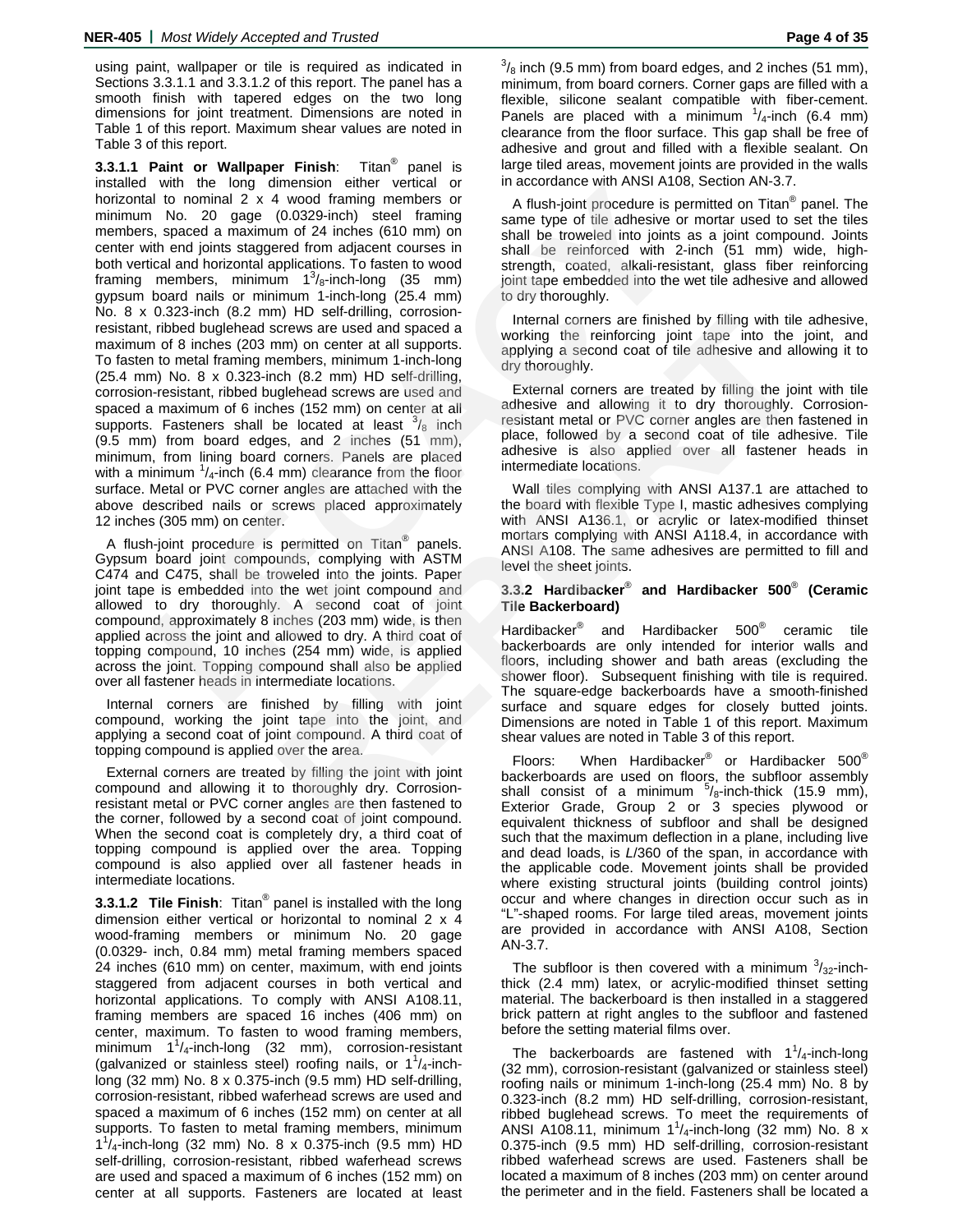using paint, wallpaper or tile is required as indicated in Sections 3.3.1.1 and 3.3.1.2 of this report. The panel has a smooth finish with tapered edges on the two long dimensions for joint treatment. Dimensions are noted in Table 1 of this report. Maximum shear values are noted in Table 3 of this report.

**3.3.1.1 Paint or Wallpaper Finish**: Titan® panel is installed with the long dimension either vertical or horizontal to nominal 2 x 4 wood framing members or minimum No. 20 gage (0.0329-inch) steel framing members, spaced a maximum of 24 inches (610 mm) on center with end joints staggered from adjacent courses in both vertical and horizontal applications. To fasten to wood framing members, minimum $1^3/_8$-inch-long (35 mm) gypsum board nails or minimum 1-inch-long (25.4 mm) No. 8 x 0.323-inch (8.2 mm) HD self-drilling, corrosion-resistant, ribbed buglehead screws are used and spaced a maximum of 8 inches (203 mm) on center at all supports. To fasten to metal framing members, minimum 1-inch-long (25.4 mm) No. 8 x 0.323-inch (8.2 mm) HD self-drilling, corrosion-resistant, ribbed buglehead screws are used and spaced a maximum of 6 inches (152 mm) on center at all supports. Fasteners shall be located at least $^3/_8$ inch (9.5 mm) from board edges, and 2 inches (51 mm), minimum, from lining board corners. Panels are placed with a minimum $^1/_4$-inch (6.4 mm) clearance from the floor surface. Metal or PVC corner angles are attached with the above described nails or screws placed approximately 12 inches (305 mm) on center.

A flush-joint procedure is permitted on Titan® panels. Gypsum board joint compounds, complying with ASTM C474 and C475, shall be troweled into the joints. Paper joint tape is embedded into the wet joint compound and allowed to dry thoroughly. A second coat of joint compound, approximately 8 inches (203 mm) wide, is then applied across the joint and allowed to dry. A third coat of topping compound, 10 inches (254 mm) wide, is applied across the joint. Topping compound shall also be applied over all fastener heads in intermediate locations.

Internal corners are finished by filling with joint compound, working the joint tape into the joint, and applying a second coat of joint compound. A third coat of topping compound is applied over the area.

External corners are treated by filling the joint with joint compound and allowing it to thoroughly dry. Corrosion-resistant metal or PVC corner angles are then fastened to the corner, followed by a second coat of joint compound. When the second coat is completely dry, a third coat of topping compound is applied over the area. Topping compound is also applied over all fastener heads in intermediate locations.

**3.3.1.2 Tile Finish**: Titan® panel is installed with the long dimension either vertical or horizontal to nominal 2 x 4 wood-framing members or minimum No. 20 gage (0.0329- inch, 0.84 mm) metal framing members spaced 24 inches (610 mm) on center, maximum, with end joints staggered from adjacent courses in both vertical and horizontal applications. To comply with ANSI A108.11, framing members are spaced 16 inches (406 mm) on center, maximum. To fasten to wood framing members, minimum $1^1/_4$-inch-long (32 mm), corrosion-resistant (galvanized or stainless steel) roofing nails, or $1^1/_4$-inch-long (32 mm) No. 8 x 0.375-inch (9.5 mm) HD self-drilling, corrosion-resistant, ribbed waferhead screws are used and spaced a maximum of 6 inches (152 mm) on center at all supports. To fasten to metal framing members, minimum $1^1/_4$-inch-long (32 mm) No. 8 x 0.375-inch (9.5 mm) HD self-drilling, corrosion-resistant, ribbed waferhead screws are used and spaced a maximum of 6 inches (152 mm) on center at all supports. Fasteners are located at least $^3/_8$ inch (9.5 mm) from board edges, and 2 inches (51 mm), minimum, from board corners. Corner gaps are filled with a flexible, silicone sealant compatible with fiber-cement. Panels are placed with a minimum $^1/_4$-inch (6.4 mm) clearance from the floor surface. This gap shall be free of adhesive and grout and filled with a flexible sealant. On large tiled areas, movement joints are provided in the walls in accordance with ANSI A108, Section AN-3.7.

A flush-joint procedure is permitted on Titan® panel. The same type of tile adhesive or mortar used to set the tiles shall be troweled into joints as a joint compound. Joints shall be reinforced with 2-inch (51 mm) wide, high-strength, coated, alkali-resistant, glass fiber reinforcing joint tape embedded into the wet tile adhesive and allowed to dry thoroughly.

Internal corners are finished by filling with tile adhesive, working the reinforcing joint tape into the joint, and applying a second coat of tile adhesive and allowing it to dry thoroughly.

External corners are treated by filling the joint with tile adhesive and allowing it to dry thoroughly. Corrosion-resistant metal or PVC corner angles are then fastened in place, followed by a second coat of tile adhesive. Tile adhesive is also applied over all fastener heads in intermediate locations.

Wall tiles complying with ANSI A137.1 are attached to the board with flexible Type I, mastic adhesives complying with ANSI A136.1, or acrylic or latex-modified thinset mortars complying with ANSI A118.4, in accordance with ANSI A108. The same adhesives are permitted to fill and level the sheet joints.

### 3.3.2 Hardibacker® and Hardibacker 500® (Ceramic Tile Backerboard)

Hardibacker® and Hardibacker 500® ceramic tile backerboards are only intended for interior walls and floors, including shower and bath areas (excluding the shower floor). Subsequent finishing with tile is required. The square-edge backerboards have a smooth-finished surface and square edges for closely butted joints. Dimensions are noted in Table 1 of this report. Maximum shear values are noted in Table 3 of this report.

Floors: When Hardibacker® or Hardibacker 500® backerboards are used on floors, the subfloor assembly shall consist of a minimum $^5/_8$-inch-thick (15.9 mm), Exterior Grade, Group 2 or 3 species plywood or equivalent thickness of subfloor and shall be designed such that the maximum deflection in a plane, including live and dead loads, is *L*/360 of the span, in accordance with the applicable code. Movement joints shall be provided where existing structural joints (building control joints) occur and where changes in direction occur such as in "L"-shaped rooms. For large tiled areas, movement joints are provided in accordance with ANSI A108, Section AN-3.7.

The subfloor is then covered with a minimum $^3/_{32}$-inch-thick (2.4 mm) latex, or acrylic-modified thinset setting material. The backerboard is then installed in a staggered brick pattern at right angles to the subfloor and fastened before the setting material films over.

The backerboards are fastened with $1^1/_4$-inch-long (32 mm), corrosion-resistant (galvanized or stainless steel) roofing nails or minimum 1-inch-long (25.4 mm) No. 8 by 0.323-inch (8.2 mm) HD self-drilling, corrosion-resistant, ribbed buglehead screws. To meet the requirements of ANSI A108.11, minimum $1^1/_4$-inch-long (32 mm) No. 8 x 0.375-inch (9.5 mm) HD self-drilling, corrosion-resistant ribbed waferhead screws are used. Fasteners shall be located a maximum of 8 inches (203 mm) on center around the perimeter and in the field. Fasteners shall be located a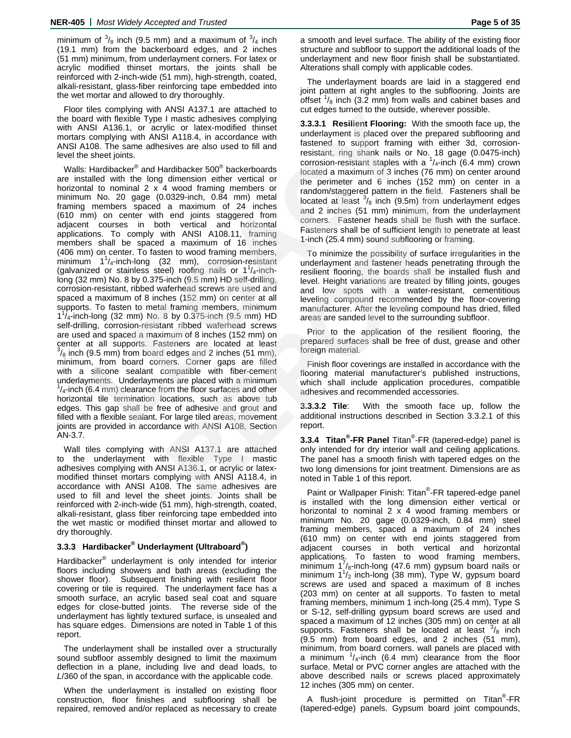minimum of $^3/_8$ inch (9.5 mm) and a maximum of $^3/_4$ inch (19.1 mm) from the backerboard edges, and 2 inches (51 mm) minimum, from underlayment corners. For latex or acrylic modified thinset mortars, the joints shall be reinforced with 2-inch-wide (51 mm), high-strength, coated, alkali-resistant, glass-fiber reinforcing tape embedded into the wet mortar and allowed to dry thoroughly.

Floor tiles complying with ANSI A137.1 are attached to the board with flexible Type I mastic adhesives complying with ANSI A136.1, or acrylic or latex-modified thinset mortars complying with ANSI A118.4, in accordance with ANSI A108. The same adhesives are also used to fill and level the sheet joints.

Walls: Hardibacker® and Hardibacker 500® backerboards are installed with the long dimension either vertical or horizontal to nominal 2 x 4 wood framing members or minimum No. 20 gage (0.0329-inch, 0.84 mm) metal framing members spaced a maximum of 24 inches (610 mm) on center with end joints staggered from adjacent courses in both vertical and horizontal applications. To comply with ANSI A108.11, framing members shall be spaced a maximum of 16 inches (406 mm) on center. To fasten to wood framing members, minimum $1^1/_4$-inch-long (32 mm), corrosion-resistant (galvanized or stainless steel) roofing nails or $1^1/_4$-inch-long (32 mm) No. 8 by 0.375-inch (9.5 mm) HD self-drilling, corrosion-resistant, ribbed waferhead screws are used and spaced a maximum of 8 inches (152 mm) on center at all supports. To fasten to metal framing members, minimum $1^1/_4$-inch-long (32 mm) No. 8 by 0.375-inch (9.5 mm) HD self-drilling, corrosion-resistant ribbed waferhead screws are used and spaced a maximum of 8 inches (152 mm) on center at all supports. Fasteners are located at least $^3/_8$ inch (9.5 mm) from board edges and 2 inches (51 mm), minimum, from board corners. Corner gaps are filled with a silicone sealant compatible with fiber-cement underlayments. Underlayments are placed with a minimum $^1/_4$-inch (6.4 mm) clearance from the floor surfaces and other horizontal tile termination locations, such as above tub edges. This gap shall be free of adhesive and grout and filled with a flexible sealant. For large tiled areas, movement joints are provided in accordance with ANSI A108, Section AN-3.7.

Wall tiles complying with ANSI A137.1 are attached to the underlayment with flexible Type I mastic adhesives complying with ANSI A136.1, or acrylic or latex-modified thinset mortars complying with ANSI A118.4, in accordance with ANSI A108. The same adhesives are used to fill and level the sheet joints. Joints shall be reinforced with 2-inch-wide (51 mm), high-strength, coated, alkali-resistant, glass fiber reinforcing tape embedded into the wet mastic or modified thinset mortar and allowed to dry thoroughly.

### 3.3.3 Hardibacker® Underlayment (Ultraboard®)

Hardibacker® underlayment is only intended for interior floors including showers and bath areas (excluding the shower floor). Subsequent finishing with resilient floor covering or tile is required. The underlayment face has a smooth surface, an acrylic based seal coat and square edges for close-butted joints. The reverse side of the underlayment has lightly textured surface, is unsealed and has square edges. Dimensions are noted in Table 1 of this report.

The underlayment shall be installed over a structurally sound subfloor assembly designed to limit the maximum deflection in a plane, including live and dead loads, to $L$/360 of the span, in accordance with the applicable code.

When the underlayment is installed on existing floor construction, floor finishes and subflooring shall be repaired, removed and/or replaced as necessary to create a smooth and level surface. The ability of the existing floor structure and subfloor to support the additional loads of the underlayment and new floor finish shall be substantiated. Alterations shall comply with applicable codes.

The underlayment boards are laid in a staggered end joint pattern at right angles to the subflooring. Joints are offset $^1/_8$ inch (3.2 mm) from walls and cabinet bases and cut edges turned to the outside, wherever possible.

**3.3.3.1 Resilient Flooring:** With the smooth face up, the underlayment is placed over the prepared subflooring and fastened to support framing with either 3d, corrosion-resistant, ring shank nails or No. 18 gage (0.0475-inch) corrosion-resistant staples with a $^1/_4$-inch (6.4 mm) crown located a maximum of 3 inches (76 mm) on center around the perimeter and 6 inches (152 mm) on center in a random/staggered pattern in the field. Fasteners shall be located at least $^3/_8$ inch (9.5m) from underlayment edges and 2 inches (51 mm) minimum, from the underlayment corners. Fastener heads shall be flush with the surface. Fasteners shall be of sufficient length to penetrate at least 1-inch (25.4 mm) sound subflooring or framing.

To minimize the possibility of surface irregularities in the underlayment and fastener heads penetrating through the resilient flooring, the boards shall be installed flush and level. Height variations are treated by filling joints, gouges and low spots with a water-resistant, cementitious leveling compound recommended by the floor-covering manufacturer. After the leveling compound has dried, filled areas are sanded level to the surrounding subfloor.

Prior to the application of the resilient flooring, the prepared surfaces shall be free of dust, grease and other foreign material.

Finish floor coverings are installed in accordance with the flooring material manufacturer's published instructions, which shall include application procedures, compatible adhesives and recommended accessories.

**3.3.3.2 Tile**: With the smooth face up, follow the additional instructions described in Section 3.3.2.1 of this report.

**3.3.4 Titan®-FR Panel** Titan®-FR (tapered-edge) panel is only intended for dry interior wall and ceiling applications. The panel has a smooth finish with tapered edges on the two long dimensions for joint treatment. Dimensions are as noted in Table 1 of this report.

Paint or Wallpaper Finish: Titan®-FR tapered-edge panel is installed with the long dimension either vertical or horizontal to nominal 2 x 4 wood framing members or minimum No. 20 gage (0.0329-inch, 0.84 mm) steel framing members, spaced a maximum of 24 inches (610 mm) on center with end joints staggered from adjacent courses in both vertical and horizontal applications. To fasten to wood framing members, minimum $1^7/_8$-inch-long (47.6 mm) gypsum board nails or minimum $1^1/_2$ inch-long (38 mm), Type W, gypsum board screws are used and spaced a maximum of 8 inches (203 mm) on center at all supports. To fasten to metal framing members, minimum 1 inch-long (25.4 mm), Type S or S-12, self-drilling gypsum board screws are used and spaced a maximum of 12 inches (305 mm) on center at all supports. Fasteners shall be located at least $^3/_8$ inch (9.5 mm) from board edges, and 2 inches (51 mm), minimum, from board corners. wall panels are placed with a minimum $^1/_4$-inch (6.4 mm) clearance from the floor surface. Metal or PVC corner angles are attached with the above described nails or screws placed approximately 12 inches (305 mm) on center.

A flush-joint procedure is permitted on Titan®-FR (tapered-edge) panels. Gypsum board joint compounds,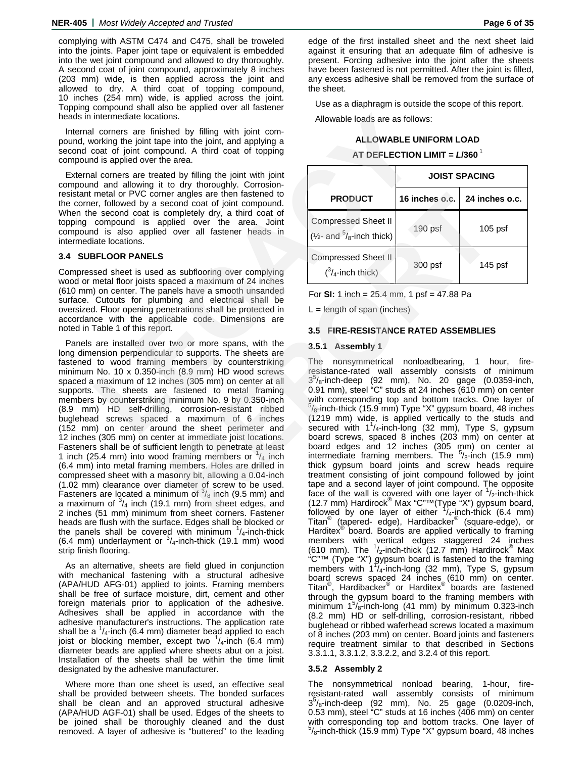complying with ASTM C474 and C475, shall be troweled into the joints. Paper joint tape or equivalent is embedded into the wet joint compound and allowed to dry thoroughly. A second coat of joint compound, approximately 8 inches (203 mm) wide, is then applied across the joint and allowed to dry. A third coat of topping compound, 10 inches (254 mm) wide, is applied across the joint. Topping compound shall also be applied over all fastener heads in intermediate locations.

Internal corners are finished by filling with joint compound, working the joint tape into the joint, and applying a second coat of joint compound. A third coat of topping compound is applied over the area.

External corners are treated by filling the joint with joint compound and allowing it to dry thoroughly. Corrosion-resistant metal or PVC corner angles are then fastened to the corner, followed by a second coat of joint compound. When the second coat is completely dry, a third coat of topping compound is applied over the area. Joint compound is also applied over all fastener heads in intermediate locations.

### 3.4 SUBFLOOR PANELS

Compressed sheet is used as subflooring over complying wood or metal floor joists spaced a maximum of 24 inches (610 mm) on center. The panels have a smooth unsanded surface. Cutouts for plumbing and electrical shall be oversized. Floor opening penetrations shall be protected in accordance with the applicable code. Dimensions are noted in Table 1 of this report.

Panels are installed over two or more spans, with the long dimension perpendicular to supports. The sheets are fastened to wood framing members by counterstriking minimum No. 10 x 0.350-inch (8.9 mm) HD wood screws spaced a maximum of 12 inches (305 mm) on center at all supports. The sheets are fastened to metal framing members by counterstriking minimum No. 9 by 0.350-inch (8.9 mm) HD self-drilling, corrosion-resistant ribbed buglehead screws spaced a maximum of 6 inches (152 mm) on center around the sheet perimeter and 12 inches (305 mm) on center at immediate joist locations. Fasteners shall be of sufficient length to penetrate at least 1 inch (25.4 mm) into wood framing members or $^1/_4$ inch (6.4 mm) into metal framing members. Holes are drilled in compressed sheet with a masonry bit, allowing a 0.04-inch (1.02 mm) clearance over diameter of screw to be used. Fasteners are located a minimum of $^3/_8$ inch (9.5 mm) and a maximum of $^3/_4$ inch (19.1 mm) from sheet edges, and 2 inches (51 mm) minimum from sheet corners. Fastener heads are flush with the surface. Edges shall be blocked or the panels shall be covered with minimum $^1/_4$-inch-thick (6.4 mm) underlayment or $^3/_4$-inch-thick (19.1 mm) wood strip finish flooring.

As an alternative, sheets are field glued in conjunction with mechanical fastening with a structural adhesive (APA/HUD AFG-01) applied to joints. Framing members shall be free of surface moisture, dirt, cement and other foreign materials prior to application of the adhesive. Adhesives shall be applied in accordance with the adhesive manufacturer's instructions. The application rate shall be a $^1/_4$-inch (6.4 mm) diameter bead applied to each joist or blocking member, except two $^1/_4$-inch (6.4 mm) diameter beads are applied where sheets abut on a joist. Installation of the sheets shall be within the time limit designated by the adhesive manufacturer.

Where more than one sheet is used, an effective seal shall be provided between sheets. The bonded surfaces shall be clean and an approved structural adhesive (APA/HUD AGF-01) shall be used. Edges of the sheets to be joined shall be thoroughly cleaned and the dust removed. A layer of adhesive is "buttered" to the leading edge of the first installed sheet and the next sheet laid against it ensuring that an adequate film of adhesive is present. Forcing adhesive into the joint after the sheets have been fastened is not permitted. After the joint is filled, any excess adhesive shall be removed from the surface of the sheet.

Use as a diaphragm is outside the scope of this report.

Allowable loads are as follows:

**ALLOWABLE UNIFORM LOAD**

**AT DEFLECTION LIMIT = *L*/360** [1]

| PRODUCT | JOIST SPACING | |
|---|---|---|
| | 16 inches o.c. | 24 inches o.c. |
| Compressed Sheet II (½- and $^5/_8$-inch thick) | 190 psf | 105 psf |
| Compressed Sheet II ($^3/_4$-inch thick) | 300 psf | 145 psf |

For **SI:** 1 inch = 25.4 mm, 1 psf = 47.88 Pa

L = length of span (inches)

### 3.5 FIRE-RESISTANCE RATED ASSEMBLIES

#### 3.5.1 Assembly 1

The nonsymmetrical nonloadbearing, 1 hour, fire-resistance-rated wall assembly consists of minimum $3^5/_8$-inch-deep (92 mm), No. 20 gage (0.0359-inch, 0.91 mm), steel "C" studs at 24 inches (610 mm) on center with corresponding top and bottom tracks. One layer of $^5/_8$-inch-thick (15.9 mm) Type "X" gypsum board, 48 inches (1219 mm) wide, is applied vertically to the studs and secured with $1^1/_4$-inch-long (32 mm), Type S, gypsum board screws, spaced 8 inches (203 mm) on center at board edges and 12 inches (305 mm) on center at intermediate framing members. The $^5/_8$-inch (15.9 mm) thick gypsum board joints and screw heads require treatment consisting of joint compound followed by joint tape and a second layer of joint compound. The opposite face of the wall is covered with one layer of $^1/_2$-inch-thick (12.7 mm) Hardirock® Max "C"™(Type "X") gypsum board, followed by one layer of either $^1/_4$-inch-thick (6.4 mm) Titan® (tapered- edge), Hardibacker® (square-edge), or Harditex® board. Boards are applied vertically to framing members with vertical edges staggered 24 inches (610 mm). The $^1/_2$-inch-thick (12.7 mm) Hardirock® Max "C"™ (Type "X") gypsum board is fastened to the framing members with $1^1/_4$-inch-long (32 mm), Type S, gypsum board screws spaced 24 inches (610 mm) on center. Titan®, Hardibacker® or Harditex® boards are fastened through the gypsum board to the framing members with minimum $1^5/_8$-inch-long (41 mm) by minimum 0.323-inch (8.2 mm) HD or self-drilling, corrosion-resistant, ribbed buglehead or ribbed waferhead screws located a maximum of 8 inches (203 mm) on center. Board joints and fasteners require treatment similar to that described in Sections 3.3.1.1, 3.3.1.2, 3.3.2.2, and 3.2.4 of this report.

#### 3.5.2 Assembly 2

The nonsymmetrical nonload bearing, 1-hour, fire-resistant-rated wall assembly consists of minimum $3^5/_8$-inch-deep (92 mm), No. 25 gage (0.0209-inch, 0.53 mm), steel "C" studs at 16 inches (406 mm) on center with corresponding top and bottom tracks. One layer of $^5/_8$-inch-thick (15.9 mm) Type "X" gypsum board, 48 inches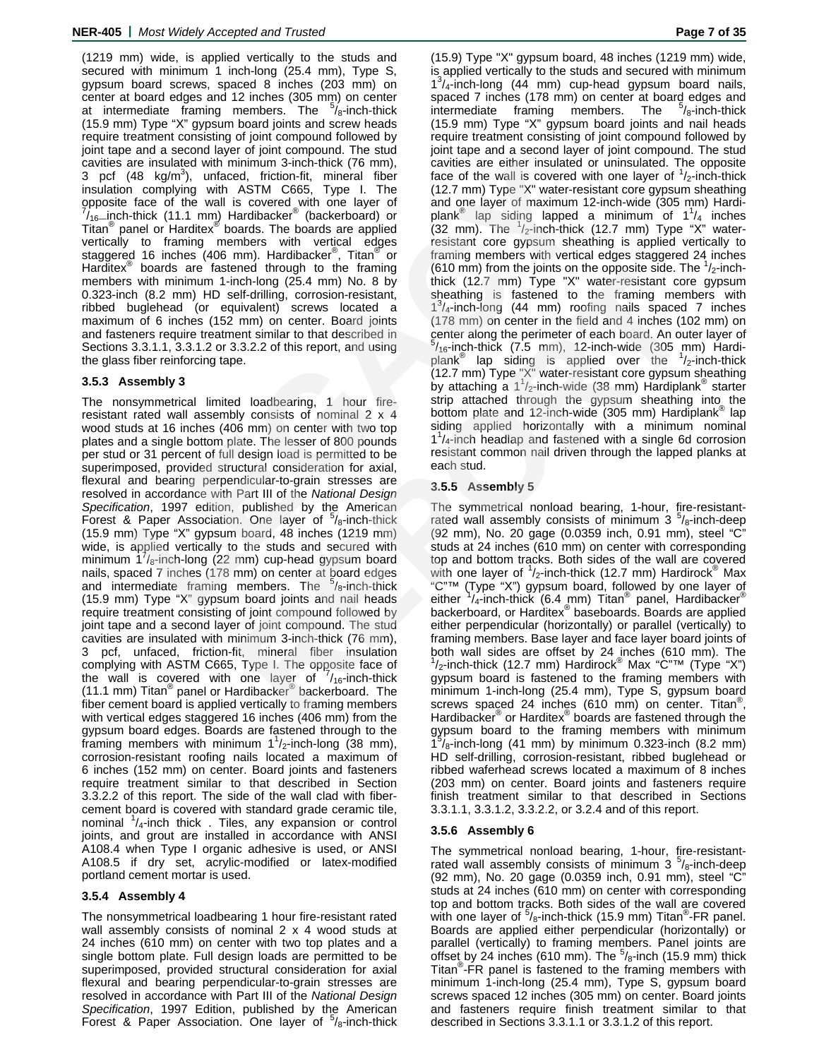(1219 mm) wide, is applied vertically to the studs and secured with minimum 1 inch-long (25.4 mm), Type S, gypsum board screws, spaced 8 inches (203 mm) on center at board edges and 12 inches (305 mm) on center at intermediate framing members. The $^5/_8$-inch-thick (15.9 mm) Type "X" gypsum board joints and screw heads require treatment consisting of joint compound followed by joint tape and a second layer of joint compound. The stud cavities are insulated with minimum 3-inch-thick (76 mm), 3 pcf (48 kg/m$^3$), unfaced, friction-fit, mineral fiber insulation complying with ASTM C665, Type I. The opposite face of the wall is covered with one layer of $^7/_{16}$-inch-thick (11.1 mm) Hardibacker® (backerboard) or Titan® panel or Harditex® boards. The boards are applied vertically to framing members with vertical edges staggered 16 inches (406 mm). Hardibacker®, Titan® or Harditex® boards are fastened through to the framing members with minimum 1-inch-long (25.4 mm) No. 8 by 0.323-inch (8.2 mm) HD self-drilling, corrosion-resistant, ribbed buglehead (or equivalent) screws located a maximum of 6 inches (152 mm) on center. Board joints and fasteners require treatment similar to that described in Sections 3.3.1.1, 3.3.1.2 or 3.3.2.2 of this report, and using the glass fiber reinforcing tape.

### 3.5.3 Assembly 3

The nonsymmetrical limited loadbearing, 1 hour fire-resistant rated wall assembly consists of nominal 2 x 4 wood studs at 16 inches (406 mm) on center with two top plates and a single bottom plate. The lesser of 800 pounds per stud or 31 percent of full design load is permitted to be superimposed, provided structural consideration for axial, flexural and bearing perpendicular-to-grain stresses are resolved in accordance with Part III of the *National Design Specification*, 1997 edition, published by the American Forest & Paper Association. One layer of $^5/_8$-inch-thick (15.9 mm) Type "X" gypsum board, 48 inches (1219 mm) wide, is applied vertically to the studs and secured with minimum $1^7/_8$-inch-long (22 mm) cup-head gypsum board nails, spaced 7 inches (178 mm) on center at board edges and intermediate framing members. The $^5/_8$-inch-thick (15.9 mm) Type "X" gypsum board joints and nail heads require treatment consisting of joint compound followed by joint tape and a second layer of joint compound. The stud cavities are insulated with minimum 3-inch-thick (76 mm), 3 pcf, unfaced, friction-fit, mineral fiber insulation complying with ASTM C665, Type I. The opposite face of the wall is covered with one layer of $^7/_{16}$-inch-thick (11.1 mm) Titan® panel or Hardibacker® backerboard. The fiber cement board is applied vertically to framing members with vertical edges staggered 16 inches (406 mm) from the gypsum board edges. Boards are fastened through to the framing members with minimum $1^1/_2$-inch-long (38 mm), corrosion-resistant roofing nails located a maximum of 6 inches (152 mm) on center. Board joints and fasteners require treatment similar to that described in Section 3.3.2.2 of this report. The side of the wall clad with fiber-cement board is covered with standard grade ceramic tile, nominal $^1/_4$-inch thick . Tiles, any expansion or control joints, and grout are installed in accordance with ANSI A108.4 when Type I organic adhesive is used, or ANSI A108.5 if dry set, acrylic-modified or latex-modified portland cement mortar is used.

### 3.5.4 Assembly 4

The nonsymmetrical loadbearing 1 hour fire-resistant rated wall assembly consists of nominal 2 x 4 wood studs at 24 inches (610 mm) on center with two top plates and a single bottom plate. Full design loads are permitted to be superimposed, provided structural consideration for axial flexural and bearing perpendicular-to-grain stresses are resolved in accordance with Part III of the *National Design Specification*, 1997 Edition, published by the American Forest & Paper Association. One layer of $^5/_8$-inch-thick (15.9) Type "X" gypsum board, 48 inches (1219 mm) wide, is applied vertically to the studs and secured with minimum $1^3/_4$-inch-long (44 mm) cup-head gypsum board nails, spaced 7 inches (178 mm) on center at board edges and intermediate framing members. The $^5/_8$-inch-thick (15.9 mm) Type "X" gypsum board joints and nail heads require treatment consisting of joint compound followed by joint tape and a second layer of joint compound. The stud cavities are either insulated or uninsulated. The opposite face of the wall is covered with one layer of $^1/_2$-inch-thick (12.7 mm) Type "X" water-resistant core gypsum sheathing and one layer of maximum 12-inch-wide (305 mm) Hardiplank® lap siding lapped a minimum of $1^1/_4$ inches (32 mm). The $^1/_2$-inch-thick (12.7 mm) Type "X" water-resistant core gypsum sheathing is applied vertically to framing members with vertical edges staggered 24 inches (610 mm) from the joints on the opposite side. The $^1/_2$-inch-thick (12.7 mm) Type "X" water-resistant core gypsum sheathing is fastened to the framing members with $1^3/_4$-inch-long (44 mm) roofing nails spaced 7 inches (178 mm) on center in the field and 4 inches (102 mm) on center along the perimeter of each board. An outer layer of $^5/_{16}$-inch-thick (7.5 mm), 12-inch-wide (305 mm) Hardiplank® lap siding is applied over the $^1/_2$-inch-thick (12.7 mm) Type "X" water-resistant core gypsum sheathing by attaching a $1^1/_2$-inch-wide (38 mm) Hardiplank® starter strip attached through the gypsum sheathing into the bottom plate and 12-inch-wide (305 mm) Hardiplank® lap siding applied horizontally with a minimum nominal $1^1/_4$-inch headlap and fastened with a single 6d corrosion resistant common nail driven through the lapped planks at each stud.

### 3.5.5 Assembly 5

The symmetrical nonload bearing, 1-hour, fire-resistant-rated wall assembly consists of minimum 3 $^5/_8$-inch-deep (92 mm), No. 20 gage (0.0359 inch, 0.91 mm), steel "C" studs at 24 inches (610 mm) on center with corresponding top and bottom tracks. Both sides of the wall are covered with one layer of $^1/_2$-inch-thick (12.7 mm) Hardirock® Max "C"™ (Type "X") gypsum board, followed by one layer of either $^1/_4$-inch-thick (6.4 mm) Titan® panel, Hardibacker® backerboard, or Harditex® baseboards. Boards are applied either perpendicular (horizontally) or parallel (vertically) to framing members. Base layer and face layer board joints of both wall sides are offset by 24 inches (610 mm). The $^1/_2$-inch-thick (12.7 mm) Hardirock® Max "C"™ (Type "X") gypsum board is fastened to the framing members with minimum 1-inch-long (25.4 mm), Type S, gypsum board screws spaced 24 inches (610 mm) on center. Titan®, Hardibacker® or Harditex® boards are fastened through the gypsum board to the framing members with minimum $1^5/_8$-inch-long (41 mm) by minimum 0.323-inch (8.2 mm) HD self-drilling, corrosion-resistant, ribbed buglehead or ribbed waferhead screws located a maximum of 8 inches (203 mm) on center. Board joints and fasteners require finish treatment similar to that described in Sections 3.3.1.1, 3.3.1.2, 3.3.2.2, or 3.2.4 and of this report.

### 3.5.6 Assembly 6

The symmetrical nonload bearing, 1-hour, fire-resistant-rated wall assembly consists of minimum 3 $^5/_8$-inch-deep (92 mm), No. 20 gage (0.0359 inch, 0.91 mm), steel "C" studs at 24 inches (610 mm) on center with corresponding top and bottom tracks. Both sides of the wall are covered with one layer of $^5/_8$-inch-thick (15.9 mm) Titan®-FR panel. Boards are applied either perpendicular (horizontally) or parallel (vertically) to framing members. Panel joints are offset by 24 inches (610 mm). The $^5/_8$-inch (15.9 mm) thick Titan®-FR panel is fastened to the framing members with minimum 1-inch-long (25.4 mm), Type S, gypsum board screws spaced 12 inches (305 mm) on center. Board joints and fasteners require finish treatment similar to that described in Sections 3.3.1.1 or 3.3.1.2 of this report.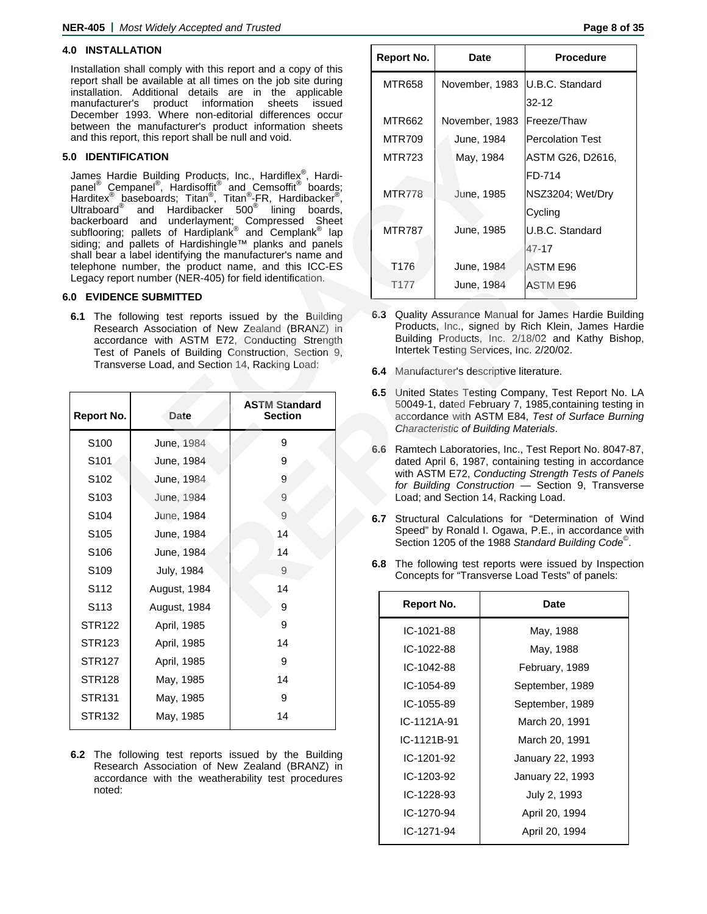## 4.0 INSTALLATION

Installation shall comply with this report and a copy of this report shall be available at all times on the job site during installation. Additional details are in the applicable manufacturer's product information sheets issued December 1993. Where non-editorial differences occur between the manufacturer's product information sheets and this report, this report shall be null and void.

## 5.0 IDENTIFICATION

James Hardie Building Products, Inc., Hardiflex®, Hardi-panel® Cempanel®, Hardisoffit® and Cemsoffit® boards; Harditex® baseboards; Titan®, Titan®-FR, Hardibacker®, Ultraboard® and Hardibacker 500® lining boards, backerboard and underlayment; Compressed Sheet subflooring; pallets of Hardiplank® and Cemplank® lap siding; and pallets of Hardishingle™ planks and panels shall bear a label identifying the manufacturer's name and telephone number, the product name, and this ICC-ES Legacy report number (NER-405) for field identification.

## 6.0 EVIDENCE SUBMITTED

**6.1** The following test reports issued by the Building Research Association of New Zealand (BRANZ) in accordance with ASTM E72, Conducting Strength Test of Panels of Building Construction, Section 9, Transverse Load, and Section 14, Racking Load:

| Report No. | Date | ASTM Standard Section |
|---|---|---|
| S100 | June, 1984 | 9 |
| S101 | June, 1984 | 9 |
| S102 | June, 1984 | 9 |
| S103 | June, 1984 | 9 |
| S104 | June, 1984 | 9 |
| S105 | June, 1984 | 14 |
| S106 | June, 1984 | 14 |
| S109 | July, 1984 | 9 |
| S112 | August, 1984 | 14 |
| S113 | August, 1984 | 9 |
| STR122 | April, 1985 | 9 |
| STR123 | April, 1985 | 14 |
| STR127 | April, 1985 | 9 |
| STR128 | May, 1985 | 14 |
| STR131 | May, 1985 | 9 |
| STR132 | May, 1985 | 14 |

**6.2** The following test reports issued by the Building Research Association of New Zealand (BRANZ) in accordance with the weatherability test procedures noted:

| Report No. | Date | Procedure |
|---|---|---|
| MTR658 | November, 1983 | U.B.C. Standard 32-12 |
| MTR662 | November, 1983 | Freeze/Thaw |
| MTR709 | June, 1984 | Percolation Test |
| MTR723 | May, 1984 | ASTM G26, D2616, FD-714 |
| MTR778 | June, 1985 | NSZ3204; Wet/Dry Cycling |
| MTR787 | June, 1985 | U.B.C. Standard 47-17 |
| T176 | June, 1984 | ASTM E96 |
| T177 | June, 1984 | ASTM E96 |

**6.3** Quality Assurance Manual for James Hardie Building Products, Inc., signed by Rich Klein, James Hardie Building Products, Inc. 2/18/02 and Kathy Bishop, Intertek Testing Services, Inc. 2/20/02.

**6.4** Manufacturer's descriptive literature.

**6.5** United States Testing Company, Test Report No. LA 50049-1, dated February 7, 1985,containing testing in accordance with ASTM E84, *Test of Surface Burning Characteristic of Building Materials*.

**6.6** Ramtech Laboratories, Inc., Test Report No. 8047-87, dated April 6, 1987, containing testing in accordance with ASTM E72, *Conducting Strength Tests of Panels for Building Construction* — Section 9, Transverse Load; and Section 14, Racking Load.

**6.7** Structural Calculations for "Determination of Wind Speed" by Ronald I. Ogawa, P.E., in accordance with Section 1205 of the 1988 *Standard Building Code*©.

**6.8** The following test reports were issued by Inspection Concepts for "Transverse Load Tests" of panels:

| Report No. | Date |
|---|---|
| IC-1021-88 | May, 1988 |
| IC-1022-88 | May, 1988 |
| IC-1042-88 | February, 1989 |
| IC-1054-89 | September, 1989 |
| IC-1055-89 | September, 1989 |
| IC-1121A-91 | March 20, 1991 |
| IC-1121B-91 | March 20, 1991 |
| IC-1201-92 | January 22, 1993 |
| IC-1203-92 | January 22, 1993 |
| IC-1228-93 | July 2, 1993 |
| IC-1270-94 | April 20, 1994 |
| IC-1271-94 | April 20, 1994 |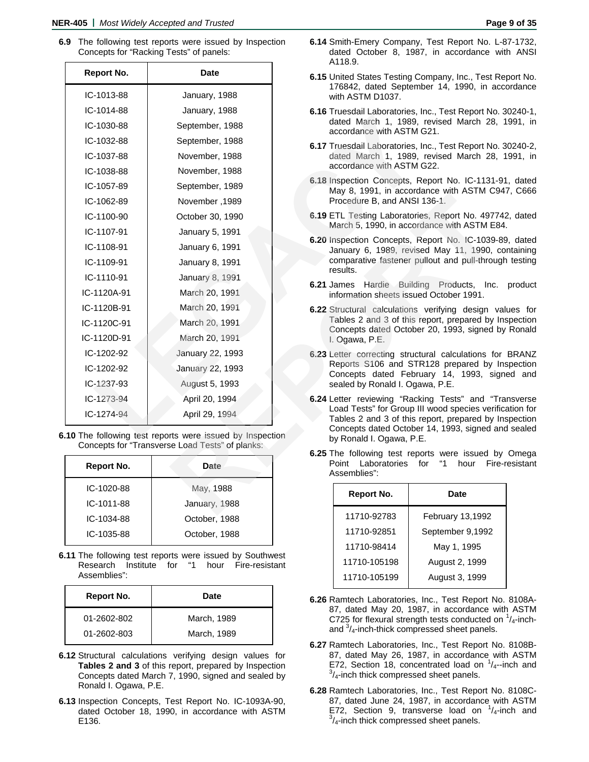**6.9** The following test reports were issued by Inspection Concepts for "Racking Tests" of panels:

| Report No. | Date |
|---|---|
| IC-1013-88 | January, 1988 |
| IC-1014-88 | January, 1988 |
| IC-1030-88 | September, 1988 |
| IC-1032-88 | September, 1988 |
| IC-1037-88 | November, 1988 |
| IC-1038-88 | November, 1988 |
| IC-1057-89 | September, 1989 |
| IC-1062-89 | November ,1989 |
| IC-1100-90 | October 30, 1990 |
| IC-1107-91 | January 5, 1991 |
| IC-1108-91 | January 6, 1991 |
| IC-1109-91 | January 8, 1991 |
| IC-1110-91 | January 8, 1991 |
| IC-1120A-91 | March 20, 1991 |
| IC-1120B-91 | March 20, 1991 |
| IC-1120C-91 | March 20, 1991 |
| IC-1120D-91 | March 20, 1991 |
| IC-1202-92 | January 22, 1993 |
| IC-1202-92 | January 22, 1993 |
| IC-1237-93 | August 5, 1993 |
| IC-1273-94 | April 20, 1994 |
| IC-1274-94 | April 29, 1994 |

**6.10** The following test reports were issued by Inspection Concepts for "Transverse Load Tests" of planks:

| Report No. | Date |
|---|---|
| IC-1020-88 | May, 1988 |
| IC-1011-88 | January, 1988 |
| IC-1034-88 | October, 1988 |
| IC-1035-88 | October, 1988 |

**6.11** The following test reports were issued by Southwest Research Institute for "1 hour Fire-resistant Assemblies":

| Report No. | Date |
|---|---|
| 01-2602-802 | March, 1989 |
| 01-2602-803 | March, 1989 |

**6.12** Structural calculations verifying design values for **Tables 2 and 3** of this report, prepared by Inspection Concepts dated March 7, 1990, signed and sealed by Ronald I. Ogawa, P.E.

**6.13** Inspection Concepts, Test Report No. IC-1093A-90, dated October 18, 1990, in accordance with ASTM E136.

**6.14** Smith-Emery Company, Test Report No. L-87-1732, dated October 8, 1987, in accordance with ANSI A118.9.

**6.15** United States Testing Company, Inc., Test Report No. 176842, dated September 14, 1990, in accordance with ASTM D1037.

**6.16** Truesdail Laboratories, Inc., Test Report No. 30240-1, dated March 1, 1989, revised March 28, 1991, in accordance with ASTM G21.

**6.17** Truesdail Laboratories, Inc., Test Report No. 30240-2, dated March 1, 1989, revised March 28, 1991, in accordance with ASTM G22.

**6.18** Inspection Concepts, Report No. IC-1131-91, dated May 8, 1991, in accordance with ASTM C947, C666 Procedure B, and ANSI 136-1.

**6.19** ETL Testing Laboratories, Report No. 497742, dated March 5, 1990, in accordance with ASTM E84.

**6.20** Inspection Concepts, Report No. IC-1039-89, dated January 6, 1989, revised May 11, 1990, containing comparative fastener pullout and pull-through testing results.

**6.21** James Hardie Building Products, Inc. product information sheets issued October 1991.

**6.22** Structural calculations verifying design values for Tables 2 and 3 of this report, prepared by Inspection Concepts dated October 20, 1993, signed by Ronald I. Ogawa, P.E.

**6.23** Letter correcting structural calculations for BRANZ Reports S106 and STR128 prepared by Inspection Concepts dated February 14, 1993, signed and sealed by Ronald I. Ogawa, P.E.

**6.24** Letter reviewing "Racking Tests" and "Transverse Load Tests" for Group III wood species verification for Tables 2 and 3 of this report, prepared by Inspection Concepts dated October 14, 1993, signed and sealed by Ronald I. Ogawa, P.E.

**6.25** The following test reports were issued by Omega Point Laboratories for "1 hour Fire-resistant Assemblies":

| Report No. | Date |
|---|---|
| 11710-92783 | February 13,1992 |
| 11710-92851 | September 9,1992 |
| 11710-98414 | May 1, 1995 |
| 11710-105198 | August 2, 1999 |
| 11710-105199 | August 3, 1999 |

**6.26** Ramtech Laboratories, Inc., Test Report No. 8108A-87, dated May 20, 1987, in accordance with ASTM C725 for flexural strength tests conducted on $^{1}/_{4}$-inch- and $^{3}/_{4}$-inch-thick compressed sheet panels.

**6.27** Ramtech Laboratories, Inc., Test Report No. 8108B-87, dated May 26, 1987, in accordance with ASTM E72, Section 18, concentrated load on $^{1}/_{4}$--inch and $^{3}/_{4}$-inch thick compressed sheet panels.

**6.28** Ramtech Laboratories, Inc., Test Report No. 8108C-87, dated June 24, 1987, in accordance with ASTM E72, Section 9, transverse load on $^{1}/_{4}$-inch and $^{3}/_{4}$-inch thick compressed sheet panels.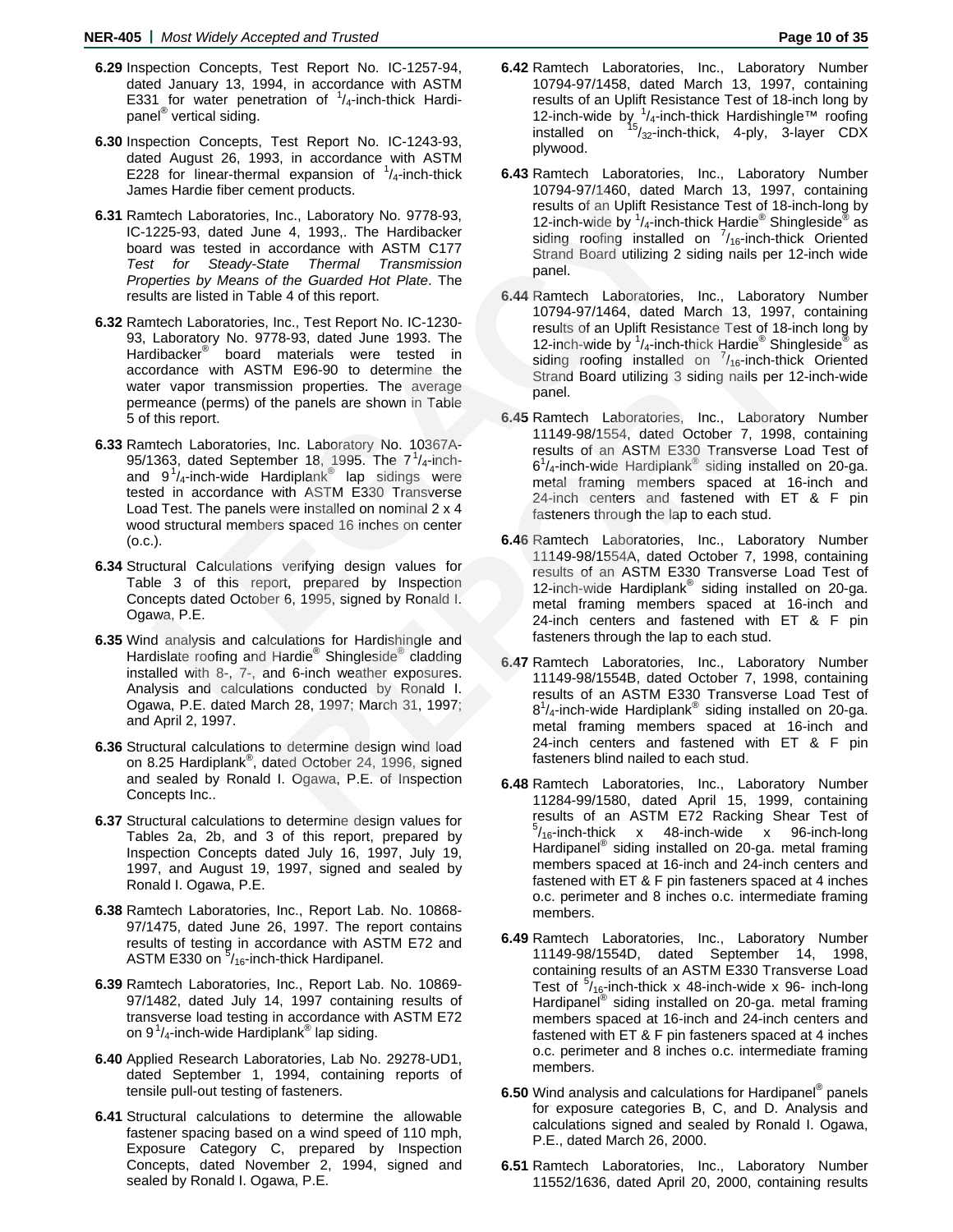**6.29** Inspection Concepts, Test Report No. IC-1257-94, dated January 13, 1994, in accordance with ASTM E331 for water penetration of $^{1}/_{4}$-inch-thick Hardipanel® vertical siding.

**6.30** Inspection Concepts, Test Report No. IC-1243-93, dated August 26, 1993, in accordance with ASTM E228 for linear-thermal expansion of $^{1}/_{4}$-inch-thick James Hardie fiber cement products.

**6.31** Ramtech Laboratories, Inc., Laboratory No. 9778-93, IC-1225-93, dated June 4, 1993,. The Hardibacker board was tested in accordance with ASTM C177 *Test for Steady-State Thermal Transmission Properties by Means of the Guarded Hot Plate*. The results are listed in Table 4 of this report.

**6.32** Ramtech Laboratories, Inc., Test Report No. IC-1230-93, Laboratory No. 9778-93, dated June 1993. The Hardibacker® board materials were tested in accordance with ASTM E96-90 to determine the water vapor transmission properties. The average permeance (perms) of the panels are shown in Table 5 of this report.

**6.33** Ramtech Laboratories, Inc. Laboratory No. 10367A-95/1363, dated September 18, 1995. The 7$^{1}/_{4}$-inch- and 9$^{1}/_{4}$-inch-wide Hardiplank® lap sidings were tested in accordance with ASTM E330 Transverse Load Test. The panels were installed on nominal 2 x 4 wood structural members spaced 16 inches on center (o.c.).

**6.34** Structural Calculations verifying design values for Table 3 of this report, prepared by Inspection Concepts dated October 6, 1995, signed by Ronald I. Ogawa, P.E.

**6.35** Wind analysis and calculations for Hardishingle and Hardislate roofing and Hardie® Shingleside® cladding installed with 8-, 7-, and 6-inch weather exposures. Analysis and calculations conducted by Ronald I. Ogawa, P.E. dated March 28, 1997; March 31, 1997; and April 2, 1997.

**6.36** Structural calculations to determine design wind load on 8.25 Hardiplank®, dated October 24, 1996, signed and sealed by Ronald I. Ogawa, P.E. of Inspection Concepts Inc..

**6.37** Structural calculations to determine design values for Tables 2a, 2b, and 3 of this report, prepared by Inspection Concepts dated July 16, 1997, July 19, 1997, and August 19, 1997, signed and sealed by Ronald I. Ogawa, P.E.

**6.38** Ramtech Laboratories, Inc., Report Lab. No. 10868-97/1475, dated June 26, 1997. The report contains results of testing in accordance with ASTM E72 and ASTM E330 on $^{5}/_{16}$-inch-thick Hardipanel.

**6.39** Ramtech Laboratories, Inc., Report Lab. No. 10869-97/1482, dated July 14, 1997 containing results of transverse load testing in accordance with ASTM E72 on 9$^{1}/_{4}$-inch-wide Hardiplank® lap siding.

**6.40** Applied Research Laboratories, Lab No. 29278-UD1, dated September 1, 1994, containing reports of tensile pull-out testing of fasteners.

**6.41** Structural calculations to determine the allowable fastener spacing based on a wind speed of 110 mph, Exposure Category C, prepared by Inspection Concepts, dated November 2, 1994, signed and sealed by Ronald I. Ogawa, P.E.

**6.42** Ramtech Laboratories, Inc., Laboratory Number 10794-97/1458, dated March 13, 1997, containing results of an Uplift Resistance Test of 18-inch long by 12-inch-wide by $^{1}/_{4}$-inch-thick Hardishingle™ roofing installed on $^{15}/_{32}$-inch-thick, 4-ply, 3-layer CDX plywood.

**6.43** Ramtech Laboratories, Inc., Laboratory Number 10794-97/1460, dated March 13, 1997, containing results of an Uplift Resistance Test of 18-inch-long by 12-inch-wide by $^{1}/_{4}$-inch-thick Hardie® Shingleside® as siding roofing installed on $^{7}/_{16}$-inch-thick Oriented Strand Board utilizing 2 siding nails per 12-inch wide panel.

**6.44** Ramtech Laboratories, Inc., Laboratory Number 10794-97/1464, dated March 13, 1997, containing results of an Uplift Resistance Test of 18-inch long by 12-inch-wide by $^{1}/_{4}$-inch-thick Hardie® Shingleside® as siding roofing installed on $^{7}/_{16}$-inch-thick Oriented Strand Board utilizing 3 siding nails per 12-inch-wide panel.

**6.45** Ramtech Laboratories, Inc., Laboratory Number 11149-98/1554, dated October 7, 1998, containing results of an ASTM E330 Transverse Load Test of 6$^{1}/_{4}$-inch-wide Hardiplank® siding installed on 20-ga. metal framing members spaced at 16-inch and 24-inch centers and fastened with ET & F pin fasteners through the lap to each stud.

**6.46** Ramtech Laboratories, Inc., Laboratory Number 11149-98/1554A, dated October 7, 1998, containing results of an ASTM E330 Transverse Load Test of 12-inch-wide Hardiplank® siding installed on 20-ga. metal framing members spaced at 16-inch and 24-inch centers and fastened with ET & F pin fasteners through the lap to each stud.

**6.47** Ramtech Laboratories, Inc., Laboratory Number 11149-98/1554B, dated October 7, 1998, containing results of an ASTM E330 Transverse Load Test of 8$^{1}/_{4}$-inch-wide Hardiplank® siding installed on 20-ga. metal framing members spaced at 16-inch and 24-inch centers and fastened with ET & F pin fasteners blind nailed to each stud.

**6.48** Ramtech Laboratories, Inc., Laboratory Number 11284-99/1580, dated April 15, 1999, containing results of an ASTM E72 Racking Shear Test of $^{5}/_{16}$-inch-thick x 48-inch-wide x 96-inch-long Hardipanel® siding installed on 20-ga. metal framing members spaced at 16-inch and 24-inch centers and fastened with ET & F pin fasteners spaced at 4 inches o.c. perimeter and 8 inches o.c. intermediate framing members.

**6.49** Ramtech Laboratories, Inc., Laboratory Number 11149-98/1554D, dated September 14, 1998, containing results of an ASTM E330 Transverse Load Test of $^{5}/_{16}$-inch-thick x 48-inch-wide x 96- inch-long Hardipanel® siding installed on 20-ga. metal framing members spaced at 16-inch and 24-inch centers and fastened with ET & F pin fasteners spaced at 4 inches o.c. perimeter and 8 inches o.c. intermediate framing members.

**6.50** Wind analysis and calculations for Hardipanel® panels for exposure categories B, C, and D. Analysis and calculations signed and sealed by Ronald I. Ogawa, P.E., dated March 26, 2000.

**6.51** Ramtech Laboratories, Inc., Laboratory Number 11552/1636, dated April 20, 2000, containing results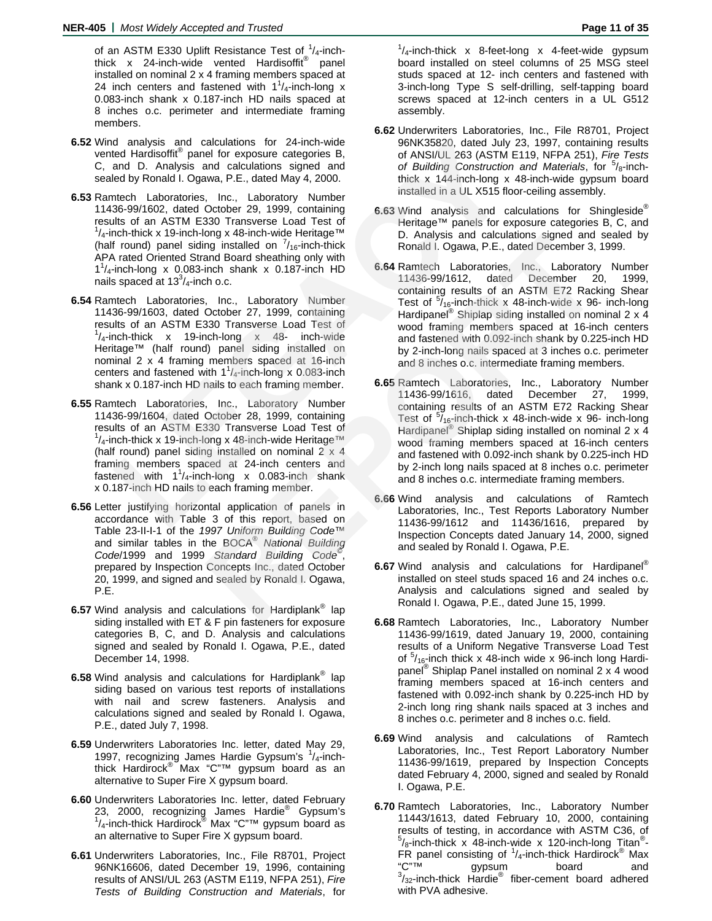of an ASTM E330 Uplift Resistance Test of $^1/_4$-inch-thick x 24-inch-wide vented Hardisoffit® panel installed on nominal 2 x 4 framing members spaced at 24 inch centers and fastened with $1^1/_4$-inch-long x 0.083-inch shank x 0.187-inch HD nails spaced at 8 inches o.c. perimeter and intermediate framing members.

**6.52** Wind analysis and calculations for 24-inch-wide vented Hardisoffit® panel for exposure categories B, C, and D. Analysis and calculations signed and sealed by Ronald I. Ogawa, P.E., dated May 4, 2000.

**6.53** Ramtech Laboratories, Inc., Laboratory Number 11436-99/1602, dated October 29, 1999, containing results of an ASTM E330 Transverse Load Test of $^1/_4$-inch-thick x 19-inch-long x 48-inch-wide Heritage™ (half round) panel siding installed on $^7/_{16}$-inch-thick APA rated Oriented Strand Board sheathing only with $1^1/_4$-inch-long x 0.083-inch shank x 0.187-inch HD nails spaced at $13^3/_4$-inch o.c.

**6.54** Ramtech Laboratories, Inc., Laboratory Number 11436-99/1603, dated October 27, 1999, containing results of an ASTM E330 Transverse Load Test of $^1/_4$-inch-thick x 19-inch-long x 48- inch-wide Heritage™ (half round) panel siding installed on nominal 2 x 4 framing members spaced at 16-inch centers and fastened with $1^1/_4$-inch-long x 0.083-inch shank x 0.187-inch HD nails to each framing member.

**6.55** Ramtech Laboratories, Inc., Laboratory Number 11436-99/1604, dated October 28, 1999, containing results of an ASTM E330 Transverse Load Test of $^1/_4$-inch-thick x 19-inch-long x 48-inch-wide Heritage™ (half round) panel siding installed on nominal 2 x 4 framing members spaced at 24-inch centers and fastened with $1^1/_4$-inch-long x 0.083-inch shank x 0.187-inch HD nails to each framing member.

**6.56** Letter justifying horizontal application of panels in accordance with Table 3 of this report, based on Table 23-II-I-1 of the *1997 Uniform Building Code*™ and similar tables in the BOCA® *National Building Code*/1999 and 1999 *Standard Building Code*©, prepared by Inspection Concepts Inc., dated October 20, 1999, and signed and sealed by Ronald I. Ogawa, P.E.

**6.57** Wind analysis and calculations for Hardiplank® lap siding installed with ET & F pin fasteners for exposure categories B, C, and D. Analysis and calculations signed and sealed by Ronald I. Ogawa, P.E., dated December 14, 1998.

**6.58** Wind analysis and calculations for Hardiplank® lap siding based on various test reports of installations with nail and screw fasteners. Analysis and calculations signed and sealed by Ronald I. Ogawa, P.E., dated July 7, 1998.

**6.59** Underwriters Laboratories Inc. letter, dated May 29, 1997, recognizing James Hardie Gypsum's $^1/_4$-inch-thick Hardirock® Max "C"™ gypsum board as an alternative to Super Fire X gypsum board.

**6.60** Underwriters Laboratories Inc. letter, dated February 23, 2000, recognizing James Hardie® Gypsum's $^1/_4$-inch-thick Hardirock® Max "C"™ gypsum board as an alternative to Super Fire X gypsum board.

**6.61** Underwriters Laboratories, Inc., File R8701, Project 96NK16606, dated December 19, 1996, containing results of ANSI/UL 263 (ASTM E119, NFPA 251), *Fire Tests of Building Construction and Materials*, for $^1/_4$-inch-thick x 8-feet-long x 4-feet-wide gypsum board installed on steel columns of 25 MSG steel studs spaced at 12- inch centers and fastened with 3-inch-long Type S self-drilling, self-tapping board screws spaced at 12-inch centers in a UL G512 assembly.

**6.62** Underwriters Laboratories, Inc., File R8701, Project 96NK35820, dated July 23, 1997, containing results of ANSI/UL 263 (ASTM E119, NFPA 251), *Fire Tests of Building Construction and Materials*, for $^5/_8$-inch-thick x 144-inch-long x 48-inch-wide gypsum board installed in a UL X515 floor-ceiling assembly.

**6.63** Wind analysis and calculations for Shingleside® Heritage™ panels for exposure categories B, C, and D. Analysis and calculations signed and sealed by Ronald I. Ogawa, P.E., dated December 3, 1999.

**6.64** Ramtech Laboratories, Inc., Laboratory Number 11436-99/1612, dated December 20, 1999, containing results of an ASTM E72 Racking Shear Test of $^5/_{16}$-inch-thick x 48-inch-wide x 96- inch-long Hardipanel® Shiplap siding installed on nominal 2 x 4 wood framing members spaced at 16-inch centers and fastened with 0.092-inch shank by 0.225-inch HD by 2-inch-long nails spaced at 3 inches o.c. perimeter and 8 inches o.c. intermediate framing members.

**6.65** Ramtech Laboratories, Inc., Laboratory Number 11436-99/1616, dated December 27, 1999, containing results of an ASTM E72 Racking Shear Test of $^5/_{16}$-inch-thick x 48-inch-wide x 96- inch-long Hardipanel® Shiplap siding installed on nominal 2 x 4 wood framing members spaced at 16-inch centers and fastened with 0.092-inch shank by 0.225-inch HD by 2-inch long nails spaced at 8 inches o.c. perimeter and 8 inches o.c. intermediate framing members.

**6.66** Wind analysis and calculations of Ramtech Laboratories, Inc., Test Reports Laboratory Number 11436-99/1612 and 11436/1616, prepared by Inspection Concepts dated January 14, 2000, signed and sealed by Ronald I. Ogawa, P.E.

**6.67** Wind analysis and calculations for Hardipanel® installed on steel studs spaced 16 and 24 inches o.c. Analysis and calculations signed and sealed by Ronald I. Ogawa, P.E., dated June 15, 1999.

**6.68** Ramtech Laboratories, Inc., Laboratory Number 11436-99/1619, dated January 19, 2000, containing results of a Uniform Negative Transverse Load Test of $^5/_{16}$-inch thick x 48-inch wide x 96-inch long Hardi-panel® Shiplap Panel installed on nominal 2 x 4 wood framing members spaced at 16-inch centers and fastened with 0.092-inch shank by 0.225-inch HD by 2-inch long ring shank nails spaced at 3 inches and 8 inches o.c. perimeter and 8 inches o.c. field.

**6.69** Wind analysis and calculations of Ramtech Laboratories, Inc., Test Report Laboratory Number 11436-99/1619, prepared by Inspection Concepts dated February 4, 2000, signed and sealed by Ronald I. Ogawa, P.E.

**6.70** Ramtech Laboratories, Inc., Laboratory Number 11443/1613, dated February 10, 2000, containing results of testing, in accordance with ASTM C36, of $^5/_8$-inch-thick x 48-inch-wide x 120-inch-long Titan®-FR panel consisting of $^1/_4$-inch-thick Hardirock® Max "C"™ gypsum board and $^3/_{32}$-inch-thick Hardie® fiber-cement board adhered with PVA adhesive.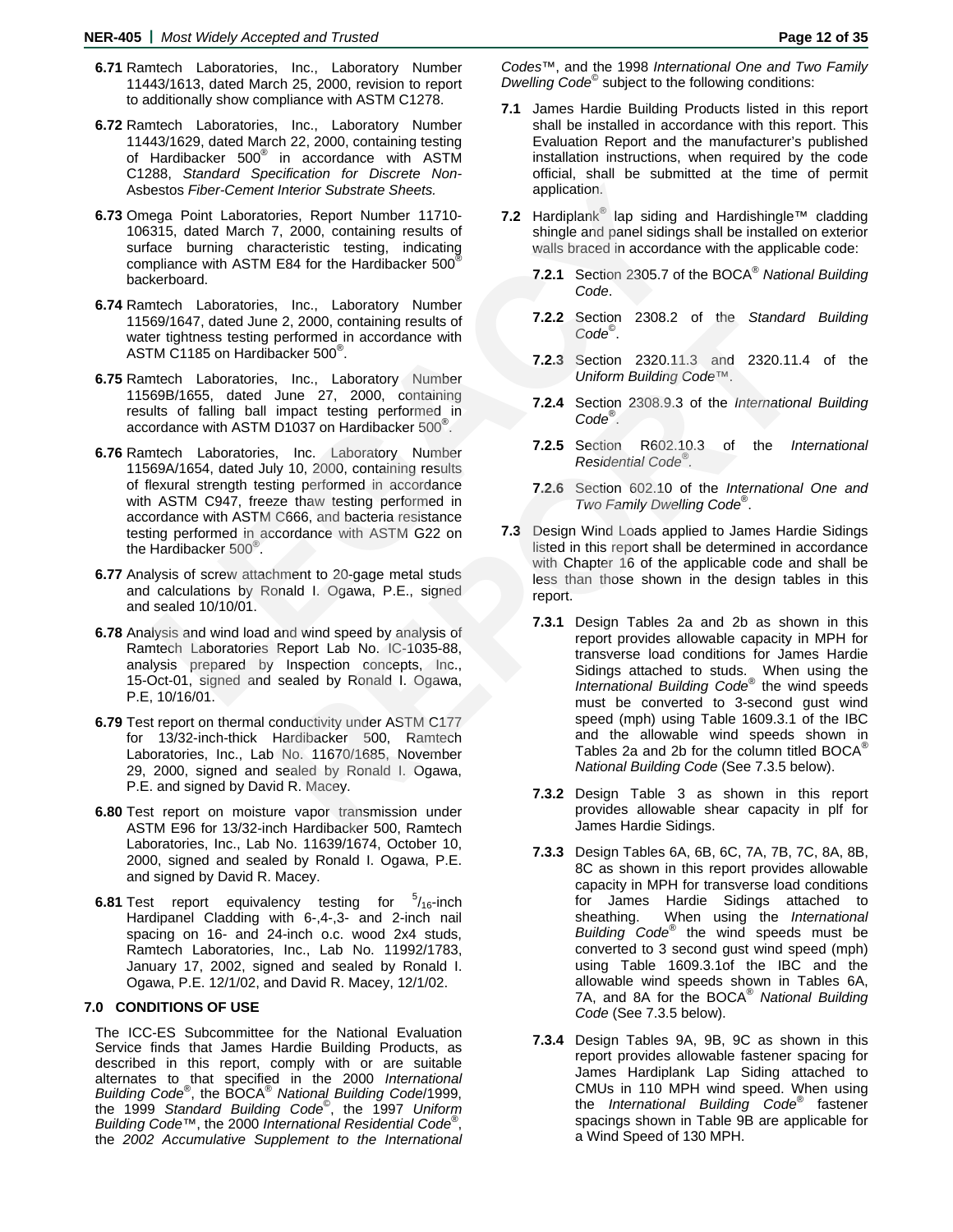**6.71** Ramtech Laboratories, Inc., Laboratory Number 11443/1613, dated March 25, 2000, revision to report to additionally show compliance with ASTM C1278.

**6.72** Ramtech Laboratories, Inc., Laboratory Number 11443/1629, dated March 22, 2000, containing testing of Hardibacker 500® in accordance with ASTM C1288, *Standard Specification for Discrete Non-*Asbestos *Fiber-Cement Interior Substrate Sheets.*

**6.73** Omega Point Laboratories, Report Number 11710-106315, dated March 7, 2000, containing results of surface burning characteristic testing, indicating compliance with ASTM E84 for the Hardibacker 500® backerboard.

**6.74** Ramtech Laboratories, Inc., Laboratory Number 11569/1647, dated June 2, 2000, containing results of water tightness testing performed in accordance with ASTM C1185 on Hardibacker 500®.

**6.75** Ramtech Laboratories, Inc., Laboratory Number 11569B/1655, dated June 27, 2000, containing results of falling ball impact testing performed in accordance with ASTM D1037 on Hardibacker 500®.

**6.76** Ramtech Laboratories, Inc. Laboratory Number 11569A/1654, dated July 10, 2000, containing results of flexural strength testing performed in accordance with ASTM C947, freeze thaw testing performed in accordance with ASTM C666, and bacteria resistance testing performed in accordance with ASTM G22 on the Hardibacker 500®.

**6.77** Analysis of screw attachment to 20-gage metal studs and calculations by Ronald I. Ogawa, P.E., signed and sealed 10/10/01.

**6.78** Analysis and wind load and wind speed by analysis of Ramtech Laboratories Report Lab No. IC-1035-88, analysis prepared by Inspection concepts, Inc., 15-Oct-01, signed and sealed by Ronald I. Ogawa, P.E, 10/16/01.

**6.79** Test report on thermal conductivity under ASTM C177 for 13/32-inch-thick Hardibacker 500, Ramtech Laboratories, Inc., Lab No. 11670/1685, November 29, 2000, signed and sealed by Ronald I. Ogawa, P.E. and signed by David R. Macey.

**6.80** Test report on moisture vapor transmission under ASTM E96 for 13/32-inch Hardibacker 500, Ramtech Laboratories, Inc., Lab No. 11639/1674, October 10, 2000, signed and sealed by Ronald I. Ogawa, P.E. and signed by David R. Macey.

**6.81** Test report equivalency testing for $^{5}/_{16}$-inch Hardipanel Cladding with 6-,4-,3- and 2-inch nail spacing on 16- and 24-inch o.c. wood 2x4 studs, Ramtech Laboratories, Inc., Lab No. 11992/1783, January 17, 2002, signed and sealed by Ronald I. Ogawa, P.E. 12/1/02, and David R. Macey, 12/1/02.

## 7.0 CONDITIONS OF USE

The ICC-ES Subcommittee for the National Evaluation Service finds that James Hardie Building Products, as described in this report, comply with or are suitable alternates to that specified in the 2000 *International Building Code*®, the BOCA® *National Building Code*/1999, the 1999 *Standard Building Code*©, the 1997 *Uniform Building Code*™, the 2000 *International Residential Code*®, the *2002 Accumulative Supplement to the International Codes*™, and the 1998 *International One and Two Family Dwelling Code*© subject to the following conditions:

**7.1** James Hardie Building Products listed in this report shall be installed in accordance with this report. This Evaluation Report and the manufacturer's published installation instructions, when required by the code official, shall be submitted at the time of permit application.

**7.2** Hardiplank® lap siding and Hardishingle™ cladding shingle and panel sidings shall be installed on exterior walls braced in accordance with the applicable code:

**7.2.1** Section 2305.7 of the BOCA® *National Building Code*.

**7.2.2** Section 2308.2 of the *Standard Building Code*©.

**7.2.3** Section 2320.11.3 and 2320.11.4 of the *Uniform Building Code*™.

**7.2.4** Section 2308.9.3 of the *International Building Code*®.

**7.2.5** Section R602.10.3 of the *International Residential Code*®.

**7.2.6** Section 602.10 of the *International One and Two Family Dwelling Code*®.

**7.3** Design Wind Loads applied to James Hardie Sidings listed in this report shall be determined in accordance with Chapter 16 of the applicable code and shall be less than those shown in the design tables in this report.

**7.3.1** Design Tables 2a and 2b as shown in this report provides allowable capacity in MPH for transverse load conditions for James Hardie Sidings attached to studs. When using the *International Building Code*® the wind speeds must be converted to 3-second gust wind speed (mph) using Table 1609.3.1 of the IBC and the allowable wind speeds shown in Tables 2a and 2b for the column titled BOCA® *National Building Code* (See 7.3.5 below).

**7.3.2** Design Table 3 as shown in this report provides allowable shear capacity in plf for James Hardie Sidings.

**7.3.3** Design Tables 6A, 6B, 6C, 7A, 7B, 7C, 8A, 8B, 8C as shown in this report provides allowable capacity in MPH for transverse load conditions for James Hardie Sidings attached to sheathing. When using the *International Building Code*® the wind speeds must be converted to 3 second gust wind speed (mph) using Table 1609.3.1of the IBC and the allowable wind speeds shown in Tables 6A, 7A, and 8A for the BOCA® *National Building Code* (See 7.3.5 below).

**7.3.4** Design Tables 9A, 9B, 9C as shown in this report provides allowable fastener spacing for James Hardiplank Lap Siding attached to CMUs in 110 MPH wind speed. When using the *International Building Code*® fastener spacings shown in Table 9B are applicable for a Wind Speed of 130 MPH.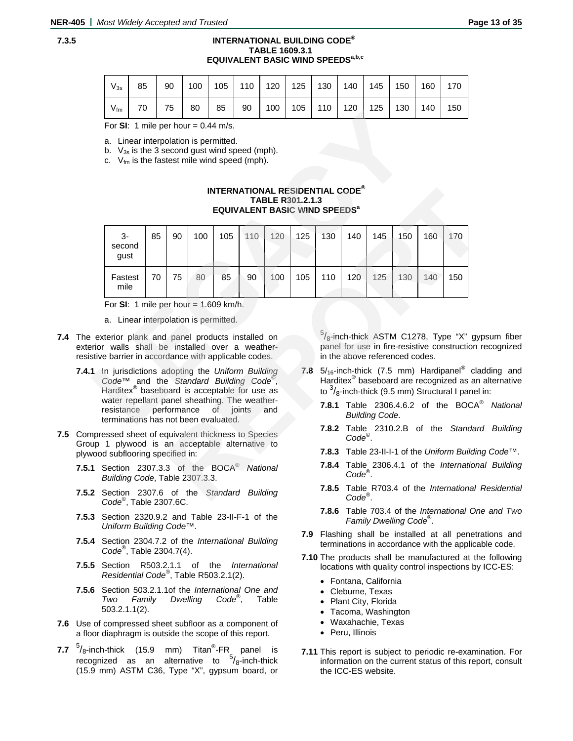**7.3.5**

**INTERNATIONAL BUILDING CODE®**
**TABLE 1609.3.1**
**EQUIVALENT BASIC WIND SPEEDS[a,b,c]**

| $V_{3s}$ | 85 | 90 | 100 | 105 | 110 | 120 | 125 | 130 | 140 | 145 | 150 | 160 | 170 |
|---|---|---|---|---|---|---|---|---|---|---|---|---|---|
| $V_{fm}$ | 70 | 75 | 80 | 85 | 90 | 100 | 105 | 110 | 120 | 125 | 130 | 140 | 150 |

For **SI**: 1 mile per hour = 0.44 m/s.

a. Linear interpolation is permitted.
b. $V_{3s}$ is the 3 second gust wind speed (mph).
c. $V_{fm}$ is the fastest mile wind speed (mph).

**INTERNATIONAL RESIDENTIAL CODE®**
**TABLE R301.2.1.3**
**EQUIVALENT BASIC WIND SPEEDS[a]**

| 3-second gust | 85 | 90 | 100 | 105 | 110 | 120 | 125 | 130 | 140 | 145 | 150 | 160 | 170 |
|---|---|---|---|---|---|---|---|---|---|---|---|---|---|
| Fastest mile | 70 | 75 | 80 | 85 | 90 | 100 | 105 | 110 | 120 | 125 | 130 | 140 | 150 |

For **SI**: 1 mile per hour = 1.609 km/h.

a. Linear interpolation is permitted.

**7.4** The exterior plank and panel products installed on exterior walls shall be installed over a weather-resistive barrier in accordance with applicable codes.

**7.4.1** In jurisdictions adopting the *Uniform Building Code*™ and the *Standard Building Code*©, Harditex® baseboard is acceptable for use as water repellant panel sheathing. The weather-resistance performance of joints and terminations has not been evaluated.

**7.5** Compressed sheet of equivalent thickness to Species Group 1 plywood is an acceptable alternative to plywood subflooring specified in:

**7.5.1** Section 2307.3.3 of the BOCA® *National Building Code*, Table 2307.3.3.

**7.5.2** Section 2307.6 of the *Standard Building Code*©, Table 2307.6C.

**7.5.3** Section 2320.9.2 and Table 23-II-F-1 of the *Uniform Building Code*™.

**7.5.4** Section 2304.7.2 of the *International Building Code*®, Table 2304.7(4).

**7.5.5** Section R503.2.1.1 of the *International Residential Code*®, Table R503.2.1(2).

**7.5.6** Section 503.2.1.1of the *International One and Two Family Dwelling Code*®, Table 503.2.1.1(2).

**7.6** Use of compressed sheet subfloor as a component of a floor diaphragm is outside the scope of this report.

**7.7** $^{5}/_{8}$-inch-thick (15.9 mm) Titan®-FR panel is recognized as an alternative to $^{5}/_{8}$-inch-thick (15.9 mm) ASTM C36, Type "X", gypsum board, or $^{5}/_{8}$-inch-thick ASTM C1278, Type "X" gypsum fiber panel for use in fire-resistive construction recognized in the above referenced codes.

**7.8** $5/_{16}$-inch-thick (7.5 mm) Hardipanel® cladding and Harditex® baseboard are recognized as an alternative to $^{3}/_{8}$-inch-thick (9.5 mm) Structural I panel in:

**7.8.1** Table 2306.4.6.2 of the BOCA® *National Building Code*.

**7.8.2** Table 2310.2.B of the *Standard Building Code*©.

**7.8.3** Table 23-II-I-1 of the *Uniform Building Code*™.

**7.8.4** Table 2306.4.1 of the *International Building Code*®.

**7.8.5** Table R703.4 of the *International Residential Code*®.

**7.8.6** Table 703.4 of the *International One and Two Family Dwelling Code*®.

**7.9** Flashing shall be installed at all penetrations and terminations in accordance with the applicable code.

**7.10** The products shall be manufactured at the following locations with quality control inspections by ICC-ES:

- Fontana, California
- Cleburne, Texas
- Plant City, Florida
- Tacoma, Washington
- Waxahachie, Texas
- Peru, Illinois

**7.11** This report is subject to periodic re-examination. For information on the current status of this report, consult the ICC-ES website.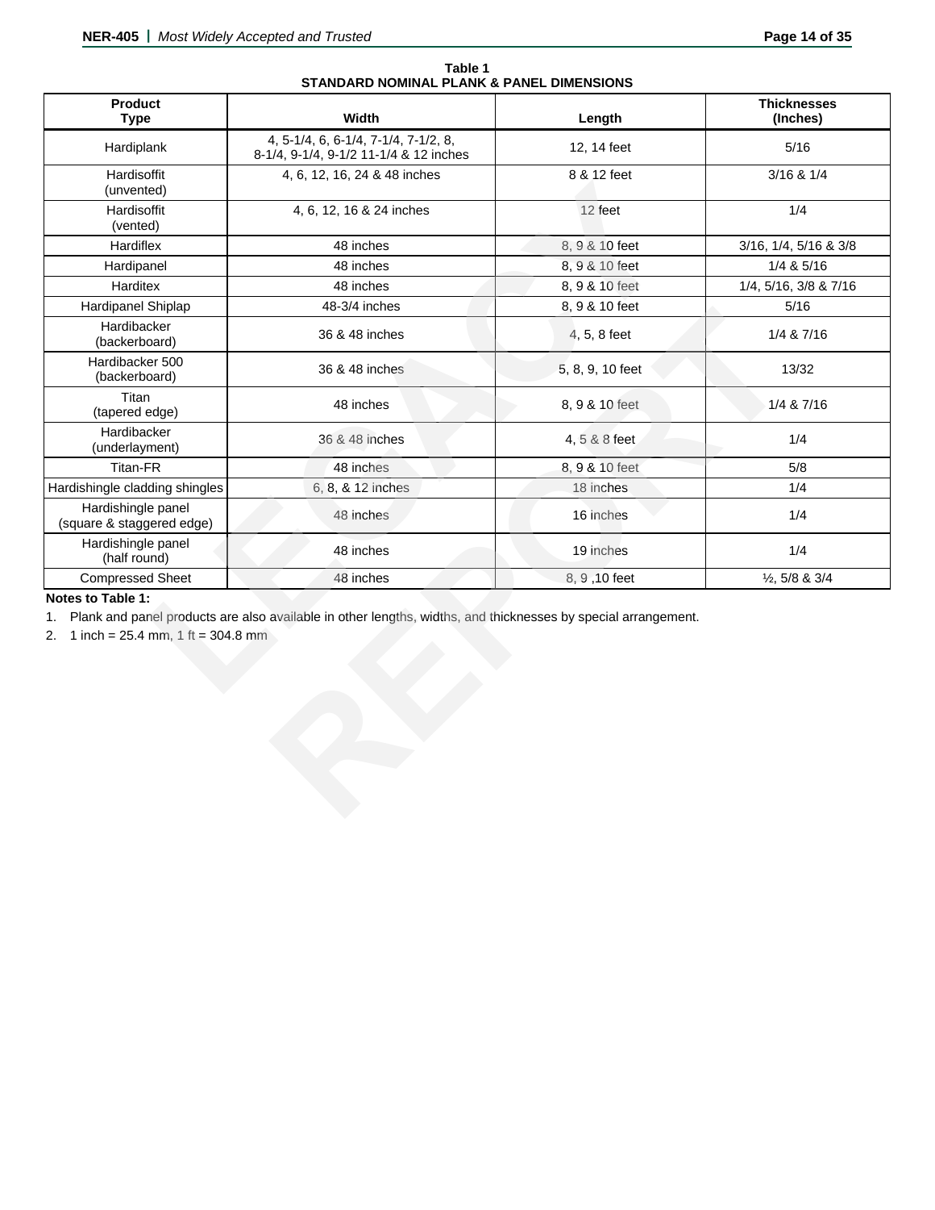**Table 1**
**STANDARD NOMINAL PLANK & PANEL DIMENSIONS**

| Product Type | Width | Length | Thicknesses (Inches) |
|---|---|---|---|
| Hardiplank | 4, 5-1/4, 6, 6-1/4, 7-1/4, 7-1/2, 8, 8-1/4, 9-1/4, 9-1/2 11-1/4 & 12 inches | 12, 14 feet | 5/16 |
| Hardisoffit (unvented) | 4, 6, 12, 16, 24 & 48 inches | 8 & 12 feet | 3/16 & 1/4 |
| Hardisoffit (vented) | 4, 6, 12, 16 & 24 inches | 12 feet | 1/4 |
| Hardiflex | 48 inches | 8, 9 & 10 feet | 3/16, 1/4, 5/16 & 3/8 |
| Hardipanel | 48 inches | 8, 9 & 10 feet | 1/4 & 5/16 |
| Harditex | 48 inches | 8, 9 & 10 feet | 1/4, 5/16, 3/8 & 7/16 |
| Hardipanel Shiplap | 48-3/4 inches | 8, 9 & 10 feet | 5/16 |
| Hardibacker (backerboard) | 36 & 48 inches | 4, 5, 8 feet | 1/4 & 7/16 |
| Hardibacker 500 (backerboard) | 36 & 48 inches | 5, 8, 9, 10 feet | 13/32 |
| Titan (tapered edge) | 48 inches | 8, 9 & 10 feet | 1/4 & 7/16 |
| Hardibacker (underlayment) | 36 & 48 inches | 4, 5 & 8 feet | 1/4 |
| Titan-FR | 48 inches | 8, 9 & 10 feet | 5/8 |
| Hardishingle cladding shingles | 6, 8, & 12 inches | 18 inches | 1/4 |
| Hardishingle panel (square & staggered edge) | 48 inches | 16 inches | 1/4 |
| Hardishingle panel (half round) | 48 inches | 19 inches | 1/4 |
| Compressed Sheet | 48 inches | 8, 9 ,10 feet | ½, 5/8 & 3/4 |

**Notes to Table 1:**

1. Plank and panel products are also available in other lengths, widths, and thicknesses by special arrangement.
2. 1 inch = 25.4 mm, 1 ft = 304.8 mm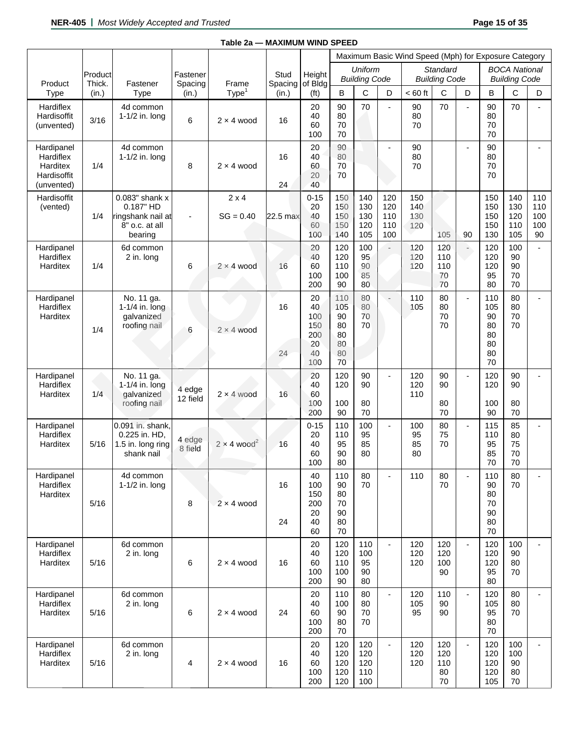**Table 2a — MAXIMUM WIND SPEED**

| Product Type | Product Thick. (in.) | Fastener Type | Fastener Spacing (in.) | Frame Type[1] | Stud Spacing (in.) | Height of Bldg (ft) | Maximum Basic Wind Speed (Mph) for Exposure Category | | | | | | | | |
|---|---|---|---|---|---|---|---|---|---|---|---|---|---|---|---|
| | | | | | | | *Uniform Building Code* | | | *Standard Building Code* | | | *BOCA National Building Code* | | |
| | | | | | | | B | C | D | < 60 ft | C | D | B | C | D |
| Hardiflex Hardisoffit (unvented) | 3/16 | 4d common 1-1/2 in. long | 6 | 2 × 4 wood | 16 | 20<br>40<br>60<br>100 | 90<br>80<br>70<br>70 | 70 | - | 90<br>80<br>70 | 70 | - | 90<br>80<br>70<br>70 | 70 | - |
| Hardipanel Hardiflex Harditex Hardisoffit (unvented) | 1/4 | 4d common 1-1/2 in. long | 8 | 2 × 4 wood | 16<br><br>24 | 20<br>40<br>60<br>20<br>40 | 90<br>80<br>70<br>70 | | - | 90<br>80<br>70 | | - | 90<br>80<br>70<br>70 | | - |
| Hardisoffit (vented) | 1/4 | 0.083" shank x 0.187" HD ringshank nail at 8" o.c. at all bearing | - | 2 x 4<br>SG = 0.40 | 22.5 max | 0-15<br>20<br>40<br>60<br>100 | 150<br>150<br>150<br>150<br>140 | 140<br>130<br>130<br>120<br>105 | 120<br>120<br>110<br>110<br>100 | 150<br>140<br>130<br>120 | 105 | 90 | 150<br>150<br>150<br>150<br>130 | 140<br>130<br>120<br>110<br>105 | 110<br>110<br>100<br>100<br>90 |
| Hardipanel Hardiflex Harditex | 1/4 | 6d common 2 in. long | 6 | 2 × 4 wood | 16 | 20<br>40<br>60<br>100<br>200 | 120<br>120<br>110<br>100<br>90 | 100<br>95<br>90<br>85<br>80 | - | 120<br>120<br>120 | 120<br>110<br>110<br>70<br>70 | - | 120<br>120<br>120<br>95<br>80 | 100<br>90<br>90<br>70<br>70 | - |
| Hardipanel Hardiflex Harditex | 1/4 | No. 11 ga. 1-1/4 in. long galvanized roofing nail | 6 | 2 × 4 wood | 16<br><br><br><br><br><br>24 | 20<br>40<br>100<br>150<br>200<br>20<br>40<br>100 | 110<br>105<br>90<br>80<br>80<br>80<br>80<br>70 | 80<br>80<br>70<br>70 | - | 110<br>105 | 80<br>80<br>70<br>70 | - | 110<br>105<br>90<br>80<br>80<br>80<br>80<br>70 | 80<br>80<br>70<br>70 | - |
| Hardipanel Hardiflex Harditex | 1/4 | No. 11 ga. 1-1/4 in. long galvanized roofing nail | 4 edge 12 field | 2 × 4 wood | 16 | 20<br>40<br>60<br>100<br>200 | 120<br>120<br><br>100<br>90 | 90<br>90<br><br>80<br>70 | - | 120<br>120<br>110 | 90<br>90<br><br>80<br>70 | - | 120<br>120<br><br>100<br>90 | 90<br>90<br><br>80<br>70 | - |
| Hardipanel Hardiflex Harditex | 5/16 | 0.091 in. shank, 0.225 in. HD, 1.5 in. long ring shank nail | 4 edge 8 field | 2 × 4 wood[2] | 16 | 0-15<br>20<br>40<br>60<br>100 | 110<br>110<br>95<br>90<br>80 | 100<br>95<br>85<br>80 | - | 100<br>95<br>85<br>80 | 80<br>75<br>70 | - | 115<br>110<br>95<br>85<br>70 | 85<br>80<br>75<br>70<br>70 | - |
| Hardipanel Hardiflex Harditex | 5/16 | 4d common 1-1/2 in. long | 8 | 2 × 4 wood | 16<br><br><br><br>24 | 40<br>100<br>150<br>200<br>20<br>40<br>60 | 110<br>90<br>80<br>70<br>90<br>80<br>70 | 80<br>70 | - | 110 | 80<br>70 | - | 110<br>90<br>80<br>70<br>90<br>80<br>70 | 80<br>70 | - |
| Hardipanel Hardiflex Harditex | 5/16 | 6d common 2 in. long | 6 | 2 × 4 wood | 16 | 20<br>40<br>60<br>100<br>200 | 120<br>120<br>110<br>100<br>90 | 110<br>100<br>95<br>90<br>80 | - | 120<br>120<br>120 | 120<br>120<br>100<br>90 | - | 120<br>120<br>120<br>95<br>80 | 100<br>90<br>80<br>70 | - |
| Hardipanel Hardiflex Harditex | 5/16 | 6d common 2 in. long | 6 | 2 × 4 wood | 24 | 20<br>40<br>60<br>100<br>200 | 110<br>100<br>90<br>80<br>70 | 80<br>80<br>70<br>70 | - | 120<br>105<br>95 | 110<br>90<br>90 | - | 120<br>105<br>95<br>80<br>70 | 80<br>80<br>70 | - |
| Hardipanel Hardiflex Harditex | 5/16 | 6d common 2 in. long | 4 | 2 × 4 wood | 16 | 20<br>40<br>60<br>100<br>200 | 120<br>120<br>120<br>120<br>120 | 120<br>120<br>120<br>110<br>100 | - | 120<br>120<br>120 | 120<br>120<br>110<br>80<br>70 | - | 120<br>120<br>120<br>120<br>105 | 100<br>100<br>90<br>80<br>70 | - |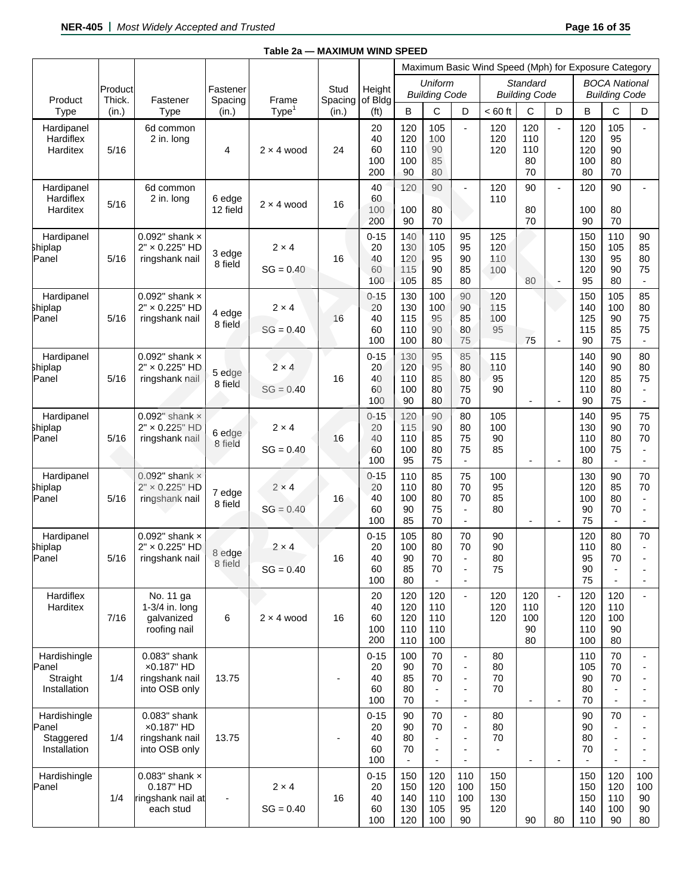**Table 2a — MAXIMUM WIND SPEED**

| Product Type | Product Thick. (in.) | Fastener Type | Fastener Spacing (in.) | Frame Type[1] | Stud Spacing (in.) | Height of Bldg (ft) | Maximum Basic Wind Speed (Mph) for Exposure Category | | | | | | | | |
|---|---|---|---|---|---|---|---|---|---|---|---|---|---|---|---|
| | | | | | | | *Uniform Building Code* | | | *Standard Building Code* | | | *BOCA National Building Code* | | |
| | | | | | | | B | C | D | < 60 ft | C | D | B | C | D |
| Hardipanel Hardiflex Harditex | 5/16 | 6d common 2 in. long | 4 | 2 × 4 wood | 24 | 20 | 120 | 105 | - | 120 | 120 | - | 120 | 105 | - |
| | | | | | | 40 | 120 | 100 | | 120 | 110 | | 120 | 95 | |
| | | | | | | 60 | 110 | 90 | | 120 | 110 | | 120 | 90 | |
| | | | | | | 100 | 100 | 85 | | | 80 | | 100 | 80 | |
| | | | | | | 200 | 90 | 80 | | | 70 | | 80 | 70 | |
| Hardipanel Hardiflex Harditex | 5/16 | 6d common 2 in. long | 6 edge 12 field | 2 × 4 wood | 16 | 40 | 120 | 90 | - | 120 | 90 | - | 120 | 90 | - |
| | | | | | | 60 | | | | 110 | | | | | |
| | | | | | | 100 | 100 | 80 | | | 80 | | 100 | 80 | |
| | | | | | | 200 | 90 | 70 | | | 70 | | 90 | 70 | |
| Hardipanel Shiplap Panel | 5/16 | 0.092" shank × 2" × 0.225" HD ringshank nail | 3 edge 8 field | 2 × 4 SG = 0.40 | 16 | 0-15 | 140 | 110 | 95 | 125 | | | 150 | 110 | 90 |
| | | | | | | 20 | 130 | 105 | 95 | 120 | | | 150 | 105 | 85 |
| | | | | | | 40 | 120 | 95 | 90 | 110 | | | 130 | 95 | 80 |
| | | | | | | 60 | 115 | 90 | 85 | 100 | | | 120 | 90 | 75 |
| | | | | | | 100 | 105 | 85 | 80 | | 80 | - | 95 | 80 | - |
| Hardipanel Shiplap Panel | 5/16 | 0.092" shank × 2" × 0.225" HD ringshank nail | 4 edge 8 field | 2 × 4 SG = 0.40 | 16 | 0-15 | 130 | 100 | 90 | 120 | | | 150 | 105 | 85 |
| | | | | | | 20 | 130 | 100 | 90 | 115 | | | 140 | 100 | 80 |
| | | | | | | 40 | 115 | 95 | 85 | 100 | | | 125 | 90 | 75 |
| | | | | | | 60 | 110 | 90 | 80 | 95 | | | 115 | 85 | 75 |
| | | | | | | 100 | 100 | 80 | 75 | | 75 | - | 90 | 75 | - |
| Hardipanel Shiplap Panel | 5/16 | 0.092" shank × 2" × 0.225" HD ringshank nail | 5 edge 8 field | 2 × 4 SG = 0.40 | 16 | 0-15 | 130 | 95 | 85 | 115 | | | 140 | 90 | 80 |
| | | | | | | 20 | 120 | 95 | 80 | 110 | | | 140 | 90 | 80 |
| | | | | | | 40 | 110 | 85 | 80 | 95 | | | 120 | 85 | 75 |
| | | | | | | 60 | 100 | 80 | 75 | 90 | | | 110 | 80 | - |
| | | | | | | 100 | 90 | 80 | 70 | | - | - | 90 | 75 | - |
| Hardipanel Shiplap Panel | 5/16 | 0.092" shank × 2" × 0.225" HD ringshank nail | 6 edge 8 field | 2 × 4 SG = 0.40 | 16 | 0-15 | 120 | 90 | 80 | 105 | | | 140 | 95 | 75 |
| | | | | | | 20 | 115 | 90 | 80 | 100 | | | 130 | 90 | 70 |
| | | | | | | 40 | 110 | 85 | 75 | 90 | | | 110 | 80 | 70 |
| | | | | | | 60 | 100 | 80 | 75 | 85 | | | 100 | 75 | - |
| | | | | | | 100 | 95 | 75 | - | | - | - | 80 | - | - |
| Hardipanel Shiplap Panel | 5/16 | 0.092" shank × 2" × 0.225" HD ringshank nail | 7 edge 8 field | 2 × 4 SG = 0.40 | 16 | 0-15 | 110 | 85 | 75 | 100 | | | 130 | 90 | 70 |
| | | | | | | 20 | 110 | 80 | 70 | 95 | | | 120 | 85 | 70 |
| | | | | | | 40 | 100 | 80 | 70 | 85 | | | 100 | 80 | - |
| | | | | | | 60 | 90 | 75 | - | 80 | | | 90 | 70 | - |
| | | | | | | 100 | 85 | 70 | - | | - | - | 75 | - | - |
| Hardipanel Shiplap Panel | 5/16 | 0.092" shank × 2" × 0.225" HD ringshank nail | 8 edge 8 field | 2 × 4 SG = 0.40 | 16 | 0-15 | 105 | 80 | 70 | 90 | | | 120 | 80 | 70 |
| | | | | | | 20 | 100 | 80 | 70 | 90 | | | 110 | 80 | - |
| | | | | | | 40 | 90 | 70 | - | 80 | | | 95 | 70 | - |
| | | | | | | 60 | 85 | 70 | - | 75 | | | 90 | - | - |
| | | | | | | 100 | 80 | - | - | | | | 75 | - | - |
| Hardiflex Harditex | 7/16 | No. 11 ga 1-3/4 in. long galvanized roofing nail | 6 | 2 × 4 wood | 16 | 20 | 120 | 120 | - | 120 | 120 | - | 120 | 120 | - |
| | | | | | | 40 | 120 | 110 | | 120 | 110 | | 120 | 110 | |
| | | | | | | 60 | 120 | 110 | | 120 | 100 | | 120 | 100 | |
| | | | | | | 100 | 110 | 110 | | | 90 | | 110 | 90 | |
| | | | | | | 200 | 110 | 100 | | | 80 | | 100 | 80 | |
| Hardishingle Panel Straight Installation | 1/4 | 0.083" shank ×0.187" HD ringshank nail into OSB only | 13.75 | | - | 0-15 | 100 | 70 | - | 80 | | | 110 | 70 | - |
| | | | | | | 20 | 90 | 70 | - | 80 | | | 105 | 70 | - |
| | | | | | | 40 | 85 | 70 | - | 70 | | | 90 | 70 | - |
| | | | | | | 60 | 80 | - | - | 70 | | | 80 | - | - |
| | | | | | | 100 | 70 | - | - | | - | - | 70 | - | - |
| Hardishingle Panel Staggered Installation | 1/4 | 0.083" shank ×0.187" HD ringshank nail into OSB only | 13.75 | | - | 0-15 | 90 | 70 | - | 80 | | | 90 | 70 | - |
| | | | | | | 20 | 90 | 70 | - | 80 | | | 90 | - | - |
| | | | | | | 40 | 80 | - | - | 70 | | | 80 | - | - |
| | | | | | | 60 | 70 | - | - | - | | | 70 | - | - |
| | | | | | | 100 | - | - | - | | - | - | - | - | - |
| Hardishingle Panel | 1/4 | 0.083" shank × 0.187" HD ringshank nail at each stud | - | 2 × 4 SG = 0.40 | 16 | 0-15 | 150 | 120 | 110 | 150 | | | 150 | 120 | 100 |
| | | | | | | 20 | 150 | 120 | 100 | 150 | | | 150 | 120 | 100 |
| | | | | | | 40 | 140 | 110 | 100 | 130 | | | 150 | 110 | 90 |
| | | | | | | 60 | 130 | 105 | 95 | 120 | | | 140 | 100 | 90 |
| | | | | | | 100 | 120 | 100 | 90 | | 90 | 80 | 110 | 90 | 80 |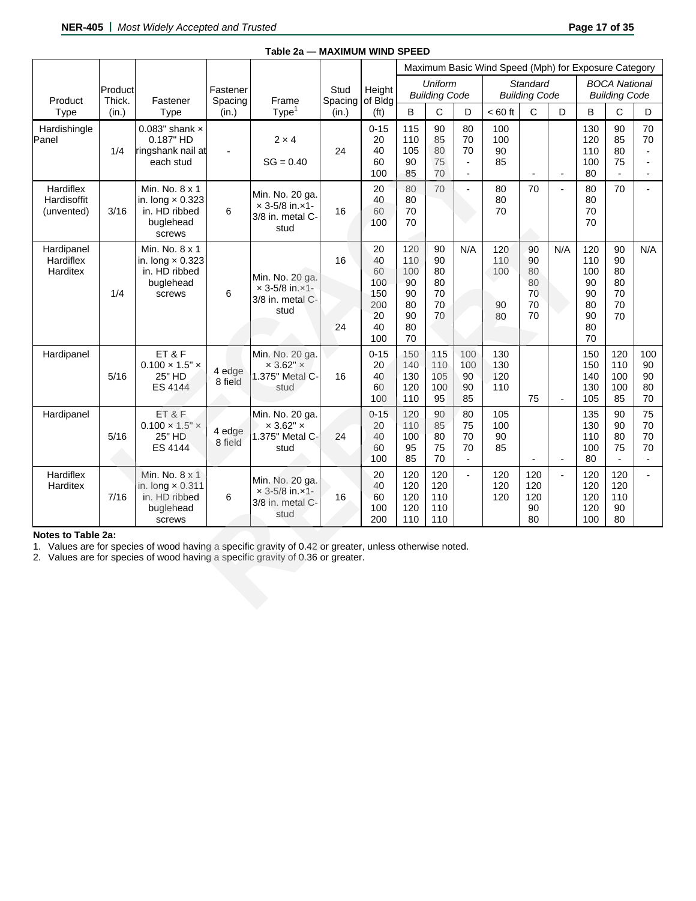**Table 2a — MAXIMUM WIND SPEED**

| Product Type | Product Thick. (in.) | Fastener Type | Fastener Spacing (in.) | Frame Type[1] | Stud Spacing (in.) | Height of Bldg (ft) | Maximum Basic Wind Speed (Mph) for Exposure Category | | | | | | | | |
|---|---|---|---|---|---|---|---|---|---|---|---|---|---|---|---|
| | | | | | | | *Uniform Building Code* | | | *Standard Building Code* | | | *BOCA National Building Code* | | |
| | | | | | | | B | C | D | < 60 ft | C | D | B | C | D |
| Hardishingle Panel | 1/4 | 0.083" shank × 0.187" HD ringshank nail at each stud | - | 2 × 4 SG = 0.40 | 24 | 0-15 | 115 | 90 | 80 | 100 | | | 130 | 90 | 70 |
| | | | | | | 20 | 110 | 85 | 70 | 100 | | | 120 | 85 | 70 |
| | | | | | | 40 | 105 | 80 | 70 | 90 | | | 110 | 80 | - |
| | | | | | | 60 | 90 | 75 | - | 85 | | | 100 | 75 | - |
| | | | | | | 100 | 85 | 70 | - | | - | - | 80 | - | - |
| Hardiflex Hardisoffit (unvented) | 3/16 | Min. No. 8 x 1 in. long × 0.323 in. HD ribbed buglehead screws | 6 | Min. No. 20 ga. × 3-5/8 in.×1-3/8 in. metal C-stud | 16 | 20 | 80 | 70 | - | 80 | 70 | - | 80 | 70 | - |
| | | | | | | 40 | 80 | | | 80 | | | 80 | | |
| | | | | | | 60 | 70 | | | 70 | | | 70 | | |
| | | | | | | 100 | 70 | | | | | | 70 | | |
| Hardipanel Hardiflex Harditex | 1/4 | Min. No. 8 x 1 in. long × 0.323 in. HD ribbed buglehead screws | 6 | Min. No. 20 ga. × 3-5/8 in.×1-3/8 in. metal C-stud | 16 | 20 | 120 | 90 | N/A | 120 | 90 | N/A | 120 | 90 | N/A |
| | | | | | | 40 | 110 | 90 | | 110 | 90 | | 110 | 90 | |
| | | | | | | 60 | 100 | 80 | | 100 | 80 | | 100 | 80 | |
| | | | | | | 100 | 90 | 80 | | | 80 | | 90 | 80 | |
| | | | | | | 150 | 90 | 70 | | | 70 | | 90 | 70 | |
| | | | | | | 200 | 80 | 70 | | 90 | 70 | | 80 | 70 | |
| | | | | | 24 | 20 | 90 | 70 | | 80 | 70 | | 90 | 70 | |
| | | | | | | 40 | 80 | | | | | | 80 | | |
| | | | | | | 100 | 70 | | | | | | 70 | | |
| Hardipanel | 5/16 | ET & F 0.100 × 1.5" × 25" HD ES 4144 | 4 edge 8 field | Min. No. 20 ga. × 3.62" × 1.375" Metal C-stud | 16 | 0-15 | 150 | 115 | 100 | 130 | | | 150 | 120 | 100 |
| | | | | | | 20 | 140 | 110 | 100 | 130 | | | 150 | 110 | 90 |
| | | | | | | 40 | 130 | 105 | 90 | 120 | | | 140 | 100 | 90 |
| | | | | | | 60 | 120 | 100 | 90 | 110 | | | 130 | 100 | 80 |
| | | | | | | 100 | 110 | 95 | 85 | | 75 | - | 105 | 85 | 70 |
| Hardipanel | 5/16 | ET & F 0.100 × 1.5" × 25" HD ES 4144 | 4 edge 8 field | Min. No. 20 ga. × 3.62" × 1.375" Metal C-stud | 24 | 0-15 | 120 | 90 | 80 | 105 | | | 135 | 90 | 75 |
| | | | | | | 20 | 110 | 85 | 75 | 100 | | | 130 | 90 | 70 |
| | | | | | | 40 | 100 | 80 | 70 | 90 | | | 110 | 80 | 70 |
| | | | | | | 60 | 95 | 75 | 70 | 85 | | | 100 | 75 | 70 |
| | | | | | | 100 | 85 | 70 | - | | - | - | 80 | - | - |
| Hardiflex Harditex | 7/16 | Min. No. 8 x 1 in. long × 0.311 in. HD ribbed buglehead screws | 6 | Min. No. 20 ga. × 3-5/8 in.×1-3/8 in. metal C-stud | 16 | 20 | 120 | 120 | - | 120 | 120 | - | 120 | 120 | - |
| | | | | | | 40 | 120 | 120 | | 120 | 120 | | 120 | 120 | |
| | | | | | | 60 | 120 | 110 | | 120 | 120 | | 120 | 110 | |
| | | | | | | 100 | 120 | 110 | | | 90 | | 120 | 90 | |
| | | | | | | 200 | 110 | 110 | | | 80 | | 100 | 80 | |

**Notes to Table 2a:**

1. Values are for species of wood having a specific gravity of 0.42 or greater, unless otherwise noted.
2. Values are for species of wood having a specific gravity of 0.36 or greater.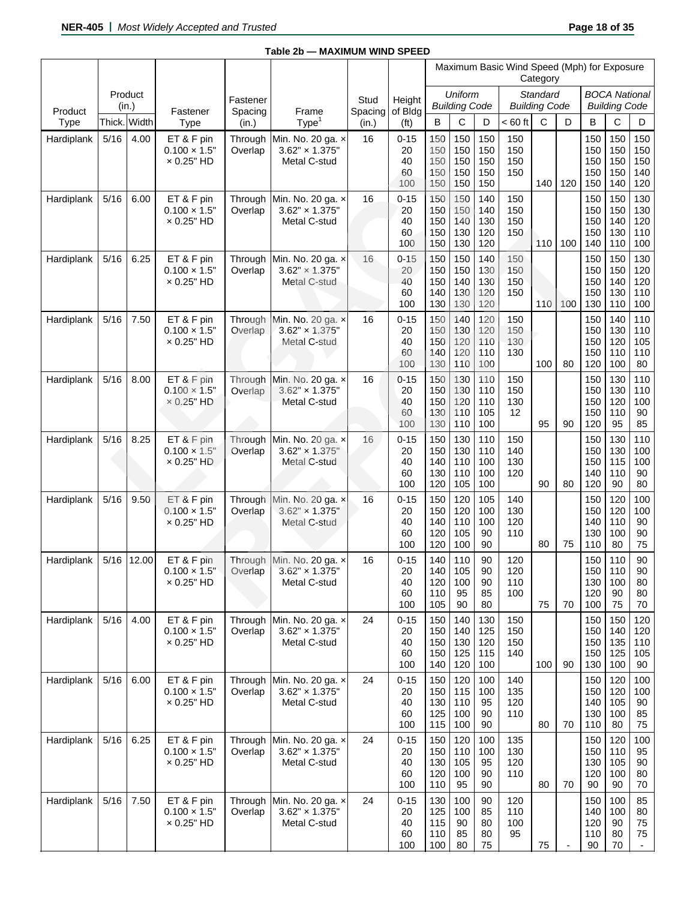**Table 2b — MAXIMUM WIND SPEED**

| Product Type | Product (in.) | | Fastener Type | Fastener Spacing (in.) | Frame Type[1] | Stud Spacing (in.) | Height of Bldg (ft) | Maximum Basic Wind Speed (Mph) for Exposure Category | | | | | | | | |
|---|---|---|---|---|---|---|---|---|---|---|---|---|---|---|---|---|
| | | | | | | | | *Uniform Building Code* | | | *Standard Building Code* | | | *BOCA National Building Code* | | |
| | Thick. | Width | | | | | | B | C | D | < 60 ft | C | D | B | C | D |
| Hardiplank | 5/16 | 4.00 | ET & F pin 0.100 × 1.5" × 0.25" HD | Through Overlap | Min. No. 20 ga. × 3.62" × 1.375" Metal C-stud | 16 | 0-15 | 150 | 150 | 150 | 150 | | | 150 | 150 | 150 |
| | | | | | | | 20 | 150 | 150 | 150 | 150 | | | 150 | 150 | 150 |
| | | | | | | | 40 | 150 | 150 | 150 | 150 | | | 150 | 150 | 150 |
| | | | | | | | 60 | 150 | 150 | 150 | 150 | | | 150 | 150 | 140 |
| | | | | | | | 100 | 150 | 150 | 150 | | 140 | 120 | 150 | 140 | 120 |
| Hardiplank | 5/16 | 6.00 | ET & F pin 0.100 × 1.5" × 0.25" HD | Through Overlap | Min. No. 20 ga. × 3.62" × 1.375" Metal C-stud | 16 | 0-15 | 150 | 150 | 140 | 150 | | | 150 | 150 | 130 |
| | | | | | | | 20 | 150 | 150 | 140 | 150 | | | 150 | 150 | 130 |
| | | | | | | | 40 | 150 | 140 | 130 | 150 | | | 150 | 140 | 120 |
| | | | | | | | 60 | 150 | 130 | 120 | 150 | | | 150 | 130 | 110 |
| | | | | | | | 100 | 150 | 130 | 120 | | 110 | 100 | 140 | 110 | 100 |
| Hardiplank | 5/16 | 6.25 | ET & F pin 0.100 × 1.5" × 0.25" HD | Through Overlap | Min. No. 20 ga. × 3.62" × 1.375" Metal C-stud | 16 | 0-15 | 150 | 150 | 140 | 150 | | | 150 | 150 | 130 |
| | | | | | | | 20 | 150 | 150 | 130 | 150 | | | 150 | 150 | 120 |
| | | | | | | | 40 | 150 | 140 | 130 | 150 | | | 150 | 140 | 120 |
| | | | | | | | 60 | 140 | 130 | 120 | 150 | | | 150 | 130 | 110 |
| | | | | | | | 100 | 130 | 130 | 120 | | 110 | 100 | 130 | 110 | 100 |
| Hardiplank | 5/16 | 7.50 | ET & F pin 0.100 × 1.5" × 0.25" HD | Through Overlap | Min. No. 20 ga. × 3.62" × 1.375" Metal C-stud | 16 | 0-15 | 150 | 140 | 120 | 150 | | | 150 | 140 | 110 |
| | | | | | | | 20 | 150 | 130 | 120 | 150 | | | 150 | 130 | 110 |
| | | | | | | | 40 | 150 | 120 | 110 | 130 | | | 150 | 120 | 105 |
| | | | | | | | 60 | 140 | 120 | 110 | 130 | | | 150 | 110 | 110 |
| | | | | | | | 100 | 130 | 110 | 100 | | 100 | 80 | 120 | 100 | 80 |
| Hardiplank | 5/16 | 8.00 | ET & F pin 0.100 × 1.5" × 0.25" HD | Through Overlap | Min. No. 20 ga. × 3.62" × 1.375" Metal C-stud | 16 | 0-15 | 150 | 130 | 110 | 150 | | | 150 | 130 | 110 |
| | | | | | | | 20 | 150 | 130 | 110 | 150 | | | 150 | 130 | 110 |
| | | | | | | | 40 | 150 | 120 | 110 | 130 | | | 150 | 120 | 100 |
| | | | | | | | 60 | 130 | 110 | 105 | 12 | | | 150 | 110 | 90 |
| | | | | | | | 100 | 130 | 110 | 100 | | 95 | 90 | 120 | 95 | 85 |
| Hardiplank | 5/16 | 8.25 | ET & F pin 0.100 × 1.5" × 0.25" HD | Through Overlap | Min. No. 20 ga. × 3.62" × 1.375" Metal C-stud | 16 | 0-15 | 150 | 130 | 110 | 150 | | | 150 | 130 | 110 |
| | | | | | | | 20 | 150 | 130 | 110 | 140 | | | 150 | 130 | 100 |
| | | | | | | | 40 | 140 | 110 | 100 | 130 | | | 150 | 115 | 100 |
| | | | | | | | 60 | 130 | 110 | 100 | 120 | | | 140 | 110 | 90 |
| | | | | | | | 100 | 120 | 105 | 100 | | 90 | 80 | 120 | 90 | 80 |
| Hardiplank | 5/16 | 9.50 | ET & F pin 0.100 × 1.5" × 0.25" HD | Through Overlap | Min. No. 20 ga. × 3.62" × 1.375" Metal C-stud | 16 | 0-15 | 150 | 120 | 105 | 140 | | | 150 | 120 | 100 |
| | | | | | | | 20 | 150 | 120 | 100 | 130 | | | 150 | 120 | 100 |
| | | | | | | | 40 | 140 | 110 | 100 | 120 | | | 140 | 110 | 90 |
| | | | | | | | 60 | 120 | 105 | 90 | 110 | | | 130 | 100 | 90 |
| | | | | | | | 100 | 120 | 100 | 90 | | 80 | 75 | 110 | 80 | 75 |
| Hardiplank | 5/16 | 12.00 | ET & F pin 0.100 × 1.5" × 0.25" HD | Through Overlap | Min. No. 20 ga. × 3.62" × 1.375" Metal C-stud | 16 | 0-15 | 140 | 110 | 90 | 120 | | | 150 | 110 | 90 |
| | | | | | | | 20 | 140 | 105 | 90 | 120 | | | 150 | 110 | 90 |
| | | | | | | | 40 | 120 | 100 | 90 | 110 | | | 130 | 100 | 80 |
| | | | | | | | 60 | 110 | 95 | 85 | 100 | | | 120 | 90 | 80 |
| | | | | | | | 100 | 105 | 90 | 80 | | 75 | 70 | 100 | 75 | 70 |
| Hardiplank | 5/16 | 4.00 | ET & F pin 0.100 × 1.5" × 0.25" HD | Through Overlap | Min. No. 20 ga. × 3.62" × 1.375" Metal C-stud | 24 | 0-15 | 150 | 140 | 130 | 150 | | | 150 | 150 | 120 |
| | | | | | | | 20 | 150 | 140 | 125 | 150 | | | 150 | 140 | 120 |
| | | | | | | | 40 | 150 | 130 | 120 | 150 | | | 150 | 135 | 110 |
| | | | | | | | 60 | 150 | 125 | 115 | 140 | | | 150 | 125 | 105 |
| | | | | | | | 100 | 140 | 120 | 100 | | 100 | 90 | 130 | 100 | 90 |
| Hardiplank | 5/16 | 6.00 | ET & F pin 0.100 × 1.5" × 0.25" HD | Through Overlap | Min. No. 20 ga. × 3.62" × 1.375" Metal C-stud | 24 | 0-15 | 150 | 120 | 100 | 140 | | | 150 | 120 | 100 |
| | | | | | | | 20 | 150 | 115 | 100 | 135 | | | 150 | 120 | 100 |
| | | | | | | | 40 | 130 | 110 | 95 | 120 | | | 140 | 105 | 90 |
| | | | | | | | 60 | 125 | 100 | 90 | 110 | | | 130 | 100 | 85 |
| | | | | | | | 100 | 115 | 100 | 90 | | 80 | 70 | 110 | 80 | 75 |
| Hardiplank | 5/16 | 6.25 | ET & F pin 0.100 × 1.5" × 0.25" HD | Through Overlap | Min. No. 20 ga. × 3.62" × 1.375" Metal C-stud | 24 | 0-15 | 150 | 120 | 100 | 135 | | | 150 | 120 | 100 |
| | | | | | | | 20 | 150 | 110 | 100 | 130 | | | 150 | 110 | 95 |
| | | | | | | | 40 | 130 | 105 | 95 | 120 | | | 130 | 105 | 90 |
| | | | | | | | 60 | 120 | 100 | 90 | 110 | | | 120 | 100 | 80 |
| | | | | | | | 100 | 110 | 95 | 90 | | 80 | 70 | 90 | 90 | 70 |
| Hardiplank | 5/16 | 7.50 | ET & F pin 0.100 × 1.5" × 0.25" HD | Through Overlap | Min. No. 20 ga. × 3.62" × 1.375" Metal C-stud | 24 | 0-15 | 130 | 100 | 90 | 120 | | | 150 | 100 | 85 |
| | | | | | | | 20 | 125 | 100 | 85 | 110 | | | 140 | 100 | 80 |
| | | | | | | | 40 | 115 | 90 | 80 | 100 | | | 120 | 90 | 75 |
| | | | | | | | 60 | 110 | 85 | 80 | 95 | | | 110 | 80 | 75 |
| | | | | | | | 100 | 100 | 80 | 75 | | 75 | - | 90 | 70 | - |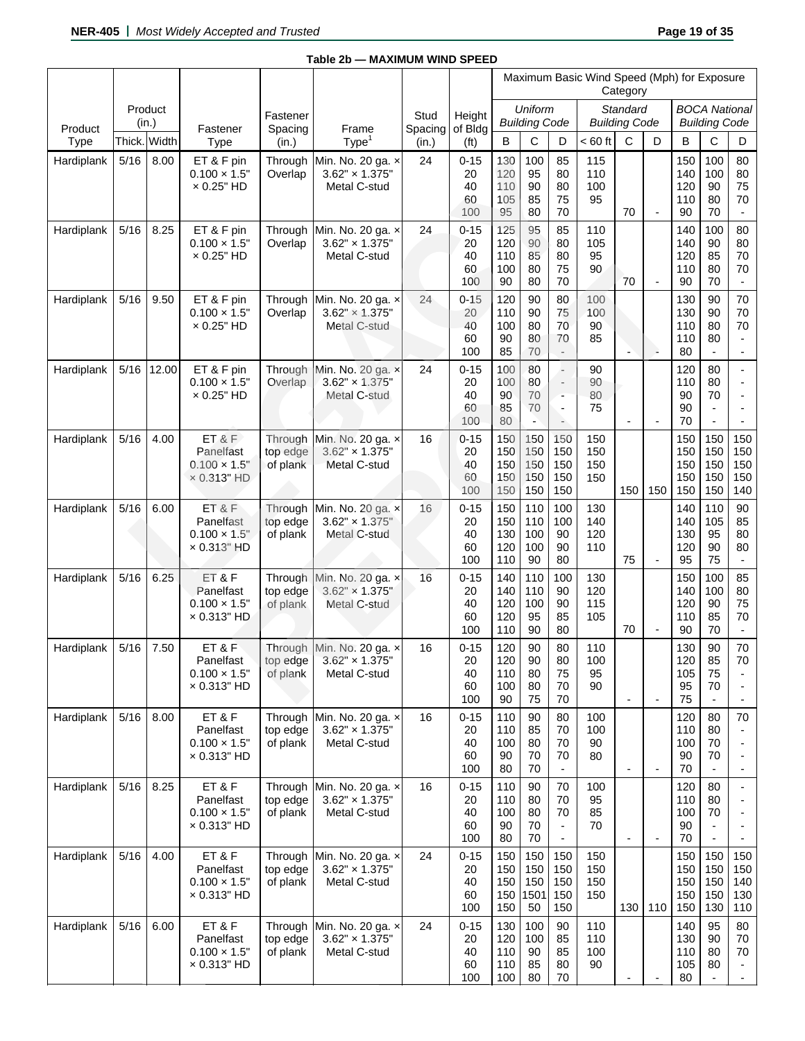**Table 2b — MAXIMUM WIND SPEED**

| Product Type | Product (in.) Thick. | Product (in.) Width | Fastener Type | Fastener Spacing (in.) | Frame Type[1] | Stud Spacing (in.) | Height of Bldg (ft) | Maximum Basic Wind Speed (Mph) for Exposure Category: *Uniform Building Code* B | *Uniform Building Code* C | *Uniform Building Code* D | *Standard Building Code* < 60 ft | *Standard Building Code* C | *Standard Building Code* D | *BOCA National Building Code* B | *BOCA National Building Code* C | *BOCA National Building Code* D |
|---|---|---|---|---|---|---|---|---|---|---|---|---|---|---|---|---|
| Hardiplank | 5/16 | 8.00 | ET & F pin 0.100 × 1.5" × 0.25" HD | Through Overlap | Min. No. 20 ga. × 3.62" × 1.375" Metal C-stud | 24 | 0-15 | 130 | 100 | 85 | 115 | | | 150 | 100 | 80 |
| | | | | | | | 20 | 120 | 95 | 80 | 110 | | | 140 | 100 | 80 |
| | | | | | | | 40 | 110 | 90 | 80 | 100 | | | 120 | 90 | 75 |
| | | | | | | | 60 | 105 | 85 | 75 | 95 | | | 110 | 80 | 70 |
| | | | | | | | 100 | 95 | 80 | 70 | | 70 | - | 90 | 70 | - |
| Hardiplank | 5/16 | 8.25 | ET & F pin 0.100 × 1.5" × 0.25" HD | Through Overlap | Min. No. 20 ga. × 3.62" × 1.375" Metal C-stud | 24 | 0-15 | 125 | 95 | 85 | 110 | | | 140 | 100 | 80 |
| | | | | | | | 20 | 120 | 90 | 80 | 105 | | | 140 | 90 | 80 |
| | | | | | | | 40 | 110 | 85 | 80 | 95 | | | 120 | 85 | 70 |
| | | | | | | | 60 | 100 | 80 | 75 | 90 | | | 110 | 80 | 70 |
| | | | | | | | 100 | 90 | 80 | 70 | | 70 | - | 90 | 70 | - |
| Hardiplank | 5/16 | 9.50 | ET & F pin 0.100 × 1.5" × 0.25" HD | Through Overlap | Min. No. 20 ga. × 3.62" × 1.375" Metal C-stud | 24 | 0-15 | 120 | 90 | 80 | 100 | | | 130 | 90 | 70 |
| | | | | | | | 20 | 110 | 90 | 75 | 100 | | | 130 | 90 | 70 |
| | | | | | | | 40 | 100 | 80 | 70 | 90 | | | 110 | 80 | 70 |
| | | | | | | | 60 | 90 | 80 | 70 | 85 | | | 110 | 80 | - |
| | | | | | | | 100 | 85 | 70 | - | | - | - | 80 | - | - |
| Hardiplank | 5/16 | 12.00 | ET & F pin 0.100 × 1.5" × 0.25" HD | Through Overlap | Min. No. 20 ga. × 3.62" × 1.375" Metal C-stud | 24 | 0-15 | 100 | 80 | - | 90 | | | 120 | 80 | - |
| | | | | | | | 20 | 100 | 80 | - | 90 | | | 110 | 80 | - |
| | | | | | | | 40 | 90 | 70 | - | 80 | | | 90 | 70 | - |
| | | | | | | | 60 | 85 | 70 | - | 75 | | | 90 | - | - |
| | | | | | | | 100 | 80 | - | - | | - | - | 70 | - | - |
| Hardiplank | 5/16 | 4.00 | ET & F Panelfast 0.100 × 1.5" × 0.313" HD | Through top edge of plank | Min. No. 20 ga. × 3.62" × 1.375" Metal C-stud | 16 | 0-15 | 150 | 150 | 150 | 150 | | | 150 | 150 | 150 |
| | | | | | | | 20 | 150 | 150 | 150 | 150 | | | 150 | 150 | 150 |
| | | | | | | | 40 | 150 | 150 | 150 | 150 | | | 150 | 150 | 150 |
| | | | | | | | 60 | 150 | 150 | 150 | 150 | | | 150 | 150 | 150 |
| | | | | | | | 100 | 150 | 150 | 150 | | 150 | 150 | 150 | 150 | 140 |
| Hardiplank | 5/16 | 6.00 | ET & F Panelfast 0.100 × 1.5" × 0.313" HD | Through top edge of plank | Min. No. 20 ga. × 3.62" × 1.375" Metal C-stud | 16 | 0-15 | 150 | 110 | 100 | 130 | | | 140 | 110 | 90 |
| | | | | | | | 20 | 150 | 110 | 100 | 140 | | | 140 | 105 | 85 |
| | | | | | | | 40 | 130 | 100 | 90 | 120 | | | 130 | 95 | 80 |
| | | | | | | | 60 | 120 | 100 | 90 | 110 | | | 120 | 90 | 80 |
| | | | | | | | 100 | 110 | 90 | 80 | | 75 | - | 95 | 75 | - |
| Hardiplank | 5/16 | 6.25 | ET & F Panelfast 0.100 × 1.5" × 0.313" HD | Through top edge of plank | Min. No. 20 ga. × 3.62" × 1.375" Metal C-stud | 16 | 0-15 | 140 | 110 | 100 | 130 | | | 150 | 100 | 85 |
| | | | | | | | 20 | 140 | 110 | 90 | 120 | | | 140 | 100 | 80 |
| | | | | | | | 40 | 120 | 100 | 90 | 115 | | | 120 | 90 | 75 |
| | | | | | | | 60 | 120 | 95 | 85 | 105 | | | 110 | 85 | 70 |
| | | | | | | | 100 | 110 | 90 | 80 | | 70 | - | 90 | 70 | - |
| Hardiplank | 5/16 | 7.50 | ET & F Panelfast 0.100 × 1.5" × 0.313" HD | Through top edge of plank | Min. No. 20 ga. × 3.62" × 1.375" Metal C-stud | 16 | 0-15 | 120 | 90 | 80 | 110 | | | 130 | 90 | 70 |
| | | | | | | | 20 | 120 | 90 | 80 | 100 | | | 120 | 85 | 70 |
| | | | | | | | 40 | 110 | 80 | 75 | 95 | | | 105 | 75 | - |
| | | | | | | | 60 | 100 | 80 | 70 | 90 | | | 95 | 70 | - |
| | | | | | | | 100 | 90 | 75 | 70 | | - | - | 75 | - | - |
| Hardiplank | 5/16 | 8.00 | ET & F Panelfast 0.100 × 1.5" × 0.313" HD | Through top edge of plank | Min. No. 20 ga. × 3.62" × 1.375" Metal C-stud | 16 | 0-15 | 110 | 90 | 80 | 100 | | | 120 | 80 | 70 |
| | | | | | | | 20 | 110 | 85 | 70 | 100 | | | 110 | 80 | - |
| | | | | | | | 40 | 100 | 80 | 70 | 90 | | | 100 | 70 | - |
| | | | | | | | 60 | 90 | 70 | 70 | 80 | | | 90 | 70 | - |
| | | | | | | | 100 | 80 | 70 | - | | - | - | 70 | - | - |
| Hardiplank | 5/16 | 8.25 | ET & F Panelfast 0.100 × 1.5" × 0.313" HD | Through top edge of plank | Min. No. 20 ga. × 3.62" × 1.375" Metal C-stud | 16 | 0-15 | 110 | 90 | 70 | 100 | | | 120 | 80 | - |
| | | | | | | | 20 | 110 | 80 | 70 | 95 | | | 110 | 80 | - |
| | | | | | | | 40 | 100 | 80 | 70 | 85 | | | 100 | 70 | - |
| | | | | | | | 60 | 90 | 70 | - | 70 | | | 90 | - | - |
| | | | | | | | 100 | 80 | 70 | - | | - | - | 70 | - | - |
| Hardiplank | 5/16 | 4.00 | ET & F Panelfast 0.100 × 1.5" × 0.313" HD | Through top edge of plank | Min. No. 20 ga. × 3.62" × 1.375" Metal C-stud | 24 | 0-15 | 150 | 150 | 150 | 150 | | | 150 | 150 | 150 |
| | | | | | | | 20 | 150 | 150 | 150 | 150 | | | 150 | 150 | 150 |
| | | | | | | | 40 | 150 | 150 | 150 | 150 | | | 150 | 150 | 140 |
| | | | | | | | 60 | 150 | 1501 | 150 | 150 | | | 150 | 150 | 130 |
| | | | | | | | 100 | 150 | 50 | 150 | | 130 | 110 | 150 | 130 | 110 |
| Hardiplank | 5/16 | 6.00 | ET & F Panelfast 0.100 × 1.5" × 0.313" HD | Through top edge of plank | Min. No. 20 ga. × 3.62" × 1.375" Metal C-stud | 24 | 0-15 | 130 | 100 | 90 | 110 | | | 140 | 95 | 80 |
| | | | | | | | 20 | 120 | 100 | 85 | 110 | | | 130 | 90 | 70 |
| | | | | | | | 40 | 110 | 90 | 85 | 100 | | | 110 | 80 | 70 |
| | | | | | | | 60 | 110 | 85 | 80 | 90 | | | 105 | 80 | - |
| | | | | | | | 100 | 100 | 80 | 70 | | - | - | 80 | - | - |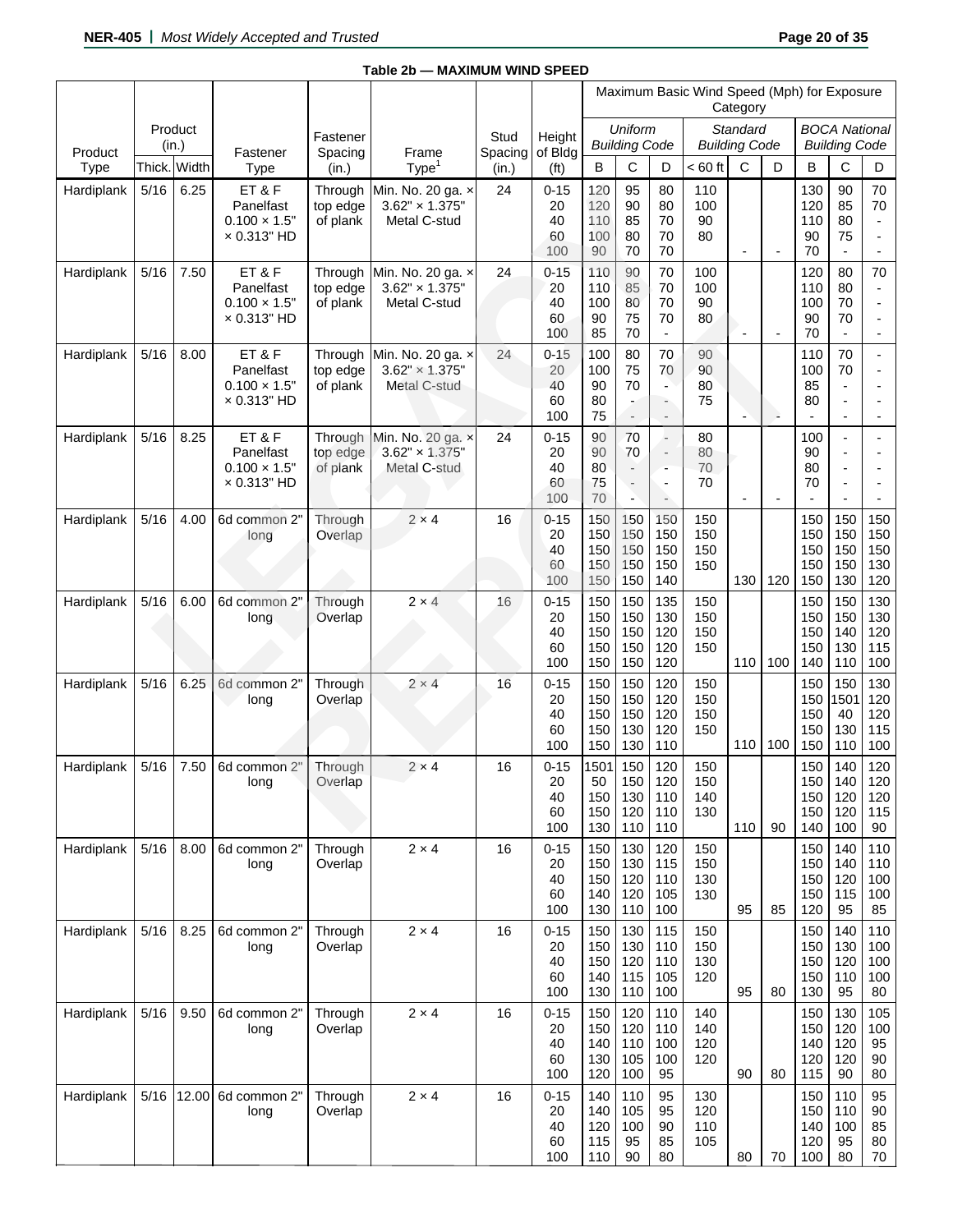**Table 2b — MAXIMUM WIND SPEED**

| Product Type | Product (in.) | | Fastener Type | Fastener Spacing (in.) | Frame Type[1] | Stud Spacing (in.) | Height of Bldg (ft) | Maximum Basic Wind Speed (Mph) for Exposure Category | | | | | | | | |
|---|---|---|---|---|---|---|---|---|---|---|---|---|---|---|---|---|
| | | | | | | | | *Uniform Building Code* | | | *Standard Building Code* | | | *BOCA National Building Code* | | |
| | Thick. | Width | | | | | | B | C | D | < 60 ft | C | D | B | C | D |
| Hardiplank | 5/16 | 6.25 | ET & F Panelfast 0.100 × 1.5" × 0.313" HD | Through top edge of plank | Min. No. 20 ga. × 3.62" × 1.375" Metal C-stud | 24 | 0-15 | 120 | 95 | 80 | 110 | | | 130 | 90 | 70 |
| | | | | | | | 20 | 120 | 90 | 80 | 100 | | | 120 | 85 | 70 |
| | | | | | | | 40 | 110 | 85 | 70 | 90 | | | 110 | 80 | - |
| | | | | | | | 60 | 100 | 80 | 70 | 80 | | | 90 | 75 | - |
| | | | | | | | 100 | 90 | 70 | 70 | | - | - | 70 | - | - |
| Hardiplank | 5/16 | 7.50 | ET & F Panelfast 0.100 × 1.5" × 0.313" HD | Through top edge of plank | Min. No. 20 ga. × 3.62" × 1.375" Metal C-stud | 24 | 0-15 | 110 | 90 | 70 | 100 | | | 120 | 80 | 70 |
| | | | | | | | 20 | 110 | 85 | 70 | 100 | | | 110 | 80 | - |
| | | | | | | | 40 | 100 | 80 | 70 | 90 | | | 100 | 70 | - |
| | | | | | | | 60 | 90 | 75 | 70 | 80 | | | 90 | 70 | - |
| | | | | | | | 100 | 85 | 70 | - | | - | - | 70 | - | - |
| Hardiplank | 5/16 | 8.00 | ET & F Panelfast 0.100 × 1.5" × 0.313" HD | Through top edge of plank | Min. No. 20 ga. × 3.62" × 1.375" Metal C-stud | 24 | 0-15 | 100 | 80 | 70 | 90 | | | 110 | 70 | - |
| | | | | | | | 20 | 100 | 75 | 70 | 90 | | | 100 | 70 | - |
| | | | | | | | 40 | 90 | 70 | - | 80 | | | 85 | - | - |
| | | | | | | | 60 | 80 | - | - | 75 | | | 80 | - | - |
| | | | | | | | 100 | 75 | - | - | | - | - | - | - | - |
| Hardiplank | 5/16 | 8.25 | ET & F Panelfast 0.100 × 1.5" × 0.313" HD | Through top edge of plank | Min. No. 20 ga. × 3.62" × 1.375" Metal C-stud | 24 | 0-15 | 90 | 70 | - | 80 | | | 100 | - | - |
| | | | | | | | 20 | 90 | 70 | - | 80 | | | 90 | - | - |
| | | | | | | | 40 | 80 | - | - | 70 | | | 80 | - | - |
| | | | | | | | 60 | 75 | - | - | 70 | | | 70 | - | - |
| | | | | | | | 100 | 70 | - | - | | - | - | - | - | - |
| Hardiplank | 5/16 | 4.00 | 6d common 2" long | Through Overlap | 2 × 4 | 16 | 0-15 | 150 | 150 | 150 | 150 | | | 150 | 150 | 150 |
| | | | | | | | 20 | 150 | 150 | 150 | 150 | | | 150 | 150 | 150 |
| | | | | | | | 40 | 150 | 150 | 150 | 150 | | | 150 | 150 | 150 |
| | | | | | | | 60 | 150 | 150 | 150 | 150 | | | 150 | 150 | 130 |
| | | | | | | | 100 | 150 | 150 | 140 | | 130 | 120 | 150 | 130 | 120 |
| Hardiplank | 5/16 | 6.00 | 6d common 2" long | Through Overlap | 2 × 4 | 16 | 0-15 | 150 | 150 | 135 | 150 | | | 150 | 150 | 130 |
| | | | | | | | 20 | 150 | 150 | 130 | 150 | | | 150 | 150 | 130 |
| | | | | | | | 40 | 150 | 150 | 120 | 150 | | | 150 | 140 | 120 |
| | | | | | | | 60 | 150 | 150 | 120 | 150 | | | 150 | 130 | 115 |
| | | | | | | | 100 | 150 | 150 | 120 | | 110 | 100 | 140 | 110 | 100 |
| Hardiplank | 5/16 | 6.25 | 6d common 2" long | Through Overlap | 2 × 4 | 16 | 0-15 | 150 | 150 | 120 | 150 | | | 150 | 150 | 130 |
| | | | | | | | 20 | 150 | 150 | 120 | 150 | | | 150 | 1501 | 120 |
| | | | | | | | 40 | 150 | 150 | 120 | 150 | | | 150 | 40 | 120 |
| | | | | | | | 60 | 150 | 130 | 120 | 150 | | | 150 | 130 | 115 |
| | | | | | | | 100 | 150 | 130 | 110 | | 110 | 100 | 150 | 110 | 100 |
| Hardiplank | 5/16 | 7.50 | 6d common 2" long | Through Overlap | 2 × 4 | 16 | 0-15 | 1501 | 150 | 120 | 150 | | | 150 | 140 | 120 |
| | | | | | | | 20 | 50 | 150 | 120 | 150 | | | 150 | 140 | 120 |
| | | | | | | | 40 | 150 | 130 | 110 | 140 | | | 150 | 120 | 120 |
| | | | | | | | 60 | 150 | 120 | 110 | 130 | | | 150 | 120 | 115 |
| | | | | | | | 100 | 130 | 110 | 110 | | 110 | 90 | 140 | 100 | 90 |
| Hardiplank | 5/16 | 8.00 | 6d common 2" long | Through Overlap | 2 × 4 | 16 | 0-15 | 150 | 130 | 120 | 150 | | | 150 | 140 | 110 |
| | | | | | | | 20 | 150 | 130 | 115 | 150 | | | 150 | 140 | 110 |
| | | | | | | | 40 | 150 | 120 | 110 | 130 | | | 150 | 120 | 100 |
| | | | | | | | 60 | 140 | 120 | 105 | 130 | | | 150 | 115 | 100 |
| | | | | | | | 100 | 130 | 110 | 100 | | 95 | 85 | 120 | 95 | 85 |
| Hardiplank | 5/16 | 8.25 | 6d common 2" long | Through Overlap | 2 × 4 | 16 | 0-15 | 150 | 130 | 115 | 150 | | | 150 | 140 | 110 |
| | | | | | | | 20 | 150 | 130 | 110 | 150 | | | 150 | 130 | 100 |
| | | | | | | | 40 | 150 | 120 | 110 | 130 | | | 150 | 120 | 100 |
| | | | | | | | 60 | 140 | 115 | 105 | 120 | | | 150 | 110 | 100 |
| | | | | | | | 100 | 130 | 110 | 100 | | 95 | 80 | 130 | 95 | 80 |
| Hardiplank | 5/16 | 9.50 | 6d common 2" long | Through Overlap | 2 × 4 | 16 | 0-15 | 150 | 120 | 110 | 140 | | | 150 | 130 | 105 |
| | | | | | | | 20 | 150 | 120 | 110 | 140 | | | 150 | 120 | 100 |
| | | | | | | | 40 | 140 | 110 | 100 | 120 | | | 140 | 120 | 95 |
| | | | | | | | 60 | 130 | 105 | 100 | 120 | | | 120 | 120 | 90 |
| | | | | | | | 100 | 120 | 100 | 95 | | 90 | 80 | 115 | 90 | 80 |
| Hardiplank | 5/16 | 12.00 | 6d common 2" long | Through Overlap | 2 × 4 | 16 | 0-15 | 140 | 110 | 95 | 130 | | | 150 | 110 | 95 |
| | | | | | | | 20 | 140 | 105 | 95 | 120 | | | 150 | 110 | 90 |
| | | | | | | | 40 | 120 | 100 | 90 | 110 | | | 140 | 100 | 85 |
| | | | | | | | 60 | 115 | 95 | 85 | 105 | | | 120 | 95 | 80 |
| | | | | | | | 100 | 110 | 90 | 80 | | 80 | 70 | 100 | 80 | 70 |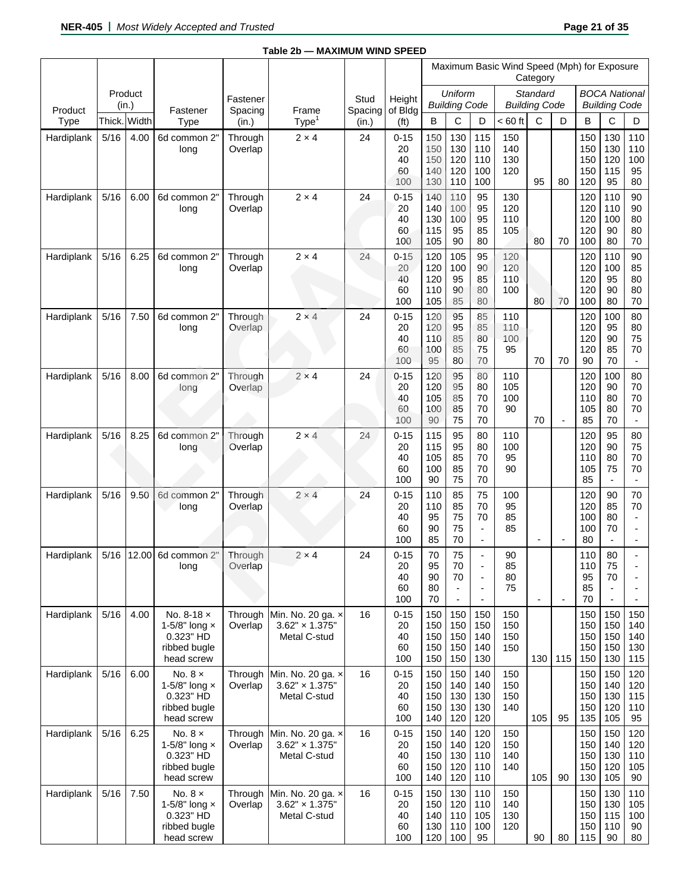**Table 2b — MAXIMUM WIND SPEED**

| Product Type | Product (in.) Thick. | Product (in.) Width | Fastener Type | Fastener Spacing (in.) | Frame Type[1] | Stud Spacing (in.) | Height of Bldg (ft) | Maximum Basic Wind Speed (Mph) for Exposure Category — *Uniform Building Code* B | *Uniform Building Code* C | *Uniform Building Code* D | *Standard Building Code* < 60 ft | *Standard Building Code* C | *Standard Building Code* D | *BOCA National Building Code* B | *BOCA National Building Code* C | *BOCA National Building Code* D |
|---|---|---|---|---|---|---|---|---|---|---|---|---|---|---|---|---|
| Hardiplank | 5/16 | 4.00 | 6d common 2" long | Through Overlap | 2 × 4 | 24 | 0-15 | 150 | 130 | 115 | 150 | | | 150 | 130 | 110 |
| | | | | | | | 20 | 150 | 130 | 110 | 140 | | | 150 | 130 | 110 |
| | | | | | | | 40 | 150 | 120 | 110 | 130 | | | 150 | 120 | 100 |
| | | | | | | | 60 | 140 | 120 | 100 | 120 | | | 150 | 115 | 95 |
| | | | | | | | 100 | 130 | 110 | 100 | | 95 | 80 | 120 | 95 | 80 |
| Hardiplank | 5/16 | 6.00 | 6d common 2" long | Through Overlap | 2 × 4 | 24 | 0-15 | 140 | 110 | 95 | 130 | | | 120 | 110 | 90 |
| | | | | | | | 20 | 140 | 100 | 95 | 120 | | | 120 | 110 | 90 |
| | | | | | | | 40 | 130 | 100 | 95 | 110 | | | 120 | 100 | 80 |
| | | | | | | | 60 | 115 | 95 | 85 | 105 | | | 120 | 90 | 80 |
| | | | | | | | 100 | 105 | 90 | 80 | | 80 | 70 | 100 | 80 | 70 |
| Hardiplank | 5/16 | 6.25 | 6d common 2" long | Through Overlap | 2 × 4 | 24 | 0-15 | 120 | 105 | 95 | 120 | | | 120 | 110 | 90 |
| | | | | | | | 20 | 120 | 100 | 90 | 120 | | | 120 | 100 | 85 |
| | | | | | | | 40 | 120 | 95 | 85 | 110 | | | 120 | 95 | 80 |
| | | | | | | | 60 | 110 | 90 | 80 | 100 | | | 120 | 90 | 80 |
| | | | | | | | 100 | 105 | 85 | 80 | | 80 | 70 | 100 | 80 | 70 |
| Hardiplank | 5/16 | 7.50 | 6d common 2" long | Through Overlap | 2 × 4 | 24 | 0-15 | 120 | 95 | 85 | 110 | | | 120 | 100 | 80 |
| | | | | | | | 20 | 120 | 95 | 85 | 110 | | | 120 | 95 | 80 |
| | | | | | | | 40 | 110 | 85 | 80 | 100 | | | 120 | 90 | 75 |
| | | | | | | | 60 | 100 | 85 | 75 | 95 | | | 120 | 85 | 70 |
| | | | | | | | 100 | 95 | 80 | 70 | | 70 | 70 | 90 | 70 | - |
| Hardiplank | 5/16 | 8.00 | 6d common 2" long | Through Overlap | 2 × 4 | 24 | 0-15 | 120 | 95 | 80 | 110 | | | 120 | 100 | 80 |
| | | | | | | | 20 | 120 | 95 | 80 | 105 | | | 120 | 90 | 70 |
| | | | | | | | 40 | 105 | 85 | 70 | 100 | | | 110 | 80 | 70 |
| | | | | | | | 60 | 100 | 85 | 70 | 90 | | | 105 | 80 | 70 |
| | | | | | | | 100 | 90 | 75 | 70 | | 70 | - | 85 | 70 | - |
| Hardiplank | 5/16 | 8.25 | 6d common 2" long | Through Overlap | 2 × 4 | 24 | 0-15 | 115 | 95 | 80 | 110 | | | 120 | 95 | 80 |
| | | | | | | | 20 | 115 | 95 | 80 | 100 | | | 120 | 90 | 75 |
| | | | | | | | 40 | 105 | 85 | 70 | 95 | | | 110 | 80 | 70 |
| | | | | | | | 60 | 100 | 85 | 70 | 90 | | | 105 | 75 | 70 |
| | | | | | | | 100 | 90 | 75 | 70 | | | | 85 | - | - |
| Hardiplank | 5/16 | 9.50 | 6d common 2" long | Through Overlap | 2 × 4 | 24 | 0-15 | 110 | 85 | 75 | 100 | | | 120 | 90 | 70 |
| | | | | | | | 20 | 110 | 85 | 70 | 95 | | | 120 | 85 | 70 |
| | | | | | | | 40 | 95 | 75 | 70 | 85 | | | 100 | 80 | - |
| | | | | | | | 60 | 90 | 75 | - | 85 | | | 100 | 70 | - |
| | | | | | | | 100 | 85 | 70 | - | | - | - | 80 | - | - |
| Hardiplank | 5/16 | 12.00 | 6d common 2" long | Through Overlap | 2 × 4 | 24 | 0-15 | 70 | 75 | - | 90 | | | 110 | 80 | - |
| | | | | | | | 20 | 95 | 70 | - | 85 | | | 110 | 75 | - |
| | | | | | | | 40 | 90 | 70 | - | 80 | | | 95 | 70 | - |
| | | | | | | | 60 | 80 | - | - | 75 | | | 85 | - | - |
| | | | | | | | 100 | 70 | - | - | | - | - | 70 | - | - |
| Hardiplank | 5/16 | 4.00 | No. 8-18 × 1-5/8" long × 0.323" HD ribbed bugle head screw | Through Overlap | Min. No. 20 ga. × 3.62" × 1.375" Metal C-stud | 16 | 0-15 | 150 | 150 | 150 | 150 | | | 150 | 150 | 150 |
| | | | | | | | 20 | 150 | 150 | 150 | 150 | | | 150 | 150 | 140 |
| | | | | | | | 40 | 150 | 150 | 140 | 150 | | | 150 | 150 | 140 |
| | | | | | | | 60 | 150 | 150 | 140 | 150 | | | 150 | 150 | 130 |
| | | | | | | | 100 | 150 | 150 | 130 | | 130 | 115 | 150 | 130 | 115 |
| Hardiplank | 5/16 | 6.00 | No. 8 × 1-5/8" long × 0.323" HD ribbed bugle head screw | Through Overlap | Min. No. 20 ga. × 3.62" × 1.375" Metal C-stud | 16 | 0-15 | 150 | 150 | 140 | 150 | | | 150 | 150 | 120 |
| | | | | | | | 20 | 150 | 140 | 140 | 150 | | | 150 | 140 | 120 |
| | | | | | | | 40 | 150 | 130 | 130 | 150 | | | 150 | 130 | 115 |
| | | | | | | | 60 | 150 | 130 | 130 | 140 | | | 150 | 120 | 110 |
| | | | | | | | 100 | 140 | 120 | 120 | | 105 | 95 | 135 | 105 | 95 |
| Hardiplank | 5/16 | 6.25 | No. 8 × 1-5/8" long × 0.323" HD ribbed bugle head screw | Through Overlap | Min. No. 20 ga. × 3.62" × 1.375" Metal C-stud | 16 | 0-15 | 150 | 140 | 120 | 150 | | | 150 | 150 | 120 |
| | | | | | | | 20 | 150 | 140 | 120 | 150 | | | 150 | 140 | 120 |
| | | | | | | | 40 | 150 | 130 | 110 | 140 | | | 150 | 130 | 110 |
| | | | | | | | 60 | 150 | 120 | 110 | 140 | | | 150 | 120 | 105 |
| | | | | | | | 100 | 140 | 120 | 110 | | 105 | 90 | 130 | 105 | 90 |
| Hardiplank | 5/16 | 7.50 | No. 8 × 1-5/8" long × 0.323" HD ribbed bugle head screw | Through Overlap | Min. No. 20 ga. × 3.62" × 1.375" Metal C-stud | 16 | 0-15 | 150 | 130 | 110 | 150 | | | 150 | 130 | 110 |
| | | | | | | | 20 | 150 | 120 | 110 | 140 | | | 150 | 130 | 105 |
| | | | | | | | 40 | 140 | 110 | 105 | 130 | | | 150 | 115 | 100 |
| | | | | | | | 60 | 130 | 110 | 100 | 120 | | | 150 | 110 | 90 |
| | | | | | | | 100 | 120 | 100 | 95 | | 90 | 80 | 115 | 90 | 80 |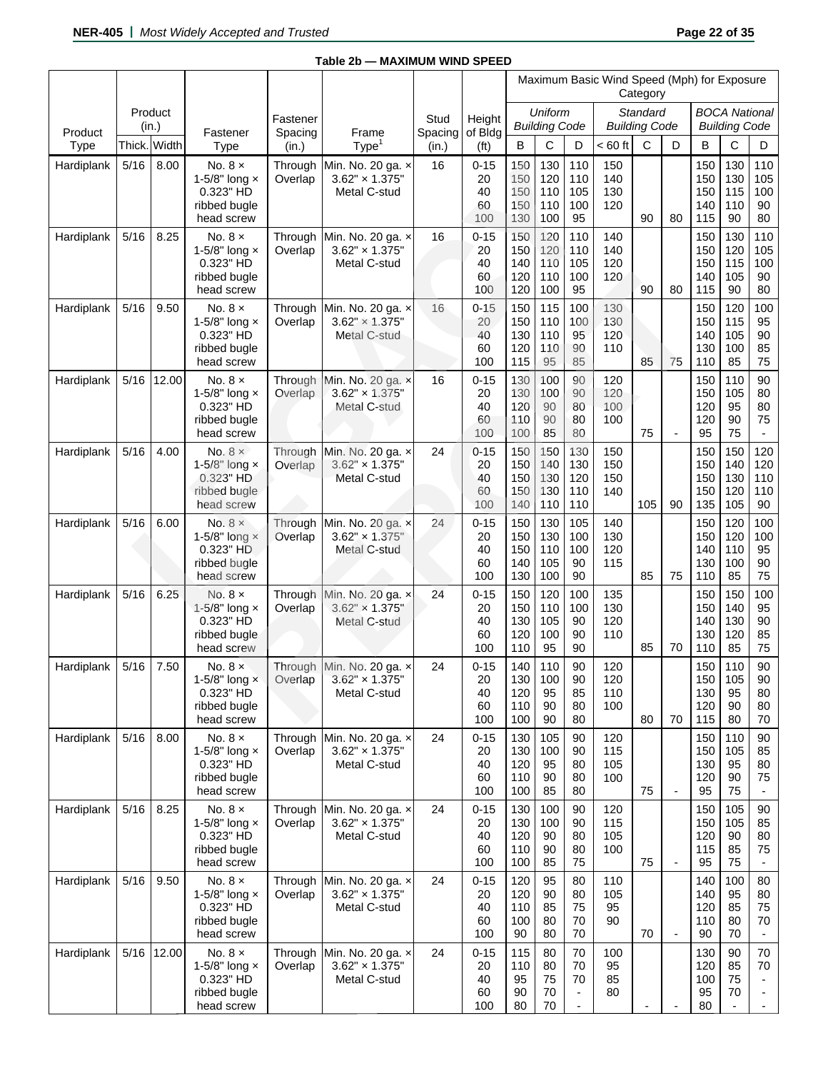**Table 2b — MAXIMUM WIND SPEED**

| Product Type | Product (in.) | | Fastener Type | Fastener Spacing (in.) | Frame Type[1] | Stud Spacing (in.) | Height of Bldg (ft) | Maximum Basic Wind Speed (Mph) for Exposure Category | | | | | | | | |
|---|---|---|---|---|---|---|---|---|---|---|---|---|---|---|---|---|
| | | | | | | | | *Uniform Building Code* | | | *Standard Building Code* | | | *BOCA National Building Code* | | |
| | Thick. | Width | | | | | | B | C | D | < 60 ft | C | D | B | C | D |
| Hardiplank | 5/16 | 8.00 | No. 8 × 1-5/8" long × 0.323" HD ribbed bugle head screw | Through Overlap | Min. No. 20 ga. × 3.62" × 1.375" Metal C-stud | 16 | 0-15 | 150 | 130 | 110 | 150 | | | 150 | 130 | 110 |
| | | | | | | | 20 | 150 | 120 | 110 | 140 | | | 150 | 130 | 105 |
| | | | | | | | 40 | 150 | 110 | 105 | 130 | | | 150 | 115 | 100 |
| | | | | | | | 60 | 150 | 110 | 100 | 120 | | | 140 | 110 | 90 |
| | | | | | | | 100 | 130 | 100 | 95 | | 90 | 80 | 115 | 90 | 80 |
| Hardiplank | 5/16 | 8.25 | No. 8 × 1-5/8" long × 0.323" HD ribbed bugle head screw | Through Overlap | Min. No. 20 ga. × 3.62" × 1.375" Metal C-stud | 16 | 0-15 | 150 | 120 | 110 | 140 | | | 150 | 130 | 110 |
| | | | | | | | 20 | 150 | 120 | 110 | 140 | | | 150 | 120 | 105 |
| | | | | | | | 40 | 140 | 110 | 105 | 120 | | | 150 | 115 | 100 |
| | | | | | | | 60 | 120 | 110 | 100 | 120 | | | 140 | 105 | 90 |
| | | | | | | | 100 | 120 | 100 | 95 | | 90 | 80 | 115 | 90 | 80 |
| Hardiplank | 5/16 | 9.50 | No. 8 × 1-5/8" long × 0.323" HD ribbed bugle head screw | Through Overlap | Min. No. 20 ga. × 3.62" × 1.375" Metal C-stud | 16 | 0-15 | 150 | 115 | 100 | 130 | | | 150 | 120 | 100 |
| | | | | | | | 20 | 150 | 110 | 100 | 130 | | | 150 | 115 | 95 |
| | | | | | | | 40 | 130 | 110 | 95 | 120 | | | 140 | 105 | 90 |
| | | | | | | | 60 | 120 | 110 | 90 | 110 | | | 130 | 100 | 85 |
| | | | | | | | 100 | 115 | 95 | 85 | | 85 | 75 | 110 | 85 | 75 |
| Hardiplank | 5/16 | 12.00 | No. 8 × 1-5/8" long × 0.323" HD ribbed bugle head screw | Through Overlap | Min. No. 20 ga. × 3.62" × 1.375" Metal C-stud | 16 | 0-15 | 130 | 100 | 90 | 120 | | | 150 | 110 | 90 |
| | | | | | | | 20 | 130 | 100 | 90 | 120 | | | 150 | 105 | 80 |
| | | | | | | | 40 | 120 | 90 | 80 | 100 | | | 120 | 95 | 80 |
| | | | | | | | 60 | 110 | 90 | 80 | 100 | | | 120 | 90 | 75 |
| | | | | | | | 100 | 100 | 85 | 80 | | 75 | - | 95 | 75 | - |
| Hardiplank | 5/16 | 4.00 | No. 8 × 1-5/8" long × 0.323" HD ribbed bugle head screw | Through Overlap | Min. No. 20 ga. × 3.62" × 1.375" Metal C-stud | 24 | 0-15 | 150 | 150 | 130 | 150 | | | 150 | 150 | 120 |
| | | | | | | | 20 | 150 | 140 | 130 | 150 | | | 150 | 140 | 120 |
| | | | | | | | 40 | 150 | 130 | 120 | 150 | | | 150 | 130 | 110 |
| | | | | | | | 60 | 150 | 130 | 110 | 140 | | | 150 | 120 | 110 |
| | | | | | | | 100 | 140 | 110 | 110 | | 105 | 90 | 135 | 105 | 90 |
| Hardiplank | 5/16 | 6.00 | No. 8 × 1-5/8" long × 0.323" HD ribbed bugle head screw | Through Overlap | Min. No. 20 ga. × 3.62" × 1.375" Metal C-stud | 24 | 0-15 | 150 | 130 | 105 | 140 | | | 150 | 120 | 100 |
| | | | | | | | 20 | 150 | 130 | 100 | 130 | | | 150 | 120 | 100 |
| | | | | | | | 40 | 150 | 110 | 100 | 120 | | | 140 | 110 | 95 |
| | | | | | | | 60 | 140 | 105 | 90 | 115 | | | 130 | 100 | 90 |
| | | | | | | | 100 | 130 | 100 | 90 | | 85 | 75 | 110 | 85 | 75 |
| Hardiplank | 5/16 | 6.25 | No. 8 × 1-5/8" long × 0.323" HD ribbed bugle head screw | Through Overlap | Min. No. 20 ga. × 3.62" × 1.375" Metal C-stud | 24 | 0-15 | 150 | 120 | 100 | 135 | | | 150 | 150 | 100 |
| | | | | | | | 20 | 150 | 110 | 100 | 130 | | | 150 | 140 | 95 |
| | | | | | | | 40 | 130 | 105 | 90 | 120 | | | 140 | 130 | 90 |
| | | | | | | | 60 | 120 | 100 | 90 | 110 | | | 130 | 120 | 85 |
| | | | | | | | 100 | 110 | 95 | 90 | | 85 | 70 | 110 | 85 | 75 |
| Hardiplank | 5/16 | 7.50 | No. 8 × 1-5/8" long × 0.323" HD ribbed bugle head screw | Through Overlap | Min. No. 20 ga. × 3.62" × 1.375" Metal C-stud | 24 | 0-15 | 140 | 110 | 90 | 120 | | | 150 | 110 | 90 |
| | | | | | | | 20 | 130 | 100 | 90 | 120 | | | 150 | 105 | 90 |
| | | | | | | | 40 | 120 | 95 | 85 | 110 | | | 130 | 95 | 80 |
| | | | | | | | 60 | 110 | 90 | 80 | 100 | | | 120 | 90 | 80 |
| | | | | | | | 100 | 100 | 90 | 80 | | 80 | 70 | 115 | 80 | 70 |
| Hardiplank | 5/16 | 8.00 | No. 8 × 1-5/8" long × 0.323" HD ribbed bugle head screw | Through Overlap | Min. No. 20 ga. × 3.62" × 1.375" Metal C-stud | 24 | 0-15 | 130 | 105 | 90 | 120 | | | 150 | 110 | 90 |
| | | | | | | | 20 | 130 | 100 | 90 | 115 | | | 150 | 105 | 85 |
| | | | | | | | 40 | 120 | 95 | 80 | 105 | | | 130 | 95 | 80 |
| | | | | | | | 60 | 110 | 90 | 80 | 100 | | | 120 | 90 | 75 |
| | | | | | | | 100 | 100 | 85 | 80 | | 75 | - | 95 | 75 | - |
| Hardiplank | 5/16 | 8.25 | No. 8 × 1-5/8" long × 0.323" HD ribbed bugle head screw | Through Overlap | Min. No. 20 ga. × 3.62" × 1.375" Metal C-stud | 24 | 0-15 | 130 | 100 | 90 | 120 | | | 150 | 105 | 90 |
| | | | | | | | 20 | 130 | 100 | 90 | 115 | | | 150 | 105 | 85 |
| | | | | | | | 40 | 120 | 90 | 80 | 105 | | | 120 | 90 | 80 |
| | | | | | | | 60 | 110 | 90 | 80 | 100 | | | 115 | 85 | 75 |
| | | | | | | | 100 | 100 | 85 | 75 | | 75 | - | 95 | 75 | - |
| Hardiplank | 5/16 | 9.50 | No. 8 × 1-5/8" long × 0.323" HD ribbed bugle head screw | Through Overlap | Min. No. 20 ga. × 3.62" × 1.375" Metal C-stud | 24 | 0-15 | 120 | 95 | 80 | 110 | | | 140 | 100 | 80 |
| | | | | | | | 20 | 120 | 90 | 80 | 105 | | | 140 | 95 | 80 |
| | | | | | | | 40 | 110 | 85 | 75 | 95 | | | 120 | 85 | 75 |
| | | | | | | | 60 | 100 | 80 | 70 | 90 | | | 110 | 80 | 70 |
| | | | | | | | 100 | 90 | 80 | 70 | | 70 | - | 90 | 70 | - |
| Hardiplank | 5/16 | 12.00 | No. 8 × 1-5/8" long × 0.323" HD ribbed bugle head screw | Through Overlap | Min. No. 20 ga. × 3.62" × 1.375" Metal C-stud | 24 | 0-15 | 115 | 80 | 70 | 100 | | | 130 | 90 | 70 |
| | | | | | | | 20 | 110 | 80 | 70 | 95 | | | 120 | 85 | 70 |
| | | | | | | | 40 | 95 | 75 | 70 | 85 | | | 100 | 75 | - |
| | | | | | | | 60 | 90 | 70 | - | 80 | | | 95 | 70 | - |
| | | | | | | | 100 | 80 | 70 | - | | - | - | 80 | - | - |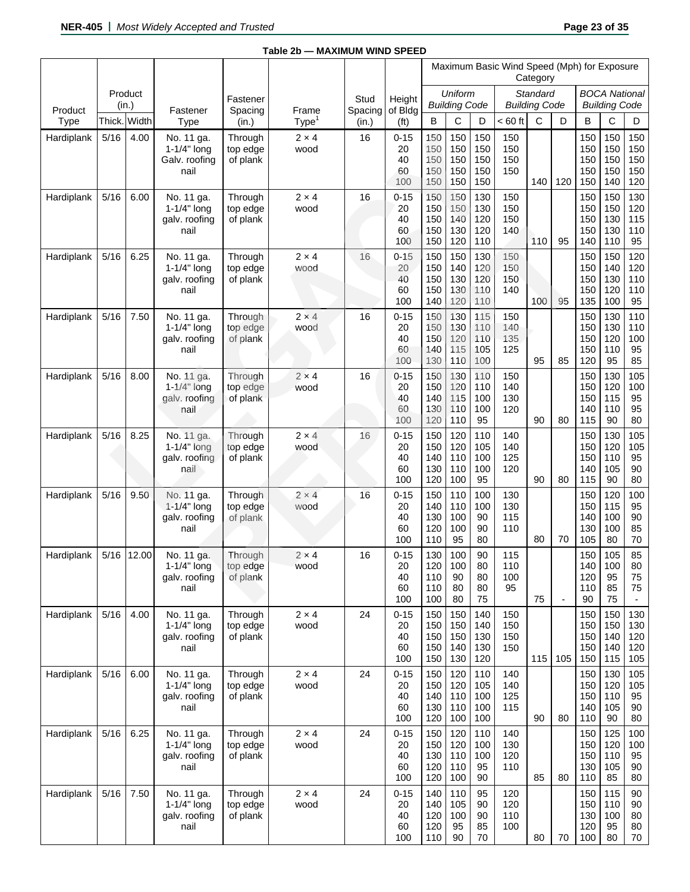**Table 2b — MAXIMUM WIND SPEED**

| Product Type | Product (in.) | | Fastener Type | Fastener Spacing (in.) | Frame Type[1] | Stud Spacing (in.) | Height of Bldg (ft) | Maximum Basic Wind Speed (Mph) for Exposure Category | | | | | | | | |
|---|---|---|---|---|---|---|---|---|---|---|---|---|---|---|---|---|
| | | | | | | | | *Uniform Building Code* | | | *Standard Building Code* | | | *BOCA National Building Code* | | |
| | Thick. | Width | | | | | | B | C | D | < 60 ft | C | D | B | C | D |
| Hardiplank | 5/16 | 4.00 | No. 11 ga. 1-1/4" long Galv. roofing nail | Through top edge of plank | 2 × 4 wood | 16 | 0-15 | 150 | 150 | 150 | 150 | | | 150 | 150 | 150 |
| | | | | | | | 20 | 150 | 150 | 150 | 150 | | | 150 | 150 | 150 |
| | | | | | | | 40 | 150 | 150 | 150 | 150 | | | 150 | 150 | 150 |
| | | | | | | | 60 | 150 | 150 | 150 | 150 | | | 150 | 150 | 150 |
| | | | | | | | 100 | 150 | 150 | 150 | | 140 | 120 | 150 | 140 | 120 |
| Hardiplank | 5/16 | 6.00 | No. 11 ga. 1-1/4" long galv. roofing nail | Through top edge of plank | 2 × 4 wood | 16 | 0-15 | 150 | 150 | 130 | 150 | | | 150 | 150 | 130 |
| | | | | | | | 20 | 150 | 150 | 130 | 150 | | | 150 | 150 | 120 |
| | | | | | | | 40 | 150 | 140 | 120 | 150 | | | 150 | 130 | 115 |
| | | | | | | | 60 | 150 | 130 | 120 | 140 | | | 150 | 130 | 110 |
| | | | | | | | 100 | 150 | 120 | 110 | | 110 | 95 | 140 | 110 | 95 |
| Hardiplank | 5/16 | 6.25 | No. 11 ga. 1-1/4" long galv. roofing nail | Through top edge of plank | 2 × 4 wood | 16 | 0-15 | 150 | 150 | 130 | 150 | | | 150 | 150 | 120 |
| | | | | | | | 20 | 150 | 140 | 120 | 150 | | | 150 | 140 | 120 |
| | | | | | | | 40 | 150 | 130 | 120 | 150 | | | 150 | 130 | 110 |
| | | | | | | | 60 | 150 | 130 | 110 | 140 | | | 150 | 120 | 110 |
| | | | | | | | 100 | 140 | 120 | 110 | | 100 | 95 | 135 | 100 | 95 |
| Hardiplank | 5/16 | 7.50 | No. 11 ga. 1-1/4" long galv. roofing nail | Through top edge of plank | 2 × 4 wood | 16 | 0-15 | 150 | 130 | 115 | 150 | | | 150 | 130 | 110 |
| | | | | | | | 20 | 150 | 130 | 110 | 140 | | | 150 | 130 | 110 |
| | | | | | | | 40 | 150 | 120 | 110 | 135 | | | 150 | 120 | 100 |
| | | | | | | | 60 | 140 | 115 | 105 | 125 | | | 150 | 110 | 95 |
| | | | | | | | 100 | 130 | 110 | 100 | | 95 | 85 | 120 | 95 | 85 |
| Hardiplank | 5/16 | 8.00 | No. 11 ga. 1-1/4" long galv. roofing nail | Through top edge of plank | 2 × 4 wood | 16 | 0-15 | 150 | 130 | 110 | 150 | | | 150 | 130 | 105 |
| | | | | | | | 20 | 150 | 120 | 110 | 140 | | | 150 | 130 | 100 |
| | | | | | | | 40 | 140 | 115 | 100 | 130 | | | 150 | 115 | 95 |
| | | | | | | | 60 | 130 | 110 | 100 | 120 | | | 140 | 110 | 95 |
| | | | | | | | 100 | 120 | 110 | 95 | | 90 | 80 | 115 | 90 | 80 |
| Hardiplank | 5/16 | 8.25 | No. 11 ga. 1-1/4" long galv. roofing nail | Through top edge of plank | 2 × 4 wood | 16 | 0-15 | 150 | 120 | 110 | 140 | | | 150 | 130 | 105 |
| | | | | | | | 20 | 150 | 120 | 105 | 140 | | | 150 | 120 | 105 |
| | | | | | | | 40 | 140 | 110 | 100 | 125 | | | 150 | 110 | 95 |
| | | | | | | | 60 | 130 | 110 | 100 | 120 | | | 140 | 105 | 90 |
| | | | | | | | 100 | 120 | 100 | 95 | | 90 | 80 | 115 | 90 | 80 |
| Hardiplank | 5/16 | 9.50 | No. 11 ga. 1-1/4" long galv. roofing nail | Through top edge of plank | 2 × 4 wood | 16 | 0-15 | 150 | 110 | 100 | 130 | | | 150 | 120 | 100 |
| | | | | | | | 20 | 140 | 110 | 100 | 130 | | | 150 | 115 | 95 |
| | | | | | | | 40 | 130 | 100 | 90 | 115 | | | 140 | 100 | 90 |
| | | | | | | | 60 | 120 | 100 | 90 | 110 | | | 130 | 100 | 85 |
| | | | | | | | 100 | 110 | 95 | 80 | | 80 | 70 | 105 | 80 | 70 |
| Hardiplank | 5/16 | 12.00 | No. 11 ga. 1-1/4" long galv. roofing nail | Through top edge of plank | 2 × 4 wood | 16 | 0-15 | 130 | 100 | 90 | 115 | | | 150 | 105 | 85 |
| | | | | | | | 20 | 120 | 100 | 80 | 110 | | | 140 | 100 | 80 |
| | | | | | | | 40 | 110 | 90 | 80 | 100 | | | 120 | 95 | 75 |
| | | | | | | | 60 | 110 | 80 | 80 | 95 | | | 110 | 85 | 75 |
| | | | | | | | 100 | 100 | 80 | 75 | | 75 | - | 90 | 75 | - |
| Hardiplank | 5/16 | 4.00 | No. 11 ga. 1-1/4" long galv. roofing nail | Through top edge of plank | 2 × 4 wood | 24 | 0-15 | 150 | 150 | 140 | 150 | | | 150 | 150 | 130 |
| | | | | | | | 20 | 150 | 150 | 140 | 150 | | | 150 | 150 | 130 |
| | | | | | | | 40 | 150 | 150 | 130 | 150 | | | 150 | 140 | 120 |
| | | | | | | | 60 | 150 | 140 | 130 | 150 | | | 150 | 140 | 120 |
| | | | | | | | 100 | 150 | 130 | 120 | | 115 | 105 | 150 | 115 | 105 |
| Hardiplank | 5/16 | 6.00 | No. 11 ga. 1-1/4" long galv. roofing nail | Through top edge of plank | 2 × 4 wood | 24 | 0-15 | 150 | 120 | 110 | 140 | | | 150 | 130 | 105 |
| | | | | | | | 20 | 150 | 120 | 105 | 140 | | | 150 | 120 | 105 |
| | | | | | | | 40 | 140 | 110 | 100 | 125 | | | 150 | 110 | 95 |
| | | | | | | | 60 | 130 | 110 | 100 | 115 | | | 140 | 105 | 90 |
| | | | | | | | 100 | 120 | 100 | 100 | | 90 | 80 | 110 | 90 | 80 |
| Hardiplank | 5/16 | 6.25 | No. 11 ga. 1-1/4" long galv. roofing nail | Through top edge of plank | 2 × 4 wood | 24 | 0-15 | 150 | 120 | 110 | 140 | | | 150 | 125 | 100 |
| | | | | | | | 20 | 150 | 120 | 100 | 130 | | | 150 | 120 | 100 |
| | | | | | | | 40 | 130 | 110 | 100 | 120 | | | 150 | 110 | 95 |
| | | | | | | | 60 | 120 | 110 | 95 | 110 | | | 130 | 105 | 90 |
| | | | | | | | 100 | 120 | 100 | 90 | | 85 | 80 | 110 | 85 | 80 |
| Hardiplank | 5/16 | 7.50 | No. 11 ga. 1-1/4" long galv. roofing nail | Through top edge of plank | 2 × 4 wood | 24 | 0-15 | 140 | 110 | 95 | 120 | | | 150 | 115 | 90 |
| | | | | | | | 20 | 140 | 105 | 90 | 120 | | | 150 | 110 | 90 |
| | | | | | | | 40 | 120 | 100 | 90 | 110 | | | 130 | 100 | 80 |
| | | | | | | | 60 | 120 | 95 | 85 | 100 | | | 120 | 95 | 80 |
| | | | | | | | 100 | 110 | 90 | 70 | | 80 | 70 | 100 | 80 | 70 |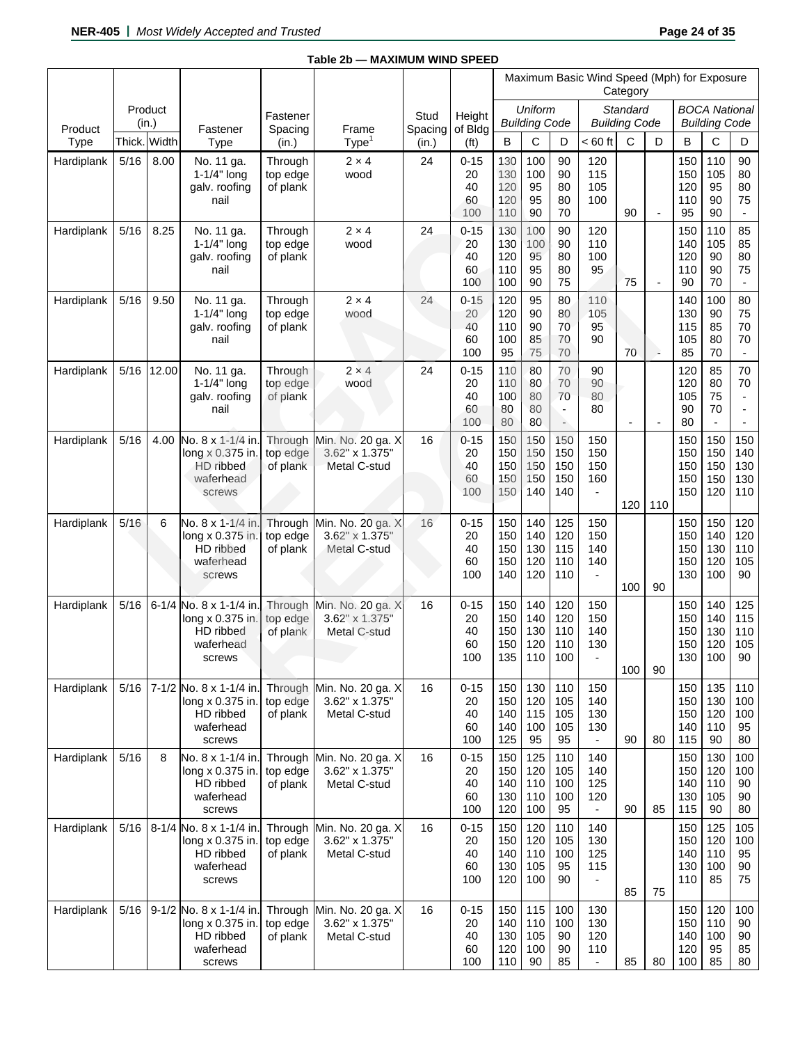**Table 2b — MAXIMUM WIND SPEED**

| Product Type | Product (in.) | | Fastener Type | Fastener Spacing (in.) | Frame Type[1] | Stud Spacing (in.) | Height of Bldg (ft) | Maximum Basic Wind Speed (Mph) for Exposure Category | | | | | | | | |
|---|---|---|---|---|---|---|---|---|---|---|---|---|---|---|---|---|
| | | | | | | | | *Uniform Building Code* | | | *Standard Building Code* | | | *BOCA National Building Code* | | |
| | Thick. | Width | | | | | | B | C | D | < 60 ft | C | D | B | C | D |
| Hardiplank | 5/16 | 8.00 | No. 11 ga. 1-1/4" long galv. roofing nail | Through top edge of plank | 2 × 4 wood | 24 | 0-15 | 130 | 100 | 90 | 120 | | | 150 | 110 | 90 |
| | | | | | | | 20 | 130 | 100 | 90 | 115 | | | 150 | 105 | 80 |
| | | | | | | | 40 | 120 | 95 | 80 | 105 | | | 120 | 95 | 80 |
| | | | | | | | 60 | 120 | 95 | 80 | 100 | | | 110 | 90 | 75 |
| | | | | | | | 100 | 110 | 90 | 70 | | 90 | - | 95 | 90 | - |
| Hardiplank | 5/16 | 8.25 | No. 11 ga. 1-1/4" long galv. roofing nail | Through top edge of plank | 2 × 4 wood | 24 | 0-15 | 130 | 100 | 90 | 120 | | | 150 | 110 | 85 |
| | | | | | | | 20 | 130 | 100 | 90 | 110 | | | 140 | 105 | 85 |
| | | | | | | | 40 | 120 | 95 | 80 | 100 | | | 120 | 90 | 80 |
| | | | | | | | 60 | 110 | 95 | 80 | 95 | | | 110 | 90 | 75 |
| | | | | | | | 100 | 100 | 90 | 75 | | 75 | - | 90 | 70 | - |
| Hardiplank | 5/16 | 9.50 | No. 11 ga. 1-1/4" long galv. roofing nail | Through top edge of plank | 2 × 4 wood | 24 | 0-15 | 120 | 95 | 80 | 110 | | | 140 | 100 | 80 |
| | | | | | | | 20 | 120 | 90 | 80 | 105 | | | 130 | 90 | 75 |
| | | | | | | | 40 | 110 | 90 | 70 | 95 | | | 115 | 85 | 70 |
| | | | | | | | 60 | 100 | 85 | 70 | 90 | | | 105 | 80 | 70 |
| | | | | | | | 100 | 95 | 75 | 70 | | 70 | - | 85 | 70 | - |
| Hardiplank | 5/16 | 12.00 | No. 11 ga. 1-1/4" long galv. roofing nail | Through top edge of plank | 2 × 4 wood | 24 | 0-15 | 110 | 80 | 70 | 90 | | | 120 | 85 | 70 |
| | | | | | | | 20 | 110 | 80 | 70 | 90 | | | 120 | 80 | 70 |
| | | | | | | | 40 | 100 | 80 | 70 | 80 | | | 105 | 75 | - |
| | | | | | | | 60 | 80 | 80 | - | 80 | | | 90 | 70 | - |
| | | | | | | | 100 | 80 | 80 | - | | - | - | 80 | - | - |
| Hardiplank | 5/16 | 4.00 | No. 8 x 1-1/4 in. long x 0.375 in. HD ribbed waferhead screws | Through top edge of plank | Min. No. 20 ga. X 3.62" x 1.375" Metal C-stud | 16 | 0-15 | 150 | 150 | 150 | 150 | | | 150 | 150 | 150 |
| | | | | | | | 20 | 150 | 150 | 150 | 150 | | | 150 | 150 | 140 |
| | | | | | | | 40 | 150 | 150 | 150 | 150 | | | 150 | 150 | 130 |
| | | | | | | | 60 | 150 | 150 | 150 | 160 | | | 150 | 150 | 130 |
| | | | | | | | 100 | 150 | 140 | 140 | - | 120 | 110 | 150 | 120 | 110 |
| Hardiplank | 5/16 | 6 | No. 8 x 1-1/4 in. long x 0.375 in. HD ribbed waferhead screws | Through top edge of plank | Min. No. 20 ga. X 3.62" x 1.375" Metal C-stud | 16 | 0-15 | 150 | 140 | 125 | 150 | | | 150 | 150 | 120 |
| | | | | | | | 20 | 150 | 140 | 120 | 150 | | | 150 | 140 | 120 |
| | | | | | | | 40 | 150 | 130 | 115 | 140 | | | 150 | 130 | 110 |
| | | | | | | | 60 | 150 | 120 | 110 | 140 | | | 150 | 120 | 105 |
| | | | | | | | 100 | 140 | 120 | 110 | - | 100 | 90 | 130 | 100 | 90 |
| Hardiplank | 5/16 | 6-1/4 | No. 8 x 1-1/4 in. long x 0.375 in. HD ribbed waferhead screws | Through top edge of plank | Min. No. 20 ga. X 3.62" x 1.375" Metal C-stud | 16 | 0-15 | 150 | 140 | 120 | 150 | | | 150 | 140 | 125 |
| | | | | | | | 20 | 150 | 140 | 120 | 150 | | | 150 | 140 | 115 |
| | | | | | | | 40 | 150 | 130 | 110 | 140 | | | 150 | 130 | 110 |
| | | | | | | | 60 | 150 | 120 | 110 | 130 | | | 150 | 120 | 105 |
| | | | | | | | 100 | 135 | 110 | 100 | - | 100 | 90 | 130 | 100 | 90 |
| Hardiplank | 5/16 | 7-1/2 | No. 8 x 1-1/4 in. long x 0.375 in. HD ribbed waferhead screws | Through top edge of plank | Min. No. 20 ga. X 3.62" x 1.375" Metal C-stud | 16 | 0-15 | 150 | 130 | 110 | 150 | | | 150 | 135 | 110 |
| | | | | | | | 20 | 150 | 120 | 105 | 140 | | | 150 | 130 | 100 |
| | | | | | | | 40 | 140 | 115 | 105 | 130 | | | 150 | 120 | 100 |
| | | | | | | | 60 | 140 | 100 | 105 | 130 | | | 140 | 110 | 95 |
| | | | | | | | 100 | 125 | 95 | 95 | - | 90 | 80 | 115 | 90 | 80 |
| Hardiplank | 5/16 | 8 | No. 8 x 1-1/4 in. long x 0.375 in. HD ribbed waferhead screws | Through top edge of plank | Min. No. 20 ga. X 3.62" x 1.375" Metal C-stud | 16 | 0-15 | 150 | 125 | 110 | 140 | | | 150 | 130 | 100 |
| | | | | | | | 20 | 150 | 120 | 105 | 140 | | | 150 | 120 | 100 |
| | | | | | | | 40 | 140 | 110 | 100 | 125 | | | 140 | 110 | 90 |
| | | | | | | | 60 | 130 | 110 | 100 | 120 | | | 130 | 105 | 90 |
| | | | | | | | 100 | 120 | 100 | 95 | - | 90 | 85 | 115 | 90 | 80 |
| Hardiplank | 5/16 | 8-1/4 | No. 8 x 1-1/4 in. long x 0.375 in. HD ribbed waferhead screws | Through top edge of plank | Min. No. 20 ga. X 3.62" x 1.375" Metal C-stud | 16 | 0-15 | 150 | 120 | 110 | 140 | | | 150 | 125 | 105 |
| | | | | | | | 20 | 150 | 120 | 105 | 130 | | | 150 | 120 | 100 |
| | | | | | | | 40 | 140 | 110 | 100 | 125 | | | 140 | 110 | 95 |
| | | | | | | | 60 | 130 | 105 | 95 | 115 | | | 130 | 100 | 90 |
| | | | | | | | 100 | 120 | 100 | 90 | - | 85 | 75 | 110 | 85 | 75 |
| Hardiplank | 5/16 | 9-1/2 | No. 8 x 1-1/4 in. long x 0.375 in. HD ribbed waferhead screws | Through top edge of plank | Min. No. 20 ga. X 3.62" x 1.375" Metal C-stud | 16 | 0-15 | 150 | 115 | 100 | 130 | | | 150 | 120 | 100 |
| | | | | | | | 20 | 140 | 110 | 100 | 130 | | | 150 | 110 | 90 |
| | | | | | | | 40 | 130 | 105 | 90 | 120 | | | 140 | 100 | 90 |
| | | | | | | | 60 | 120 | 100 | 90 | 110 | | | 120 | 95 | 85 |
| | | | | | | | 100 | 110 | 90 | 85 | - | 85 | 80 | 100 | 85 | 80 |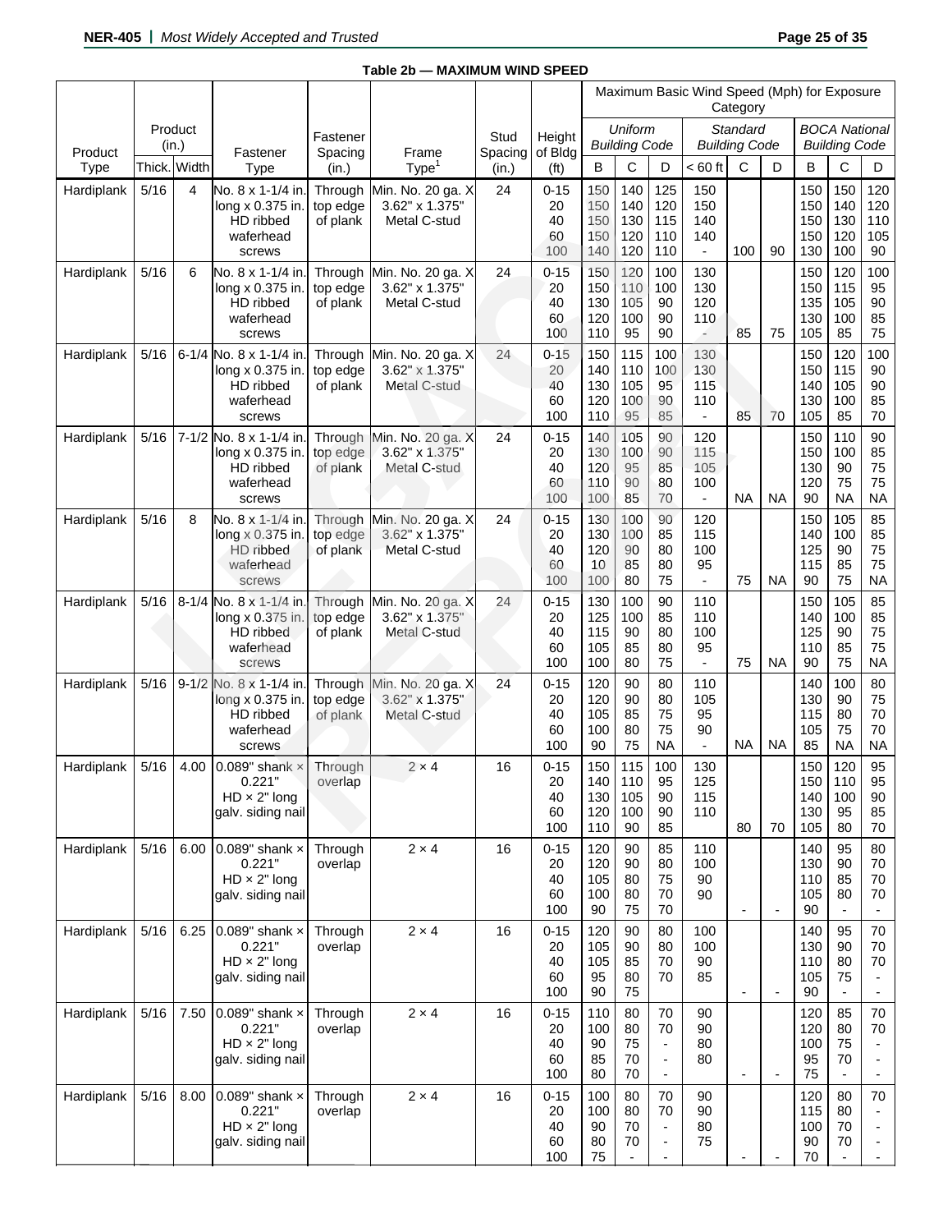**Table 2b — MAXIMUM WIND SPEED**

| Product Type | Product (in.) | | Fastener Type | Fastener Spacing (in.) | Frame Type[1] | Stud Spacing (in.) | Height of Bldg (ft) | Maximum Basic Wind Speed (Mph) for Exposure Category: *Uniform Building Code* | | | *Standard Building Code* | | | *BOCA National Building Code* | | |
|---|---|---|---|---|---|---|---|---|---|---|---|---|---|---|---|---|
| | Thick. | Width | | | | | | B | C | D | < 60 ft | C | D | B | C | D |
| Hardiplank | 5/16 | 4 | No. 8 x 1-1/4 in. long x 0.375 in. HD ribbed waferhead screws | Through top edge of plank | Min. No. 20 ga. X 3.62" x 1.375" Metal C-stud | 24 | 0-15 | 150 | 140 | 125 | 150 | | | 150 | 150 | 120 |
| | | | | | | | 20 | 150 | 140 | 120 | 150 | | | 150 | 140 | 120 |
| | | | | | | | 40 | 150 | 130 | 115 | 140 | | | 150 | 130 | 110 |
| | | | | | | | 60 | 150 | 120 | 110 | 140 | | | 150 | 120 | 105 |
| | | | | | | | 100 | 140 | 120 | 110 | - | 100 | 90 | 130 | 100 | 90 |
| Hardiplank | 5/16 | 6 | No. 8 x 1-1/4 in. long x 0.375 in. HD ribbed waferhead screws | Through top edge of plank | Min. No. 20 ga. X 3.62" x 1.375" Metal C-stud | 24 | 0-15 | 150 | 120 | 100 | 130 | | | 150 | 120 | 100 |
| | | | | | | | 20 | 150 | 110 | 100 | 130 | | | 150 | 115 | 95 |
| | | | | | | | 40 | 130 | 105 | 90 | 120 | | | 135 | 105 | 90 |
| | | | | | | | 60 | 120 | 100 | 90 | 110 | | | 130 | 100 | 85 |
| | | | | | | | 100 | 110 | 95 | 90 | - | 85 | 75 | 105 | 85 | 75 |
| Hardiplank | 5/16 | 6-1/4 | No. 8 x 1-1/4 in. long x 0.375 in. HD ribbed waferhead screws | Through top edge of plank | Min. No. 20 ga. X 3.62" x 1.375" Metal C-stud | 24 | 0-15 | 150 | 115 | 100 | 130 | | | 150 | 120 | 100 |
| | | | | | | | 20 | 140 | 110 | 100 | 130 | | | 150 | 115 | 90 |
| | | | | | | | 40 | 130 | 105 | 95 | 115 | | | 140 | 105 | 90 |
| | | | | | | | 60 | 120 | 100 | 90 | 110 | | | 130 | 100 | 85 |
| | | | | | | | 100 | 110 | 95 | 85 | - | 85 | 70 | 105 | 85 | 70 |
| Hardiplank | 5/16 | 7-1/2 | No. 8 x 1-1/4 in. long x 0.375 in. HD ribbed waferhead screws | Through top edge of plank | Min. No. 20 ga. X 3.62" x 1.375" Metal C-stud | 24 | 0-15 | 140 | 105 | 90 | 120 | | | 150 | 110 | 90 |
| | | | | | | | 20 | 130 | 100 | 90 | 115 | | | 150 | 100 | 85 |
| | | | | | | | 40 | 120 | 95 | 85 | 105 | | | 130 | 90 | 75 |
| | | | | | | | 60 | 110 | 90 | 80 | 100 | | | 120 | 75 | 75 |
| | | | | | | | 100 | 100 | 85 | 70 | - | NA | NA | 90 | NA | NA |
| Hardiplank | 5/16 | 8 | No. 8 x 1-1/4 in. long x 0.375 in. HD ribbed waferhead screws | Through top edge of plank | Min. No. 20 ga. X 3.62" x 1.375" Metal C-stud | 24 | 0-15 | 130 | 100 | 90 | 120 | | | 150 | 105 | 85 |
| | | | | | | | 20 | 130 | 100 | 85 | 115 | | | 140 | 100 | 85 |
| | | | | | | | 40 | 120 | 90 | 80 | 100 | | | 125 | 90 | 75 |
| | | | | | | | 60 | 10 | 85 | 80 | 95 | | | 115 | 85 | 75 |
| | | | | | | | 100 | 100 | 80 | 75 | - | 75 | NA | 90 | 75 | NA |
| Hardiplank | 5/16 | 8-1/4 | No. 8 x 1-1/4 in. long x 0.375 in. HD ribbed waferhead screws | Through top edge of plank | Min. No. 20 ga. X 3.62" x 1.375" Metal C-stud | 24 | 0-15 | 130 | 100 | 90 | 110 | | | 150 | 105 | 85 |
| | | | | | | | 20 | 125 | 100 | 85 | 110 | | | 140 | 100 | 85 |
| | | | | | | | 40 | 115 | 90 | 80 | 100 | | | 125 | 90 | 75 |
| | | | | | | | 60 | 105 | 85 | 80 | 95 | | | 110 | 85 | 75 |
| | | | | | | | 100 | 100 | 80 | 75 | - | 75 | NA | 90 | 75 | NA |
| Hardiplank | 5/16 | 9-1/2 | No. 8 x 1-1/4 in. long x 0.375 in. HD ribbed waferhead screws | Through top edge of plank | Min. No. 20 ga. X 3.62" x 1.375" Metal C-stud | 24 | 0-15 | 120 | 90 | 80 | 110 | | | 140 | 100 | 80 |
| | | | | | | | 20 | 120 | 90 | 80 | 105 | | | 130 | 90 | 75 |
| | | | | | | | 40 | 105 | 85 | 75 | 95 | | | 115 | 80 | 70 |
| | | | | | | | 60 | 100 | 80 | 75 | 90 | | | 105 | 75 | 70 |
| | | | | | | | 100 | 90 | 75 | NA | - | NA | NA | 85 | NA | NA |
| Hardiplank | 5/16 | 4.00 | 0.089" shank × 0.221" HD × 2" long galv. siding nail | Through overlap | 2 × 4 | 16 | 0-15 | 150 | 115 | 100 | 130 | | | 150 | 120 | 95 |
| | | | | | | | 20 | 140 | 110 | 95 | 125 | | | 150 | 110 | 95 |
| | | | | | | | 40 | 130 | 105 | 90 | 115 | | | 140 | 100 | 90 |
| | | | | | | | 60 | 120 | 100 | 90 | 110 | | | 130 | 95 | 85 |
| | | | | | | | 100 | 110 | 90 | 85 | | 80 | 70 | 105 | 80 | 70 |
| Hardiplank | 5/16 | 6.00 | 0.089" shank × 0.221" HD × 2" long galv. siding nail | Through overlap | 2 × 4 | 16 | 0-15 | 120 | 90 | 85 | 110 | | | 140 | 95 | 80 |
| | | | | | | | 20 | 120 | 90 | 80 | 100 | | | 130 | 90 | 70 |
| | | | | | | | 40 | 105 | 80 | 75 | 90 | | | 110 | 85 | 70 |
| | | | | | | | 60 | 100 | 80 | 70 | 90 | | | 105 | 80 | 70 |
| | | | | | | | 100 | 90 | 75 | 70 | | - | - | 90 | - | - |
| Hardiplank | 5/16 | 6.25 | 0.089" shank × 0.221" HD × 2" long galv. siding nail | Through overlap | 2 × 4 | 16 | 0-15 | 120 | 90 | 80 | 100 | | | 140 | 95 | 70 |
| | | | | | | | 20 | 105 | 90 | 80 | 100 | | | 130 | 90 | 70 |
| | | | | | | | 40 | 105 | 85 | 70 | 90 | | | 110 | 80 | 70 |
| | | | | | | | 60 | 95 | 80 | 70 | 85 | | | 105 | 75 | - |
| | | | | | | | 100 | 90 | 75 | | | - | - | 90 | - | - |
| Hardiplank | 5/16 | 7.50 | 0.089" shank × 0.221" HD × 2" long galv. siding nail | Through overlap | 2 × 4 | 16 | 0-15 | 110 | 80 | 70 | 90 | | | 120 | 85 | 70 |
| | | | | | | | 20 | 100 | 80 | 70 | 90 | | | 120 | 80 | 70 |
| | | | | | | | 40 | 90 | 75 | - | 80 | | | 100 | 75 | - |
| | | | | | | | 60 | 85 | 70 | - | 80 | | | 95 | 70 | - |
| | | | | | | | 100 | 80 | 70 | - | | - | - | 75 | - | - |
| Hardiplank | 5/16 | 8.00 | 0.089" shank × 0.221" HD × 2" long galv. siding nail | Through overlap | 2 × 4 | 16 | 0-15 | 100 | 80 | 70 | 90 | | | 120 | 80 | 70 |
| | | | | | | | 20 | 100 | 80 | 70 | 90 | | | 115 | 80 | - |
| | | | | | | | 40 | 90 | 70 | - | 80 | | | 100 | 70 | - |
| | | | | | | | 60 | 80 | 70 | - | 75 | | | 90 | 70 | - |
| | | | | | | | 100 | 75 | - | - | | - | - | 70 | - | - |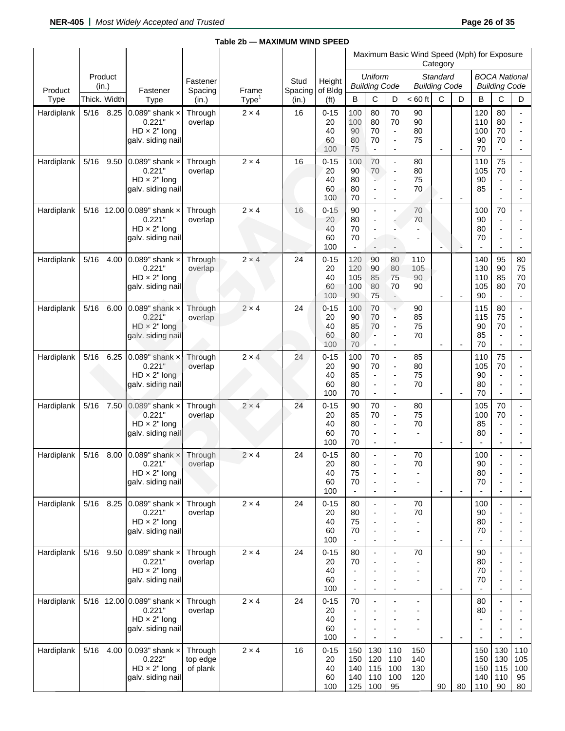**Table 2b — MAXIMUM WIND SPEED**

| Product Type | Product (in.) | | Fastener Type | Fastener Spacing (in.) | Frame Type[1] | Stud Spacing (in.) | Height of Bldg (ft) | Maximum Basic Wind Speed (Mph) for Exposure Category | | | | | | | | |
|---|---|---|---|---|---|---|---|---|---|---|---|---|---|---|---|---|
| | | | | | | | | *Uniform Building Code* | | | *Standard Building Code* | | | *BOCA National Building Code* | | |
| | Thick. | Width | | | | | | B | C | D | < 60 ft | C | D | B | C | D |
| Hardiplank | 5/16 | 8.25 | 0.089" shank × 0.221" HD × 2" long galv. siding nail | Through overlap | 2 × 4 | 16 | 0-15 | 100 | 80 | 70 | 90 | | | 120 | 80 | - |
| | | | | | | | 20 | 100 | 80 | 70 | 90 | | | 110 | 80 | - |
| | | | | | | | 40 | 90 | 70 | - | 80 | | | 100 | 70 | - |
| | | | | | | | 60 | 80 | 70 | - | 75 | | | 90 | 70 | - |
| | | | | | | | 100 | 75 | - | - | | - | - | 70 | - | - |
| Hardiplank | 5/16 | 9.50 | 0.089" shank × 0.221" HD × 2" long galv. siding nail | Through overlap | 2 × 4 | 16 | 0-15 | 100 | 70 | - | 80 | | | 110 | 75 | - |
| | | | | | | | 20 | 90 | 70 | - | 80 | | | 105 | 70 | - |
| | | | | | | | 40 | 80 | - | - | 75 | | | 90 | - | - |
| | | | | | | | 60 | 80 | - | - | 70 | | | 85 | - | - |
| | | | | | | | 100 | 70 | - | - | | - | - | | - | - |
| Hardiplank | 5/16 | 12.00 | 0.089" shank × 0.221" HD × 2" long galv. siding nail | Through overlap | 2 × 4 | 16 | 0-15 | 90 | - | - | 70 | | | 100 | 70 | - |
| | | | | | | | 20 | 80 | - | - | 70 | | | 90 | - | - |
| | | | | | | | 40 | 70 | - | - | - | | | 80 | - | - |
| | | | | | | | 60 | 70 | - | - | - | | | 70 | - | - |
| | | | | | | | 100 | - | - | - | | - | - | - | - | - |
| Hardiplank | 5/16 | 4.00 | 0.089" shank × 0.221" HD × 2" long galv. siding nail | Through overlap | 2 × 4 | 24 | 0-15 | 120 | 90 | 80 | 110 | | | 140 | 95 | 80 |
| | | | | | | | 20 | 120 | 90 | 80 | 105 | | | 130 | 90 | 75 |
| | | | | | | | 40 | 105 | 85 | 75 | 90 | | | 110 | 85 | 70 |
| | | | | | | | 60 | 100 | 80 | 70 | 90 | | | 105 | 80 | 70 |
| | | | | | | | 100 | 90 | 75 | - | | - | - | 90 | - | - |
| Hardiplank | 5/16 | 6.00 | 0.089" shank × 0.221" HD × 2" long galv. siding nail | Through overlap | 2 × 4 | 24 | 0-15 | 100 | 70 | - | 90 | | | 115 | 80 | - |
| | | | | | | | 20 | 90 | 70 | - | 85 | | | 115 | 75 | - |
| | | | | | | | 40 | 85 | 70 | - | 75 | | | 90 | 70 | - |
| | | | | | | | 60 | 80 | - | - | 70 | | | 85 | - | - |
| | | | | | | | 100 | 70 | - | - | | - | - | 70 | - | - |
| Hardiplank | 5/16 | 6.25 | 0.089" shank × 0.221" HD × 2" long galv. siding nail | Through overlap | 2 × 4 | 24 | 0-15 | 100 | 70 | - | 85 | | | 110 | 75 | - |
| | | | | | | | 20 | 90 | 70 | - | 80 | | | 105 | 70 | - |
| | | | | | | | 40 | 85 | - | - | 75 | | | 90 | - | - |
| | | | | | | | 60 | 80 | - | - | 70 | | | 80 | - | - |
| | | | | | | | 100 | 70 | - | - | | - | - | 70 | - | - |
| Hardiplank | 5/16 | 7.50 | 0.089" shank × 0.221" HD × 2" long galv. siding nail | Through overlap | 2 × 4 | 24 | 0-15 | 90 | 70 | - | 80 | | | 105 | 70 | - |
| | | | | | | | 20 | 85 | 70 | - | 75 | | | 100 | 70 | - |
| | | | | | | | 40 | 80 | - | - | 70 | | | 85 | - | - |
| | | | | | | | 60 | 70 | - | - | - | | | 80 | - | - |
| | | | | | | | 100 | 70 | - | - | | - | - | - | - | - |
| Hardiplank | 5/16 | 8.00 | 0.089" shank × 0.221" HD × 2" long galv. siding nail | Through overlap | 2 × 4 | 24 | 0-15 | 80 | - | - | 70 | | | 100 | - | - |
| | | | | | | | 20 | 80 | - | - | 70 | | | 90 | - | - |
| | | | | | | | 40 | 75 | - | - | - | | | 80 | - | - |
| | | | | | | | 60 | 70 | - | - | - | | | 70 | - | - |
| | | | | | | | 100 | - | - | - | | - | - | - | - | - |
| Hardiplank | 5/16 | 8.25 | 0.089" shank × 0.221" HD × 2" long galv. siding nail | Through overlap | 2 × 4 | 24 | 0-15 | 80 | - | - | 70 | | | 100 | - | - |
| | | | | | | | 20 | 80 | - | - | 70 | | | 90 | - | - |
| | | | | | | | 40 | 75 | - | - | - | | | 80 | - | - |
| | | | | | | | 60 | 70 | - | - | - | | | 70 | - | - |
| | | | | | | | 100 | - | - | - | | - | - | - | - | - |
| Hardiplank | 5/16 | 9.50 | 0.089" shank × 0.221" HD × 2" long galv. siding nail | Through overlap | 2 × 4 | 24 | 0-15 | 80 | - | - | 70 | | | 90 | - | - |
| | | | | | | | 20 | 70 | - | - | - | | | 80 | - | - |
| | | | | | | | 40 | - | - | - | - | | | 70 | - | - |
| | | | | | | | 60 | - | - | - | - | | | 70 | - | - |
| | | | | | | | 100 | - | - | - | | - | - | - | - | - |
| Hardiplank | 5/16 | 12.00 | 0.089" shank × 0.221" HD × 2" long galv. siding nail | Through overlap | 2 × 4 | 24 | 0-15 | 70 | - | - | - | | | 80 | - | - |
| | | | | | | | 20 | - | - | - | - | | | 80 | - | - |
| | | | | | | | 40 | - | - | - | - | | | - | - | - |
| | | | | | | | 60 | - | - | - | - | | | - | - | - |
| | | | | | | | 100 | - | - | - | | - | - | - | - | - |
| Hardiplank | 5/16 | 4.00 | 0.093" shank × 0.222" HD × 2" long galv. siding nail | Through top edge of plank | 2 × 4 | 16 | 0-15 | 150 | 130 | 110 | 150 | | | 150 | 130 | 110 |
| | | | | | | | 20 | 150 | 120 | 110 | 140 | | | 150 | 130 | 105 |
| | | | | | | | 40 | 140 | 115 | 100 | 130 | | | 150 | 115 | 100 |
| | | | | | | | 60 | 140 | 110 | 100 | 120 | | | 140 | 110 | 95 |
| | | | | | | | 100 | 125 | 100 | 95 | | 90 | 80 | 110 | 90 | 80 |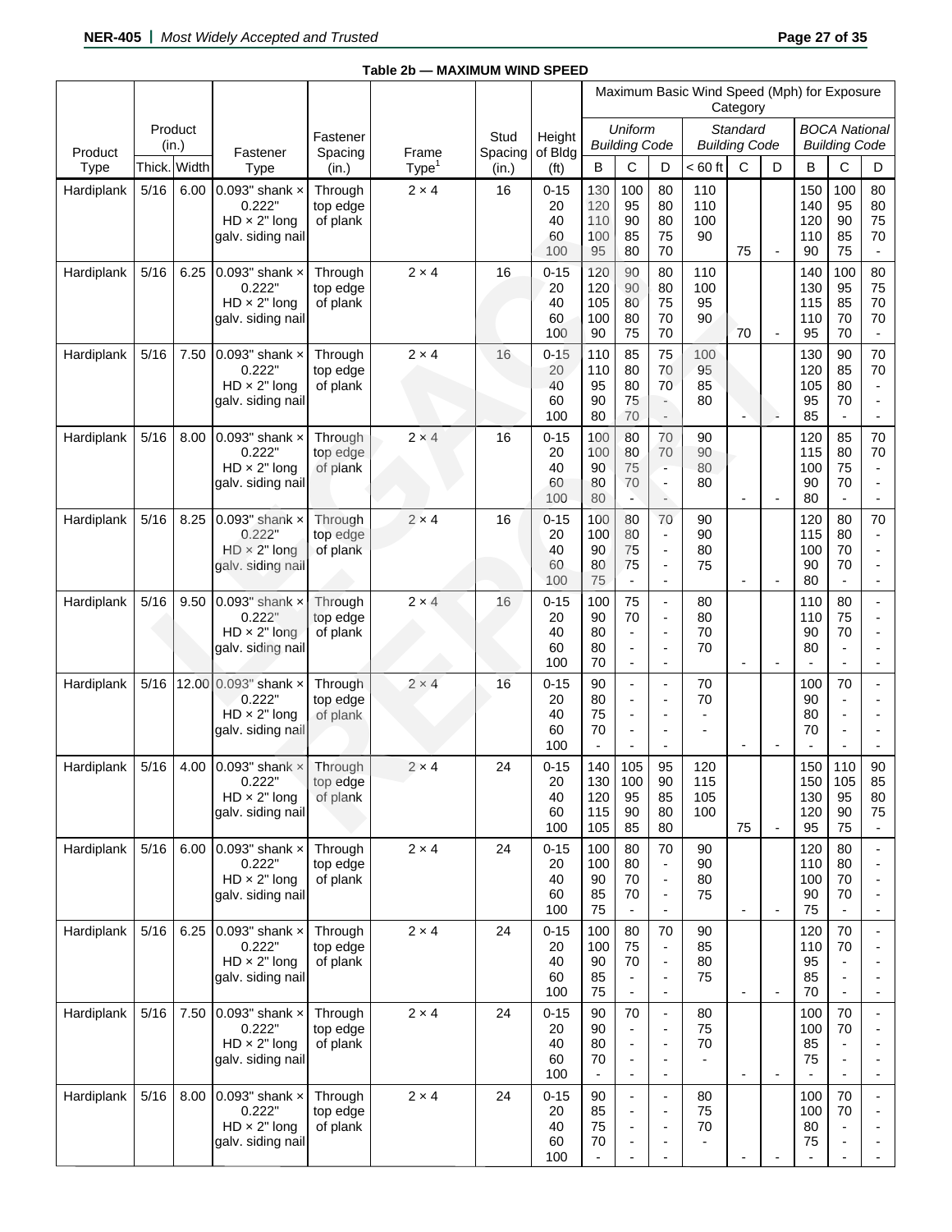**Table 2b — MAXIMUM WIND SPEED**

| Product Type | Product (in.) Thick. | Product (in.) Width | Fastener Type | Fastener Spacing (in.) | Frame Type[1] | Stud Spacing (in.) | Height of Bldg (ft) | Maximum Basic Wind Speed (Mph) for Exposure Category: *Uniform Building Code* B | *Uniform Building Code* C | *Uniform Building Code* D | *Standard Building Code* < 60 ft | *Standard Building Code* C | *Standard Building Code* D | *BOCA National Building Code* B | *BOCA National Building Code* C | *BOCA National Building Code* D |
|---|---|---|---|---|---|---|---|---|---|---|---|---|---|---|---|---|
| Hardiplank | 5/16 | 6.00 | 0.093" shank × 0.222" HD × 2" long galv. siding nail | Through top edge of plank | 2 × 4 | 16 | 0-15 | 130 | 100 | 80 | 110 | | | 150 | 100 | 80 |
| | | | | | | | 20 | 120 | 95 | 80 | 110 | | | 140 | 95 | 80 |
| | | | | | | | 40 | 110 | 90 | 80 | 100 | | | 120 | 90 | 75 |
| | | | | | | | 60 | 100 | 85 | 75 | 90 | | | 110 | 85 | 70 |
| | | | | | | | 100 | 95 | 80 | 70 | | 75 | - | 90 | 75 | - |
| Hardiplank | 5/16 | 6.25 | 0.093" shank × 0.222" HD × 2" long galv. siding nail | Through top edge of plank | 2 × 4 | 16 | 0-15 | 120 | 90 | 80 | 110 | | | 140 | 100 | 80 |
| | | | | | | | 20 | 120 | 90 | 80 | 100 | | | 130 | 95 | 75 |
| | | | | | | | 40 | 105 | 80 | 75 | 95 | | | 115 | 85 | 70 |
| | | | | | | | 60 | 100 | 80 | 70 | 90 | | | 110 | 70 | 70 |
| | | | | | | | 100 | 90 | 75 | 70 | | 70 | - | 95 | 70 | - |
| Hardiplank | 5/16 | 7.50 | 0.093" shank × 0.222" HD × 2" long galv. siding nail | Through top edge of plank | 2 × 4 | 16 | 0-15 | 110 | 85 | 75 | 100 | | | 130 | 90 | 70 |
| | | | | | | | 20 | 110 | 80 | 70 | 95 | | | 120 | 85 | 70 |
| | | | | | | | 40 | 95 | 80 | 70 | 85 | | | 105 | 80 | - |
| | | | | | | | 60 | 90 | 75 | - | 80 | | | 95 | 70 | - |
| | | | | | | | 100 | 80 | 70 | - | | - | - | 85 | - | - |
| Hardiplank | 5/16 | 8.00 | 0.093" shank × 0.222" HD × 2" long galv. siding nail | Through top edge of plank | 2 × 4 | 16 | 0-15 | 100 | 80 | 70 | 90 | | | 120 | 85 | 70 |
| | | | | | | | 20 | 100 | 80 | 70 | 90 | | | 115 | 80 | 70 |
| | | | | | | | 40 | 90 | 75 | - | 80 | | | 100 | 75 | - |
| | | | | | | | 60 | 80 | 70 | - | 80 | | | 90 | 70 | - |
| | | | | | | | 100 | 80 | - | - | | - | - | 80 | - | - |
| Hardiplank | 5/16 | 8.25 | 0.093" shank × 0.222" HD × 2" long galv. siding nail | Through top edge of plank | 2 × 4 | 16 | 0-15 | 100 | 80 | 70 | 90 | | | 120 | 80 | 70 |
| | | | | | | | 20 | 100 | 80 | - | 90 | | | 115 | 80 | - |
| | | | | | | | 40 | 90 | 75 | - | 80 | | | 100 | 70 | - |
| | | | | | | | 60 | 80 | 75 | - | 75 | | | 90 | 70 | - |
| | | | | | | | 100 | 75 | - | - | | - | - | 80 | - | - |
| Hardiplank | 5/16 | 9.50 | 0.093" shank × 0.222" HD × 2" long galv. siding nail | Through top edge of plank | 2 × 4 | 16 | 0-15 | 100 | 75 | - | 80 | | | 110 | 80 | - |
| | | | | | | | 20 | 90 | 70 | - | 80 | | | 110 | 75 | - |
| | | | | | | | 40 | 80 | - | - | 70 | | | 90 | 70 | - |
| | | | | | | | 60 | 80 | - | - | 70 | | | 80 | - | - |
| | | | | | | | 100 | 70 | - | - | | - | - | - | - | - |
| Hardiplank | 5/16 | 12.00 | 0.093" shank × 0.222" HD × 2" long galv. siding nail | Through top edge of plank | 2 × 4 | 16 | 0-15 | 90 | - | - | 70 | | | 100 | 70 | - |
| | | | | | | | 20 | 80 | - | - | 70 | | | 90 | - | - |
| | | | | | | | 40 | 75 | - | - | - | | | 80 | - | - |
| | | | | | | | 60 | 70 | - | - | - | | | 70 | - | - |
| | | | | | | | 100 | - | - | - | | - | - | - | - | - |
| Hardiplank | 5/16 | 4.00 | 0.093" shank × 0.222" HD × 2" long galv. siding nail | Through top edge of plank | 2 × 4 | 24 | 0-15 | 140 | 105 | 95 | 120 | | | 150 | 110 | 90 |
| | | | | | | | 20 | 130 | 100 | 90 | 115 | | | 150 | 105 | 85 |
| | | | | | | | 40 | 120 | 95 | 85 | 105 | | | 130 | 95 | 80 |
| | | | | | | | 60 | 115 | 90 | 80 | 100 | | | 120 | 90 | 75 |
| | | | | | | | 100 | 105 | 85 | 80 | | 75 | - | 95 | 75 | - |
| Hardiplank | 5/16 | 6.00 | 0.093" shank × 0.222" HD × 2" long galv. siding nail | Through top edge of plank | 2 × 4 | 24 | 0-15 | 100 | 80 | 70 | 90 | | | 120 | 80 | - |
| | | | | | | | 20 | 100 | 80 | - | 90 | | | 110 | 80 | - |
| | | | | | | | 40 | 90 | 70 | - | 80 | | | 100 | 70 | - |
| | | | | | | | 60 | 85 | 70 | - | 75 | | | 90 | 70 | - |
| | | | | | | | 100 | 75 | - | - | | - | - | 75 | - | - |
| Hardiplank | 5/16 | 6.25 | 0.093" shank × 0.222" HD × 2" long galv. siding nail | Through top edge of plank | 2 × 4 | 24 | 0-15 | 100 | 80 | 70 | 90 | | | 120 | 70 | - |
| | | | | | | | 20 | 100 | 75 | - | 85 | | | 110 | 70 | - |
| | | | | | | | 40 | 90 | 70 | - | 80 | | | 95 | - | - |
| | | | | | | | 60 | 85 | - | - | 75 | | | 85 | - | - |
| | | | | | | | 100 | 75 | - | - | | - | - | 70 | - | - |
| Hardiplank | 5/16 | 7.50 | 0.093" shank × 0.222" HD × 2" long galv. siding nail | Through top edge of plank | 2 × 4 | 24 | 0-15 | 90 | 70 | - | 80 | | | 100 | 70 | - |
| | | | | | | | 20 | 90 | - | - | 75 | | | 100 | 70 | - |
| | | | | | | | 40 | 80 | - | - | 70 | | | 85 | - | - |
| | | | | | | | 60 | 70 | - | - | - | | | 75 | - | - |
| | | | | | | | 100 | - | - | - | | - | - | - | - | - |
| Hardiplank | 5/16 | 8.00 | 0.093" shank × 0.222" HD × 2" long galv. siding nail | Through top edge of plank | 2 × 4 | 24 | 0-15 | 90 | - | - | 80 | | | 100 | 70 | - |
| | | | | | | | 20 | 85 | - | - | 75 | | | 100 | 70 | - |
| | | | | | | | 40 | 75 | - | - | 70 | | | 80 | - | - |
| | | | | | | | 60 | 70 | - | - | - | | | 75 | - | - |
| | | | | | | | 100 | - | - | - | | - | - | - | - | - |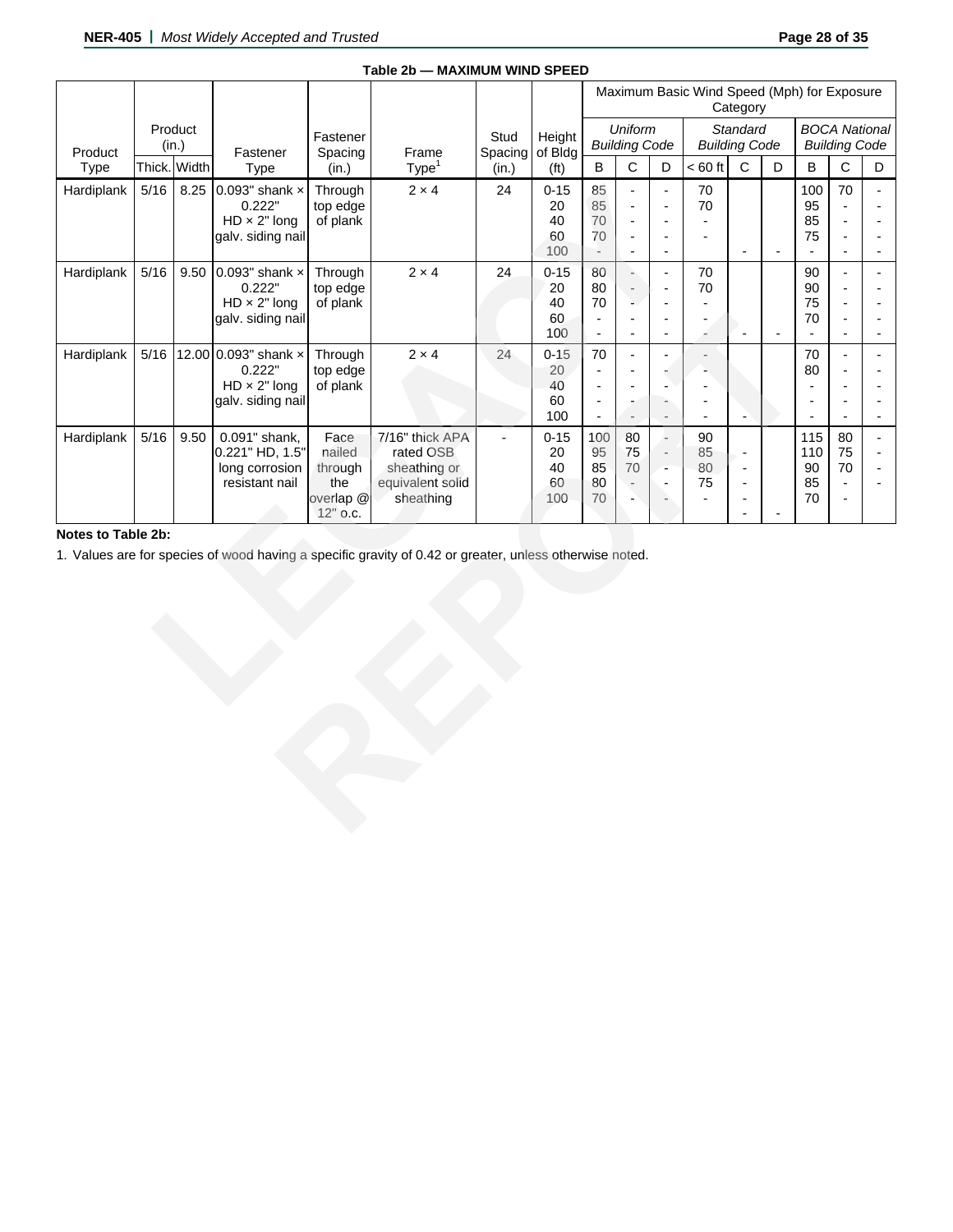**Table 2b — MAXIMUM WIND SPEED**

| Product Type | Product (in.) | | Fastener Type | Fastener Spacing (in.) | Frame Type[1] | Stud Spacing (in.) | Height of Bldg (ft) | Maximum Basic Wind Speed (Mph) for Exposure Category | | | | | | | | |
|---|---|---|---|---|---|---|---|---|---|---|---|---|---|---|---|---|
| | | | | | | | | *Uniform Building Code* | | | *Standard Building Code* | | | *BOCA National Building Code* | | |
| | Thick. | Width | | | | | | B | C | D | < 60 ft | C | D | B | C | D |
| Hardiplank | 5/16 | 8.25 | 0.093" shank × 0.222" HD × 2" long galv. siding nail | Through top edge of plank | 2 × 4 | 24 | 0-15 | 85 | - | - | 70 | | | 100 | 70 | - |
| | | | | | | | 20 | 85 | - | - | 70 | | | 95 | - | - |
| | | | | | | | 40 | 70 | - | - | - | | | 85 | - | - |
| | | | | | | | 60 | 70 | - | - | - | | | 75 | - | - |
| | | | | | | | 100 | - | - | - | | - | - | - | - | - |
| Hardiplank | 5/16 | 9.50 | 0.093" shank × 0.222" HD × 2" long galv. siding nail | Through top edge of plank | 2 × 4 | 24 | 0-15 | 80 | - | - | 70 | | | 90 | - | - |
| | | | | | | | 20 | 80 | - | - | 70 | | | 90 | - | - |
| | | | | | | | 40 | 70 | - | - | - | | | 75 | - | - |
| | | | | | | | 60 | - | - | - | - | | | 70 | - | - |
| | | | | | | | 100 | - | - | - | - | - | - | - | - | - |
| Hardiplank | 5/16 | 12.00 | 0.093" shank × 0.222" HD × 2" long galv. siding nail | Through top edge of plank | 2 × 4 | 24 | 0-15 | 70 | - | - | - | | | 70 | - | - |
| | | | | | | | 20 | - | - | - | - | | | 80 | - | - |
| | | | | | | | 40 | - | - | - | - | | | - | - | - |
| | | | | | | | 60 | - | - | - | - | | | - | - | - |
| | | | | | | | 100 | - | - | - | - | - | | - | - | - |
| Hardiplank | 5/16 | 9.50 | 0.091" shank, 0.221" HD, 1.5" long corrosion resistant nail | Face nailed through the overlap @ 12" o.c. | 7/16" thick APA rated OSB sheathing or equivalent solid sheathing | - | 0-15 | 100 | 80 | - | 90 | | | 115 | 80 | - |
| | | | | | | | 20 | 95 | 75 | - | 85 | - | | 110 | 75 | - |
| | | | | | | | 40 | 85 | 70 | - | 80 | - | | 90 | 70 | - |
| | | | | | | | 60 | 80 | - | - | 75 | - | | 85 | - | |
| | | | | | | | 100 | 70 | - | - | - | - | - | 70 | - | |

**Notes to Table 2b:**

1. Values are for species of wood having a specific gravity of 0.42 or greater, unless otherwise noted.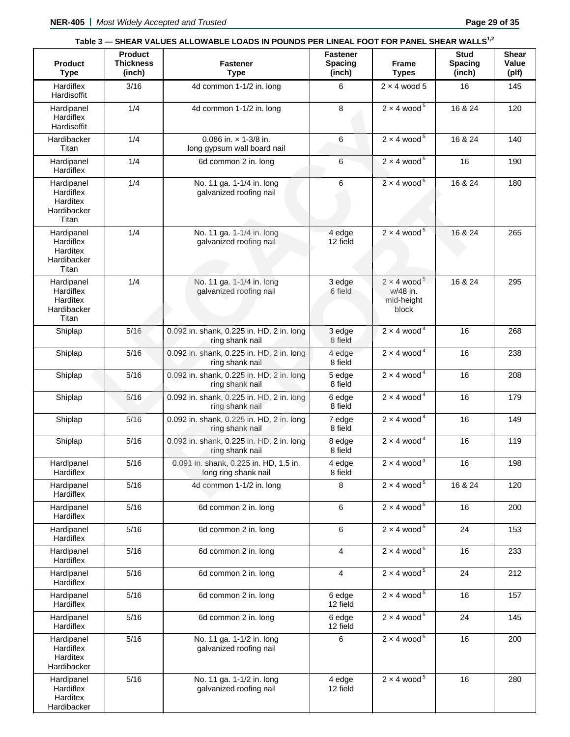**Table 3 — SHEAR VALUES ALLOWABLE LOADS IN POUNDS PER LINEAL FOOT FOR PANEL SHEAR WALLS[1,2]**

| Product Type | Product Thickness (inch) | Fastener Type | Fastener Spacing (inch) | Frame Types | Stud Spacing (inch) | Shear Value (plf) |
|---|---|---|---|---|---|---|
| Hardiflex Hardisoffit | 3/16 | 4d common 1-1/2 in. long | 6 | 2 × 4 wood 5 | 16 | 145 |
| Hardipanel Hardiflex Hardisoffit | 1/4 | 4d common 1-1/2 in. long | 8 | 2 × 4 wood [5] | 16 & 24 | 120 |
| Hardibacker Titan | 1/4 | 0.086 in. × 1-3/8 in. long gypsum wall board nail | 6 | 2 × 4 wood [5] | 16 & 24 | 140 |
| Hardipanel Hardiflex | 1/4 | 6d common 2 in. long | 6 | 2 × 4 wood [5] | 16 | 190 |
| Hardipanel Hardiflex Harditex Hardibacker Titan | 1/4 | No. 11 ga. 1-1/4 in. long galvanized roofing nail | 6 | 2 × 4 wood [5] | 16 & 24 | 180 |
| Hardipanel Hardiflex Harditex Hardibacker Titan | 1/4 | No. 11 ga. 1-1/4 in. long galvanized roofing nail | 4 edge 12 field | 2 × 4 wood [5] | 16 & 24 | 265 |
| Hardipanel Hardiflex Harditex Hardibacker Titan | 1/4 | No. 11 ga. 1-1/4 in. long galvanized roofing nail | 3 edge 6 field | 2 × 4 wood [5] w/48 in. mid-height block | 16 & 24 | 295 |
| Shiplap | 5/16 | 0.092 in. shank, 0.225 in. HD, 2 in. long ring shank nail | 3 edge 8 field | 2 × 4 wood [4] | 16 | 268 |
| Shiplap | 5/16 | 0.092 in. shank, 0.225 in. HD, 2 in. long ring shank nail | 4 edge 8 field | 2 × 4 wood [4] | 16 | 238 |
| Shiplap | 5/16 | 0.092 in. shank, 0.225 in. HD, 2 in. long ring shank nail | 5 edge 8 field | 2 × 4 wood [4] | 16 | 208 |
| Shiplap | 5/16 | 0.092 in. shank, 0.225 in. HD, 2 in. long ring shank nail | 6 edge 8 field | 2 × 4 wood [4] | 16 | 179 |
| Shiplap | 5/16 | 0.092 in. shank, 0.225 in. HD, 2 in. long ring shank nail | 7 edge 8 field | 2 × 4 wood [4] | 16 | 149 |
| Shiplap | 5/16 | 0.092 in. shank, 0.225 in. HD, 2 in. long ring shank nail | 8 edge 8 field | 2 × 4 wood [4] | 16 | 119 |
| Hardipanel Hardiflex | 5/16 | 0.091 in. shank, 0.225 in. HD, 1.5 in. long ring shank nail | 4 edge 8 field | 2 × 4 wood [3] | 16 | 198 |
| Hardipanel Hardiflex | 5/16 | 4d common 1-1/2 in. long | 8 | 2 × 4 wood [5] | 16 & 24 | 120 |
| Hardipanel Hardiflex | 5/16 | 6d common 2 in. long | 6 | 2 × 4 wood [5] | 16 | 200 |
| Hardipanel Hardiflex | 5/16 | 6d common 2 in. long | 6 | 2 × 4 wood [5] | 24 | 153 |
| Hardipanel Hardiflex | 5/16 | 6d common 2 in. long | 4 | 2 × 4 wood [5] | 16 | 233 |
| Hardipanel Hardiflex | 5/16 | 6d common 2 in. long | 4 | 2 × 4 wood [5] | 24 | 212 |
| Hardipanel Hardiflex | 5/16 | 6d common 2 in. long | 6 edge 12 field | 2 × 4 wood [5] | 16 | 157 |
| Hardipanel Hardiflex | 5/16 | 6d common 2 in. long | 6 edge 12 field | 2 × 4 wood [5] | 24 | 145 |
| Hardipanel Hardiflex Harditex Hardibacker | 5/16 | No. 11 ga. 1-1/2 in. long galvanized roofing nail | 6 | 2 × 4 wood [5] | 16 | 200 |
| Hardipanel Hardiflex Harditex Hardibacker | 5/16 | No. 11 ga. 1-1/2 in. long galvanized roofing nail | 4 edge 12 field | 2 × 4 wood [5] | 16 | 280 |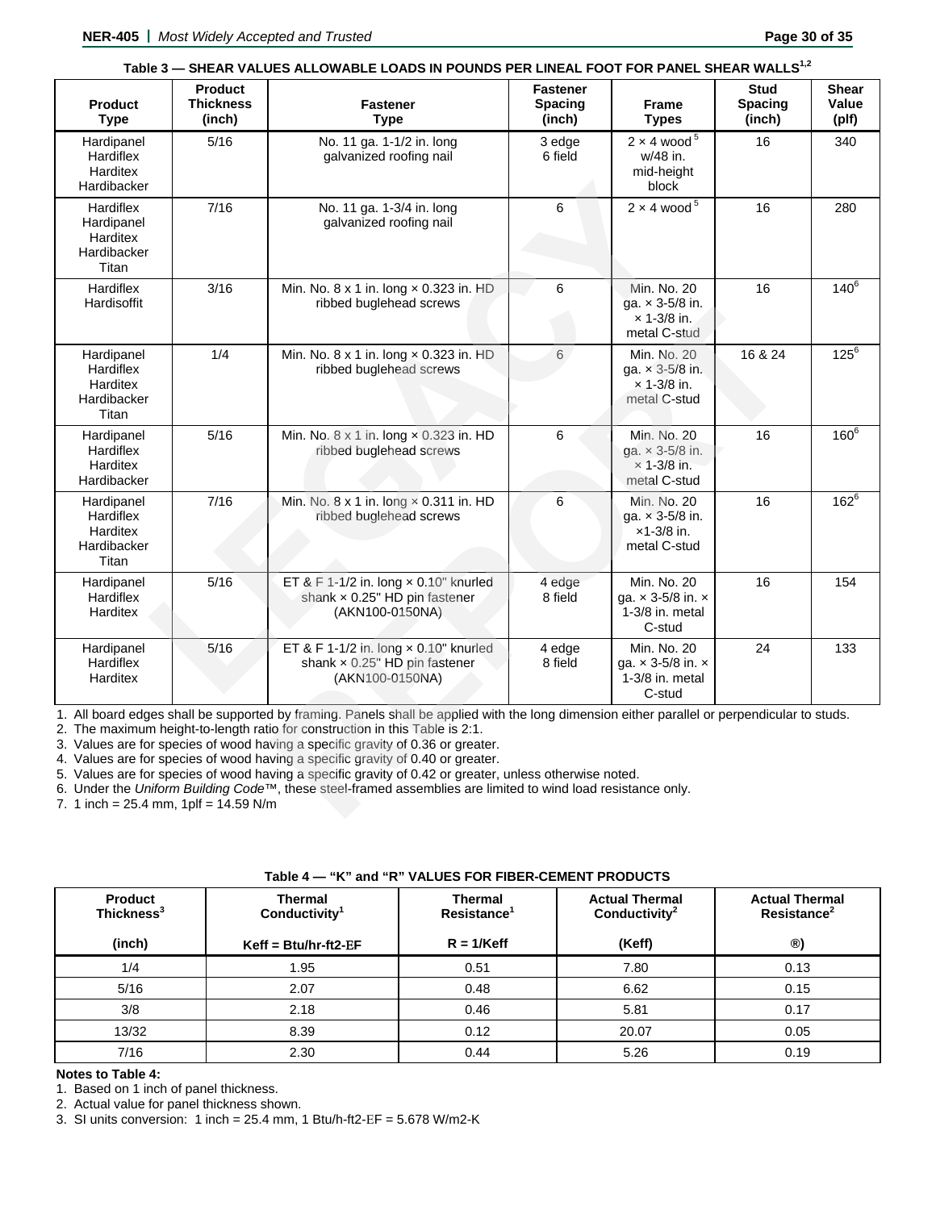**Table 3 — SHEAR VALUES ALLOWABLE LOADS IN POUNDS PER LINEAL FOOT FOR PANEL SHEAR WALLS[1,2]**

| Product Type | Product Thickness (inch) | Fastener Type | Fastener Spacing (inch) | Frame Types | Stud Spacing (inch) | Shear Value (plf) |
|---|---|---|---|---|---|---|
| Hardipanel Hardiflex Harditex Hardibacker | 5/16 | No. 11 ga. 1-1/2 in. long galvanized roofing nail | 3 edge 6 field | 2 × 4 wood[5] w/48 in. mid-height block | 16 | 340 |
| Hardiflex Hardipanel Harditex Hardibacker Titan | 7/16 | No. 11 ga. 1-3/4 in. long galvanized roofing nail | 6 | 2 × 4 wood[5] | 16 | 280 |
| Hardiflex Hardisoffit | 3/16 | Min. No. 8 x 1 in. long × 0.323 in. HD ribbed buglehead screws | 6 | Min. No. 20 ga. × 3-5/8 in. × 1-3/8 in. metal C-stud | 16 | 140[6] |
| Hardipanel Hardiflex Harditex Hardibacker Titan | 1/4 | Min. No. 8 x 1 in. long × 0.323 in. HD ribbed buglehead screws | 6 | Min. No. 20 ga. × 3-5/8 in. × 1-3/8 in. metal C-stud | 16 & 24 | 125[6] |
| Hardipanel Hardiflex Harditex Hardibacker | 5/16 | Min. No. 8 x 1 in. long × 0.323 in. HD ribbed buglehead screws | 6 | Min. No. 20 ga. × 3-5/8 in. × 1-3/8 in. metal C-stud | 16 | 160[6] |
| Hardipanel Hardiflex Harditex Hardibacker Titan | 7/16 | Min. No. 8 x 1 in. long × 0.311 in. HD ribbed buglehead screws | 6 | Min. No. 20 ga. × 3-5/8 in. ×1-3/8 in. metal C-stud | 16 | 162[6] |
| Hardipanel Hardiflex Harditex | 5/16 | ET & F 1-1/2 in. long × 0.10" knurled shank × 0.25" HD pin fastener (AKN100-0150NA) | 4 edge 8 field | Min. No. 20 ga. × 3-5/8 in. × 1-3/8 in. metal C-stud | 16 | 154 |
| Hardipanel Hardiflex Harditex | 5/16 | ET & F 1-1/2 in. long × 0.10" knurled shank × 0.25" HD pin fastener (AKN100-0150NA) | 4 edge 8 field | Min. No. 20 ga. × 3-5/8 in. × 1-3/8 in. metal C-stud | 24 | 133 |

1. All board edges shall be supported by framing. Panels shall be applied with the long dimension either parallel or perpendicular to studs.
2. The maximum height-to-length ratio for construction in this Table is 2:1.
3. Values are for species of wood having a specific gravity of 0.36 or greater.
4. Values are for species of wood having a specific gravity of 0.40 or greater.
5. Values are for species of wood having a specific gravity of 0.42 or greater, unless otherwise noted.
6. Under the *Uniform Building Code*™, these steel-framed assemblies are limited to wind load resistance only.
7. 1 inch = 25.4 mm, 1plf = 14.59 N/m

**Table 4 — "K" and "R" VALUES FOR FIBER-CEMENT PRODUCTS**

| Product Thickness[3] (inch) | Thermal Conductivity[1] Keff = Btu/hr-ft2-EF | Thermal Resistance[1] R = 1/Keff | Actual Thermal Conductivity[2] (Keff) | Actual Thermal Resistance[2] ®) |
|---|---|---|---|---|
| 1/4 | 1.95 | 0.51 | 7.80 | 0.13 |
| 5/16 | 2.07 | 0.48 | 6.62 | 0.15 |
| 3/8 | 2.18 | 0.46 | 5.81 | 0.17 |
| 13/32 | 8.39 | 0.12 | 20.07 | 0.05 |
| 7/16 | 2.30 | 0.44 | 5.26 | 0.19 |

**Notes to Table 4:**

1. Based on 1 inch of panel thickness.
2. Actual value for panel thickness shown.
3. SI units conversion: 1 inch = 25.4 mm, 1 Btu/h-ft2-EF = 5.678 W/m2-K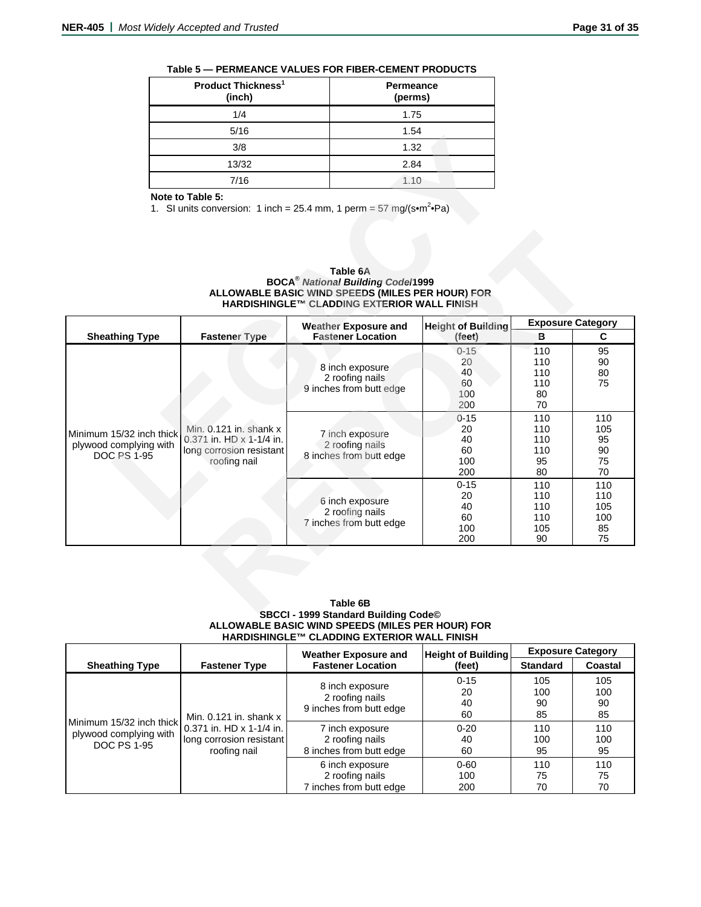**Table 5 — PERMEANCE VALUES FOR FIBER-CEMENT PRODUCTS**

| Product Thickness[1] (inch) | Permeance (perms) |
|---|---|
| 1/4 | 1.75 |
| 5/16 | 1.54 |
| 3/8 | 1.32 |
| 13/32 | 2.84 |
| 7/16 | 1.10 |

**Note to Table 5:**

1. SI units conversion: 1 inch = 25.4 mm, 1 perm = 57 mg/(s•m$^2$•Pa)

**Table 6A**
**BOCA® *National Building Code*/1999**
**ALLOWABLE BASIC WIND SPEEDS (MILES PER HOUR) FOR HARDISHINGLE™ CLADDING EXTERIOR WALL FINISH**

| Sheathing Type | Fastener Type | Weather Exposure and Fastener Location | Height of Building (feet) | Exposure Category | |
|---|---|---|---|---|---|
| | | | | B | C |
| Minimum 15/32 inch thick plywood complying with DOC PS 1-95 | Min. 0.121 in. shank x 0.371 in. HD x 1-1/4 in. long corrosion resistant roofing nail | 8 inch exposure 2 roofing nails 9 inches from butt edge | 0-15<br>20<br>40<br>60<br>100<br>200 | 110<br>110<br>110<br>110<br>80<br>70 | 95<br>90<br>80<br>75 |
| | | 7 inch exposure 2 roofing nails 8 inches from butt edge | 0-15<br>20<br>40<br>60<br>100<br>200 | 110<br>110<br>110<br>110<br>95<br>80 | 110<br>105<br>95<br>90<br>75<br>70 |
| | | 6 inch exposure 2 roofing nails 7 inches from butt edge | 0-15<br>20<br>40<br>60<br>100<br>200 | 110<br>110<br>110<br>110<br>105<br>90 | 110<br>110<br>105<br>100<br>85<br>75 |

**Table 6B**
**SBCCI - 1999 Standard Building Code©**
**ALLOWABLE BASIC WIND SPEEDS (MILES PER HOUR) FOR HARDISHINGLE™ CLADDING EXTERIOR WALL FINISH**

| Sheathing Type | Fastener Type | Weather Exposure and Fastener Location | Height of Building (feet) | Exposure Category | |
|---|---|---|---|---|---|
| | | | | Standard | Coastal |
| Minimum 15/32 inch thick plywood complying with DOC PS 1-95 | Min. 0.121 in. shank x 0.371 in. HD x 1-1/4 in. long corrosion resistant roofing nail | 8 inch exposure 2 roofing nails 9 inches from butt edge | 0-15<br>20<br>40<br>60 | 105<br>100<br>90<br>85 | 105<br>100<br>90<br>85 |
| | | 7 inch exposure 2 roofing nails 8 inches from butt edge | 0-20<br>40<br>60 | 110<br>100<br>95 | 110<br>100<br>95 |
| | | 6 inch exposure 2 roofing nails 7 inches from butt edge | 0-60<br>100<br>200 | 110<br>75<br>70 | 110<br>75<br>70 |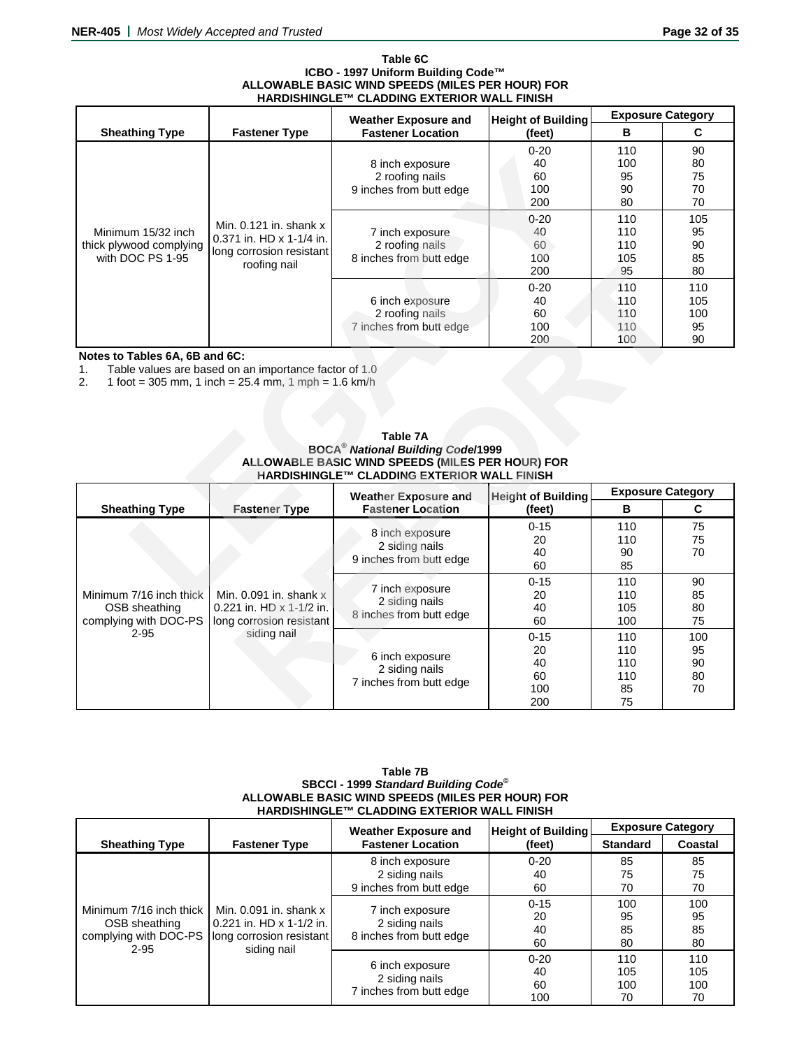**Table 6C**
**ICBO - 1997 Uniform Building Code™**
**ALLOWABLE BASIC WIND SPEEDS (MILES PER HOUR) FOR HARDISHINGLE™ CLADDING EXTERIOR WALL FINISH**

| Sheathing Type | Fastener Type | Weather Exposure and Fastener Location | Height of Building (feet) | Exposure Category B | Exposure Category C |
|---|---|---|---|---|---|
| Minimum 15/32 inch thick plywood complying with DOC PS 1-95 | Min. 0.121 in. shank x 0.371 in. HD x 1-1/4 in. long corrosion resistant roofing nail | 8 inch exposure<br>2 roofing nails<br>9 inches from butt edge | 0-20<br>40<br>60<br>100<br>200 | 110<br>100<br>95<br>90<br>80 | 90<br>80<br>75<br>70<br>70 |
| | | 7 inch exposure<br>2 roofing nails<br>8 inches from butt edge | 0-20<br>40<br>60<br>100<br>200 | 110<br>110<br>110<br>105<br>95 | 105<br>95<br>90<br>85<br>80 |
| | | 6 inch exposure<br>2 roofing nails<br>7 inches from butt edge | 0-20<br>40<br>60<br>100<br>200 | 110<br>110<br>110<br>110<br>100 | 110<br>105<br>100<br>95<br>90 |

**Notes to Tables 6A, 6B and 6C:**

1. Table values are based on an importance factor of 1.0
2. 1 foot = 305 mm, 1 inch = 25.4 mm, 1 mph = 1.6 km/h

**Table 7A**
**BOCA® *National Building Code*/1999**
**ALLOWABLE BASIC WIND SPEEDS (MILES PER HOUR) FOR HARDISHINGLE™ CLADDING EXTERIOR WALL FINISH**

| Sheathing Type | Fastener Type | Weather Exposure and Fastener Location | Height of Building (feet) | Exposure Category B | Exposure Category C |
|---|---|---|---|---|---|
| Minimum 7/16 inch thick OSB sheathing complying with DOC-PS 2-95 | Min. 0.091 in. shank x 0.221 in. HD x 1-1/2 in. long corrosion resistant siding nail | 8 inch exposure<br>2 siding nails<br>9 inches from butt edge | 0-15<br>20<br>40<br>60 | 110<br>110<br>90<br>85 | 75<br>75<br>70 |
| | | 7 inch exposure<br>2 siding nails<br>8 inches from butt edge | 0-15<br>20<br>40<br>60 | 110<br>110<br>105<br>100 | 90<br>85<br>80<br>75 |
| | | 6 inch exposure<br>2 siding nails<br>7 inches from butt edge | 0-15<br>20<br>40<br>60<br>100<br>200 | 110<br>110<br>110<br>110<br>85<br>75 | 100<br>95<br>90<br>80<br>70 |

**Table 7B**
**SBCCI - 1999 *Standard Building Code*©**
**ALLOWABLE BASIC WIND SPEEDS (MILES PER HOUR) FOR HARDISHINGLE™ CLADDING EXTERIOR WALL FINISH**

| Sheathing Type | Fastener Type | Weather Exposure and Fastener Location | Height of Building (feet) | Exposure Category Standard | Exposure Category Coastal |
|---|---|---|---|---|---|
| Minimum 7/16 inch thick OSB sheathing complying with DOC-PS 2-95 | Min. 0.091 in. shank x 0.221 in. HD x 1-1/2 in. long corrosion resistant siding nail | 8 inch exposure<br>2 siding nails<br>9 inches from butt edge | 0-20<br>40<br>60 | 85<br>75<br>70 | 85<br>75<br>70 |
| | | 7 inch exposure<br>2 siding nails<br>8 inches from butt edge | 0-15<br>20<br>40<br>60 | 100<br>95<br>85<br>80 | 100<br>95<br>85<br>80 |
| | | 6 inch exposure<br>2 siding nails<br>7 inches from butt edge | 0-20<br>40<br>60<br>100 | 110<br>105<br>100<br>70 | 110<br>105<br>100<br>70 |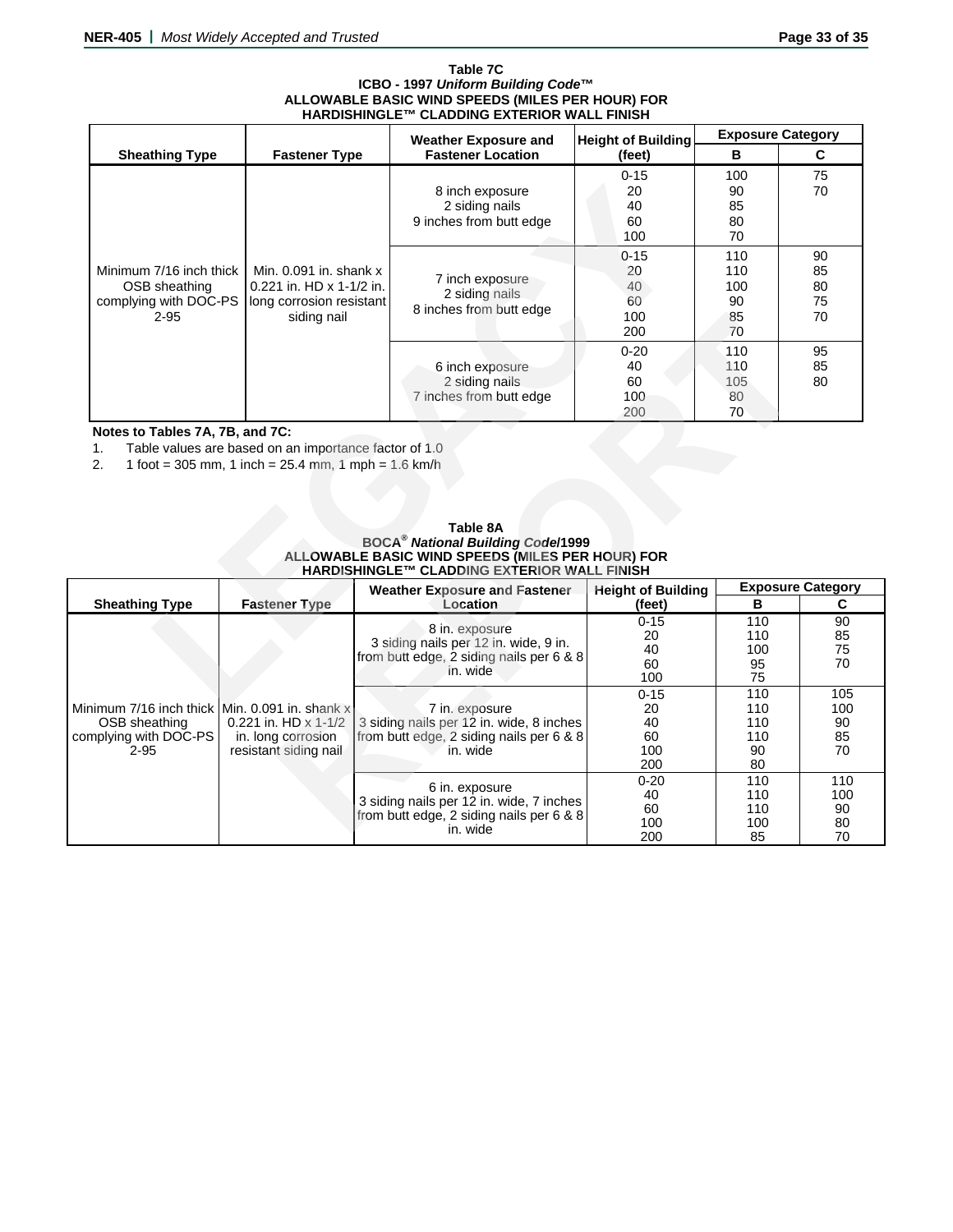**Table 7C**
**ICBO - 1997 *Uniform Building Code*™**
**ALLOWABLE BASIC WIND SPEEDS (MILES PER HOUR) FOR HARDISHINGLE™ CLADDING EXTERIOR WALL FINISH**

| Sheathing Type | Fastener Type | Weather Exposure and Fastener Location | Height of Building (feet) | Exposure Category B | Exposure Category C |
|---|---|---|---|---|---|
| Minimum 7/16 inch thick OSB sheathing complying with DOC-PS 2-95 | Min. 0.091 in. shank x 0.221 in. HD x 1-1/2 in. long corrosion resistant siding nail | 8 inch exposure<br>2 siding nails<br>9 inches from butt edge | 0-15<br>20<br>40<br>60<br>100 | 100<br>90<br>85<br>80<br>70 | 75<br>70 |
| | | 7 inch exposure<br>2 siding nails<br>8 inches from butt edge | 0-15<br>20<br>40<br>60<br>100<br>200 | 110<br>110<br>100<br>90<br>85<br>70 | 90<br>85<br>80<br>75<br>70 |
| | | 6 inch exposure<br>2 siding nails<br>7 inches from butt edge | 0-20<br>40<br>60<br>100<br>200 | 110<br>110<br>105<br>80<br>70 | 95<br>85<br>80 |

**Notes to Tables 7A, 7B, and 7C:**

1. Table values are based on an importance factor of 1.0
2. 1 foot = 305 mm, 1 inch = 25.4 mm, 1 mph = 1.6 km/h

**Table 8A**
**BOCA® *National Building Code*/1999**
**ALLOWABLE BASIC WIND SPEEDS (MILES PER HOUR) FOR HARDISHINGLE™ CLADDING EXTERIOR WALL FINISH**

| Sheathing Type | Fastener Type | Weather Exposure and Fastener Location | Height of Building (feet) | Exposure Category B | Exposure Category C |
|---|---|---|---|---|---|
| Minimum 7/16 inch thick OSB sheathing complying with DOC-PS 2-95 | Min. 0.091 in. shank x 0.221 in. HD x 1-1/2 in. long corrosion resistant siding nail | 8 in. exposure<br>3 siding nails per 12 in. wide, 9 in. from butt edge, 2 siding nails per 6 & 8 in. wide | 0-15<br>20<br>40<br>60<br>100 | 110<br>110<br>100<br>95<br>75 | 90<br>85<br>75<br>70 |
| | | 7 in. exposure<br>3 siding nails per 12 in. wide, 8 inches from butt edge, 2 siding nails per 6 & 8 in. wide | 0-15<br>20<br>40<br>60<br>100<br>200 | 110<br>110<br>110<br>110<br>90<br>80 | 105<br>100<br>90<br>85<br>70 |
| | | 6 in. exposure<br>3 siding nails per 12 in. wide, 7 inches from butt edge, 2 siding nails per 6 & 8 in. wide | 0-20<br>40<br>60<br>100<br>200 | 110<br>110<br>110<br>100<br>85 | 110<br>100<br>90<br>80<br>70 |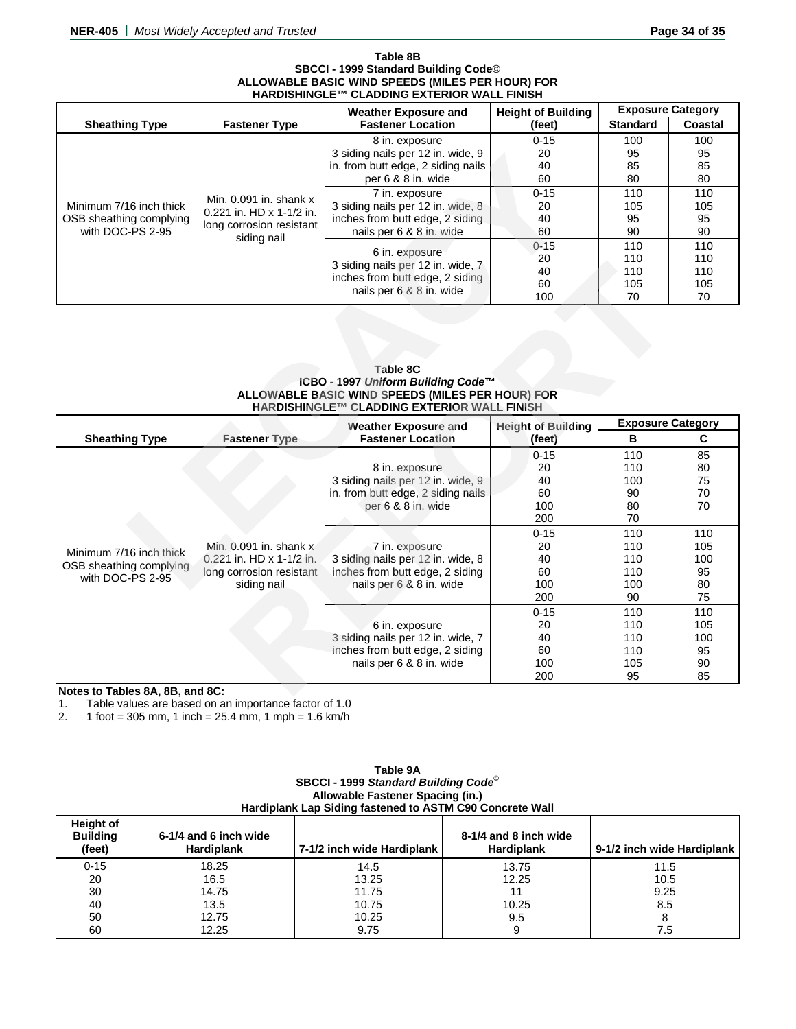**Table 8B**
**SBCCI - 1999 Standard Building Code©**
**ALLOWABLE BASIC WIND SPEEDS (MILES PER HOUR) FOR HARDISHINGLE™ CLADDING EXTERIOR WALL FINISH**

| Sheathing Type | Fastener Type | Weather Exposure and Fastener Location | Height of Building (feet) | Exposure Category | |
|---|---|---|---|---|---|
| | | | | Standard | Coastal |
| Minimum 7/16 inch thick OSB sheathing complying with DOC-PS 2-95 | Min. 0.091 in. shank x 0.221 in. HD x 1-1/2 in. long corrosion resistant siding nail | 8 in. exposure 3 siding nails per 12 in. wide, 9 in. from butt edge, 2 siding nails per 6 & 8 in. wide | 0-15<br>20<br>40<br>60 | 100<br>95<br>85<br>80 | 100<br>95<br>85<br>80 |
| | | 7 in. exposure 3 siding nails per 12 in. wide, 8 inches from butt edge, 2 siding nails per 6 & 8 in. wide | 0-15<br>20<br>40<br>60 | 110<br>105<br>95<br>90 | 110<br>105<br>95<br>90 |
| | | 6 in. exposure 3 siding nails per 12 in. wide, 7 inches from butt edge, 2 siding nails per 6 & 8 in. wide | 0-15<br>20<br>40<br>60<br>100 | 110<br>110<br>110<br>105<br>70 | 110<br>110<br>110<br>105<br>70 |

**Table 8C**
**ICBO - 1997 *Uniform Building Code™***
**ALLOWABLE BASIC WIND SPEEDS (MILES PER HOUR) FOR HARDISHINGLE™ CLADDING EXTERIOR WALL FINISH**

| Sheathing Type | Fastener Type | Weather Exposure and Fastener Location | Height of Building (feet) | Exposure Category | |
|---|---|---|---|---|---|
| | | | | B | C |
| Minimum 7/16 inch thick OSB sheathing complying with DOC-PS 2-95 | Min. 0.091 in. shank x 0.221 in. HD x 1-1/2 in. long corrosion resistant siding nail | 8 in. exposure 3 siding nails per 12 in. wide, 9 in. from butt edge, 2 siding nails per 6 & 8 in. wide | 0-15<br>20<br>40<br>60<br>100<br>200 | 110<br>110<br>100<br>90<br>80<br>70 | 85<br>80<br>75<br>70<br>70 |
| | | 7 in. exposure 3 siding nails per 12 in. wide, 8 inches from butt edge, 2 siding nails per 6 & 8 in. wide | 0-15<br>20<br>40<br>60<br>100<br>200 | 110<br>110<br>110<br>110<br>100<br>90 | 110<br>105<br>100<br>95<br>80<br>75 |
| | | 6 in. exposure 3 siding nails per 12 in. wide, 7 inches from butt edge, 2 siding nails per 6 & 8 in. wide | 0-15<br>20<br>40<br>60<br>100<br>200 | 110<br>110<br>110<br>110<br>105<br>95 | 110<br>105<br>100<br>95<br>90<br>85 |

**Notes to Tables 8A, 8B, and 8C:**

1. Table values are based on an importance factor of 1.0
2. 1 foot = 305 mm, 1 inch = 25.4 mm, 1 mph = 1.6 km/h

**Table 9A**
**SBCCI - 1999 *Standard Building Code©***
**Allowable Fastener Spacing (in.)**
**Hardiplank Lap Siding fastened to ASTM C90 Concrete Wall**

| Height of Building (feet) | 6-1/4 and 6 inch wide Hardiplank | 7-1/2 inch wide Hardiplank | 8-1/4 and 8 inch wide Hardiplank | 9-1/2 inch wide Hardiplank |
|---|---|---|---|---|
| 0-15 | 18.25 | 14.5 | 13.75 | 11.5 |
| 20 | 16.5 | 13.25 | 12.25 | 10.5 |
| 30 | 14.75 | 11.75 | 11 | 9.25 |
| 40 | 13.5 | 10.75 | 10.25 | 8.5 |
| 50 | 12.75 | 10.25 | 9.5 | 8 |
| 60 | 12.25 | 9.75 | 9 | 7.5 |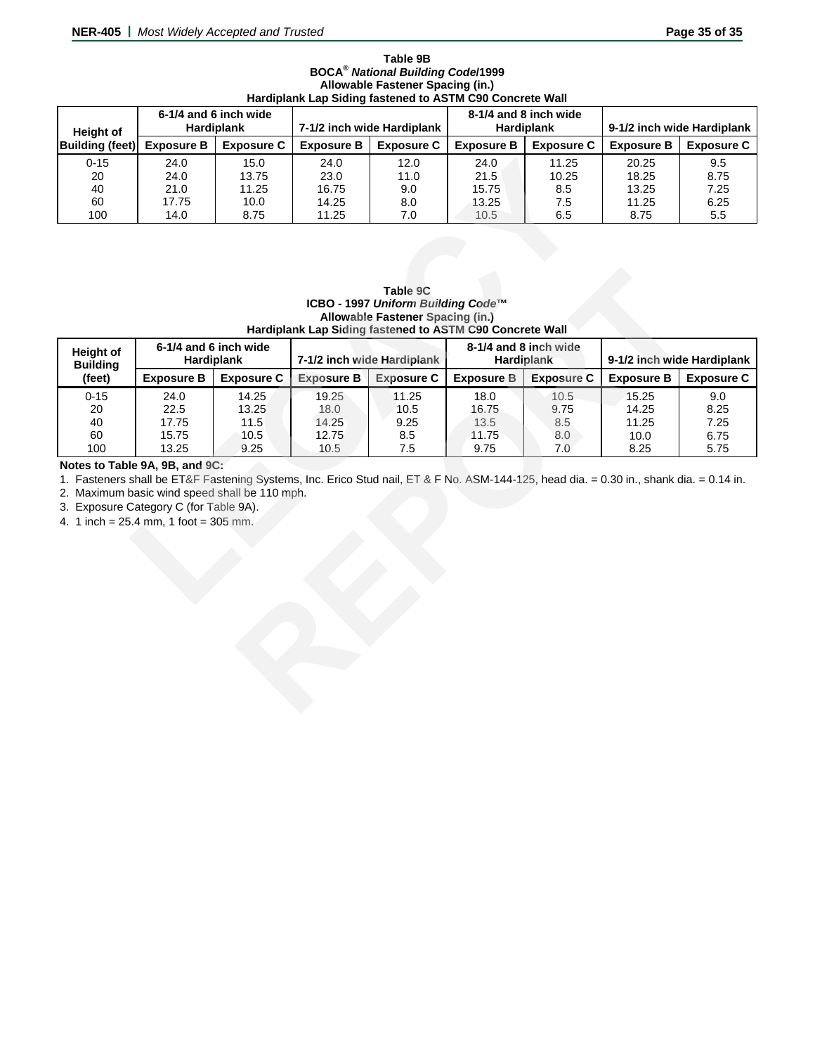**Table 9B**
**BOCA® *National Building Code*/1999**
**Allowable Fastener Spacing (in.)**
**Hardiplank Lap Siding fastened to ASTM C90 Concrete Wall**

| Height of Building (feet) | 6-1/4 and 6 inch wide Hardiplank | | 7-1/2 inch wide Hardiplank | | 8-1/4 and 8 inch wide Hardiplank | | 9-1/2 inch wide Hardiplank | |
|---|---|---|---|---|---|---|---|---|
| | Exposure B | Exposure C | Exposure B | Exposure C | Exposure B | Exposure C | Exposure B | Exposure C |
| 0-15 | 24.0 | 15.0 | 24.0 | 12.0 | 24.0 | 11.25 | 20.25 | 9.5 |
| 20 | 24.0 | 13.75 | 23.0 | 11.0 | 21.5 | 10.25 | 18.25 | 8.75 |
| 40 | 21.0 | 11.25 | 16.75 | 9.0 | 15.75 | 8.5 | 13.25 | 7.25 |
| 60 | 17.75 | 10.0 | 14.25 | 8.0 | 13.25 | 7.5 | 11.25 | 6.25 |
| 100 | 14.0 | 8.75 | 11.25 | 7.0 | 10.5 | 6.5 | 8.75 | 5.5 |

**Table 9C**
**ICBO - 1997 *Uniform Building Code*™**
**Allowable Fastener Spacing (in.)**
**Hardiplank Lap Siding fastened to ASTM C90 Concrete Wall**

| Height of Building (feet) | 6-1/4 and 6 inch wide Hardiplank | | 7-1/2 inch wide Hardiplank | | 8-1/4 and 8 inch wide Hardiplank | | 9-1/2 inch wide Hardiplank | |
|---|---|---|---|---|---|---|---|---|
| | Exposure B | Exposure C | Exposure B | Exposure C | Exposure B | Exposure C | Exposure B | Exposure C |
| 0-15 | 24.0 | 14.25 | 19.25 | 11.25 | 18.0 | 10.5 | 15.25 | 9.0 |
| 20 | 22.5 | 13.25 | 18.0 | 10.5 | 16.75 | 9.75 | 14.25 | 8.25 |
| 40 | 17.75 | 11.5 | 14.25 | 9.25 | 13.5 | 8.5 | 11.25 | 7.25 |
| 60 | 15.75 | 10.5 | 12.75 | 8.5 | 11.75 | 8.0 | 10.0 | 6.75 |
| 100 | 13.25 | 9.25 | 10.5 | 7.5 | 9.75 | 7.0 | 8.25 | 5.75 |

**Notes to Table 9A, 9B, and 9C:**

1. Fasteners shall be ET&F Fastening Systems, Inc. Erico Stud nail, ET & F No. ASM-144-125, head dia. = 0.30 in., shank dia. = 0.14 in.
2. Maximum basic wind speed shall be 110 mph.
3. Exposure Category C (for Table 9A).
4. 1 inch = 25.4 mm, 1 foot = 305 mm.